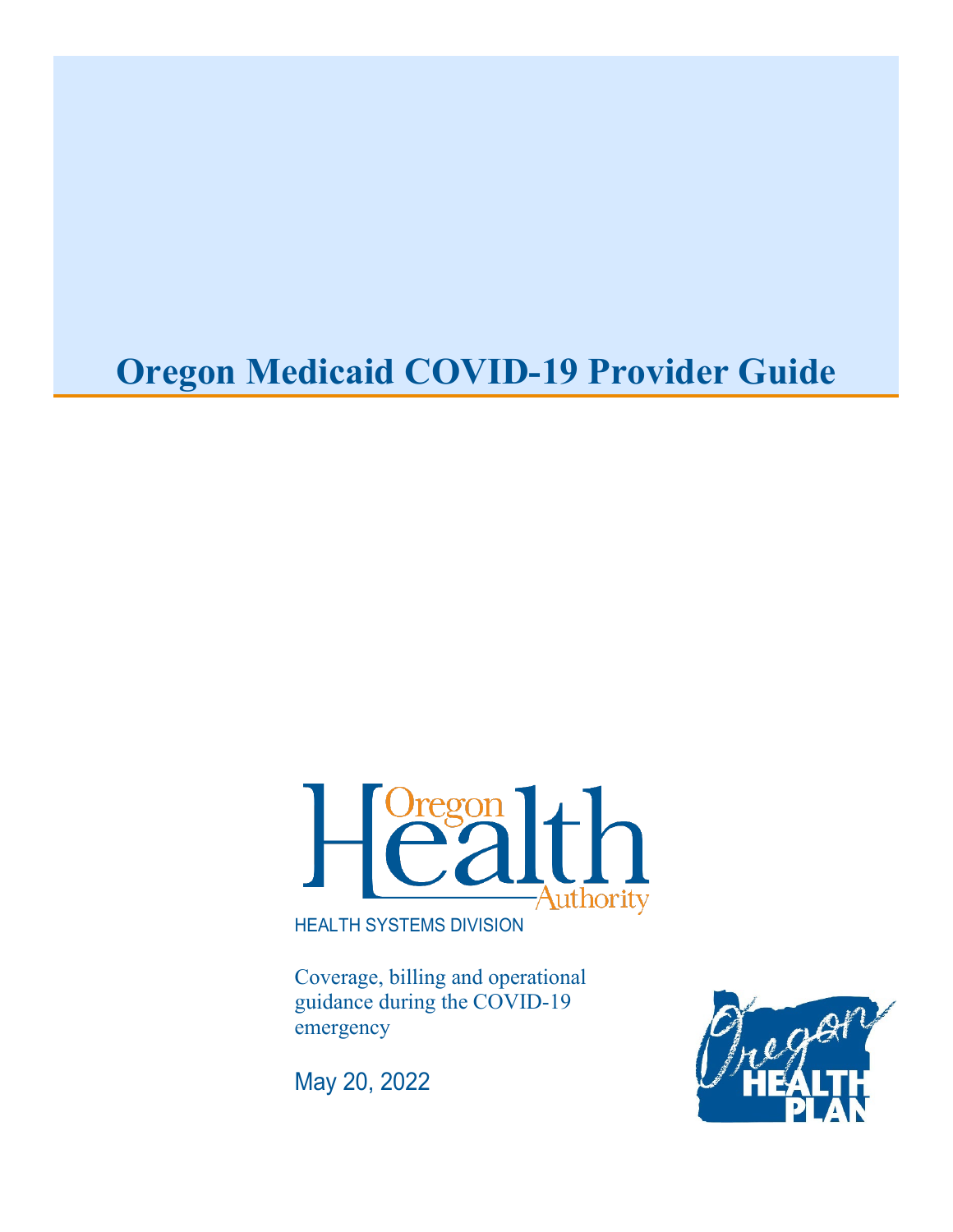# Oregon Medicaid COVID-19 Provider Guide

Oregon Health Authority

HEALTH SYSTEMS DIVISION

Coverage, billing and operational guidance during the COVID-19 emergency

May 20, 2022

Oregon HEALTH PLAN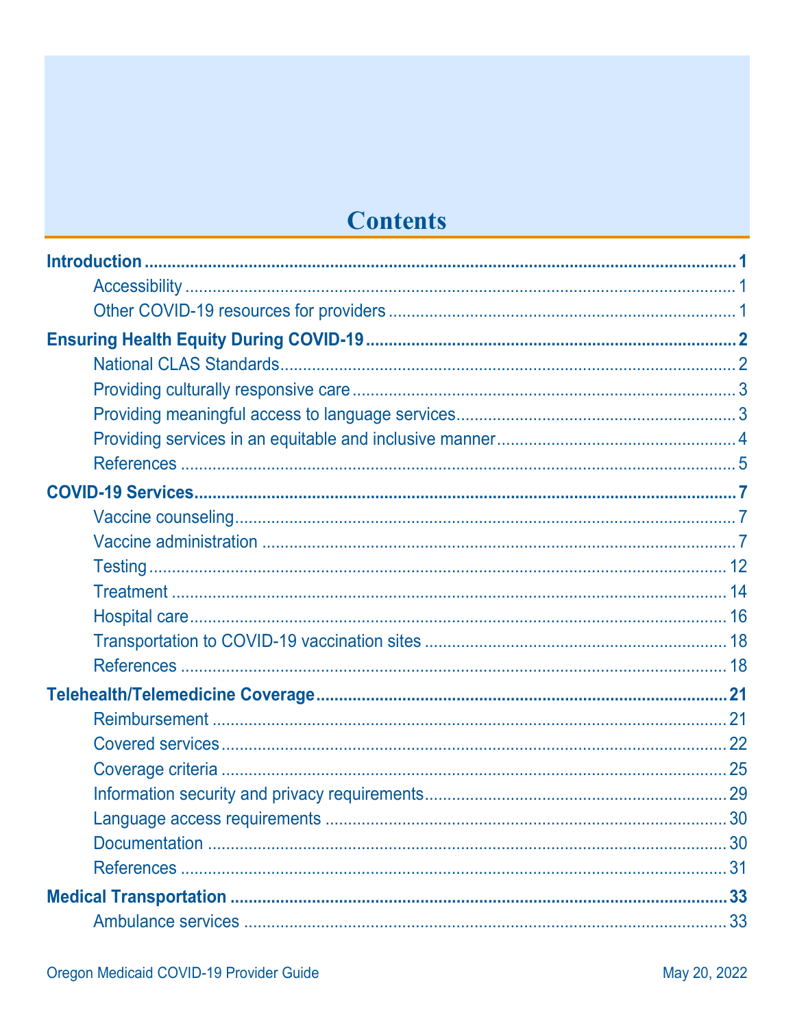# Contents

**Introduction** .......... 1

- Accessibility .......... 1
- Other COVID-19 resources for providers .......... 1

**Ensuring Health Equity During COVID-19** .......... 2

- National CLAS Standards .......... 2
- Providing culturally responsive care .......... 3
- Providing meaningful access to language services .......... 3
- Providing services in an equitable and inclusive manner .......... 4
- References .......... 5

**COVID-19 Services** .......... 7

- Vaccine counseling .......... 7
- Vaccine administration .......... 7
- Testing .......... 12
- Treatment .......... 14
- Hospital care .......... 16
- Transportation to COVID-19 vaccination sites .......... 18
- References .......... 18

**Telehealth/Telemedicine Coverage** .......... 21

- Reimbursement .......... 21
- Covered services .......... 22
- Coverage criteria .......... 25
- Information security and privacy requirements .......... 29
- Language access requirements .......... 30
- Documentation .......... 30
- References .......... 31

**Medical Transportation** .......... 33

- Ambulance services .......... 33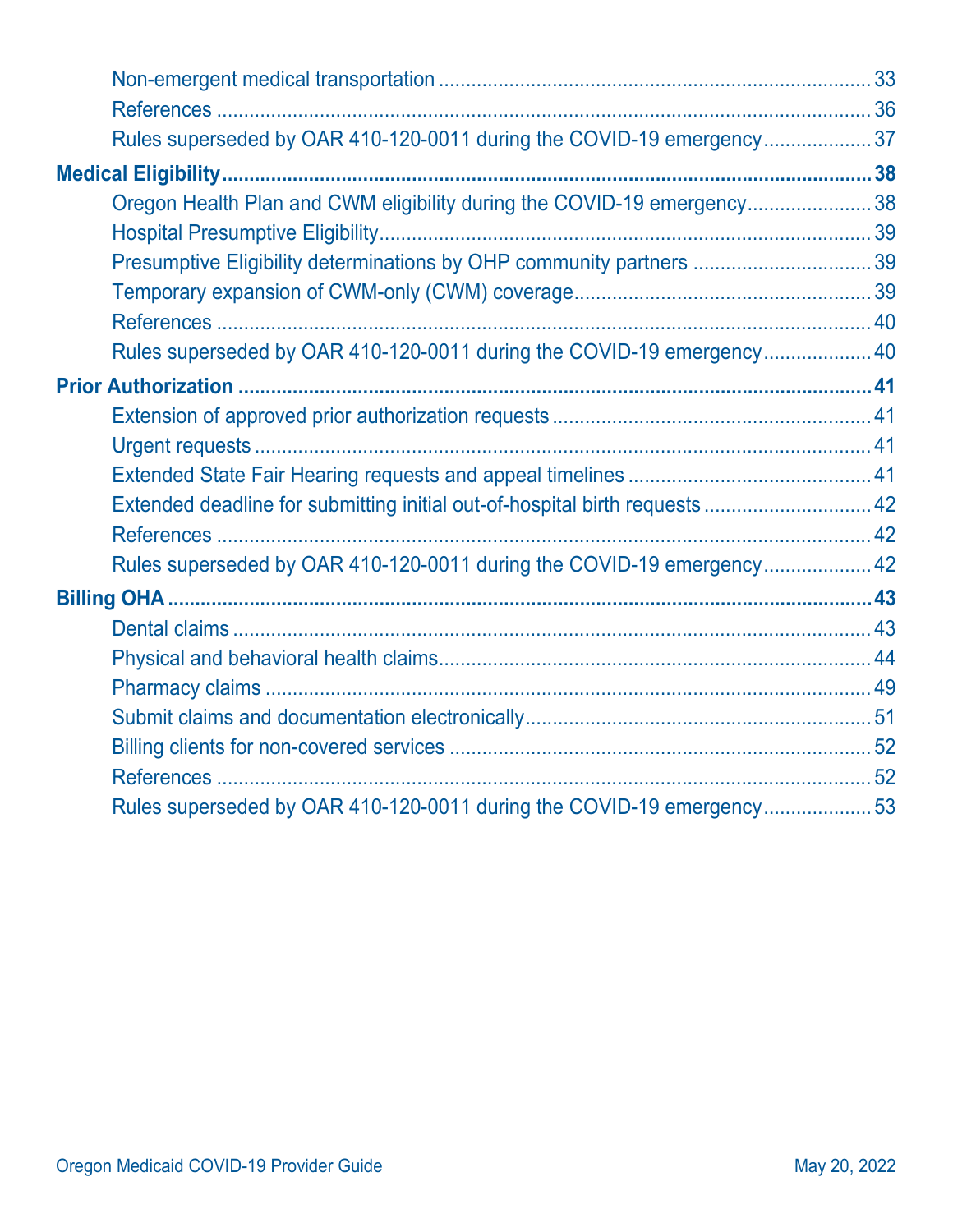- Non-emergent medical transportation ... 33
- References ... 36
- Rules superseded by OAR 410-120-0011 during the COVID-19 emergency ... 37

**Medical Eligibility ... 38**

- Oregon Health Plan and CWM eligibility during the COVID-19 emergency ... 38
- Hospital Presumptive Eligibility ... 39
- Presumptive Eligibility determinations by OHP community partners ... 39
- Temporary expansion of CWM-only (CWM) coverage ... 39
- References ... 40
- Rules superseded by OAR 410-120-0011 during the COVID-19 emergency ... 40

**Prior Authorization ... 41**

- Extension of approved prior authorization requests ... 41
- Urgent requests ... 41
- Extended State Fair Hearing requests and appeal timelines ... 41
- Extended deadline for submitting initial out-of-hospital birth requests ... 42
- References ... 42
- Rules superseded by OAR 410-120-0011 during the COVID-19 emergency ... 42

**Billing OHA ... 43**

- Dental claims ... 43
- Physical and behavioral health claims ... 44
- Pharmacy claims ... 49
- Submit claims and documentation electronically ... 51
- Billing clients for non-covered services ... 52
- References ... 52
- Rules superseded by OAR 410-120-0011 during the COVID-19 emergency ... 53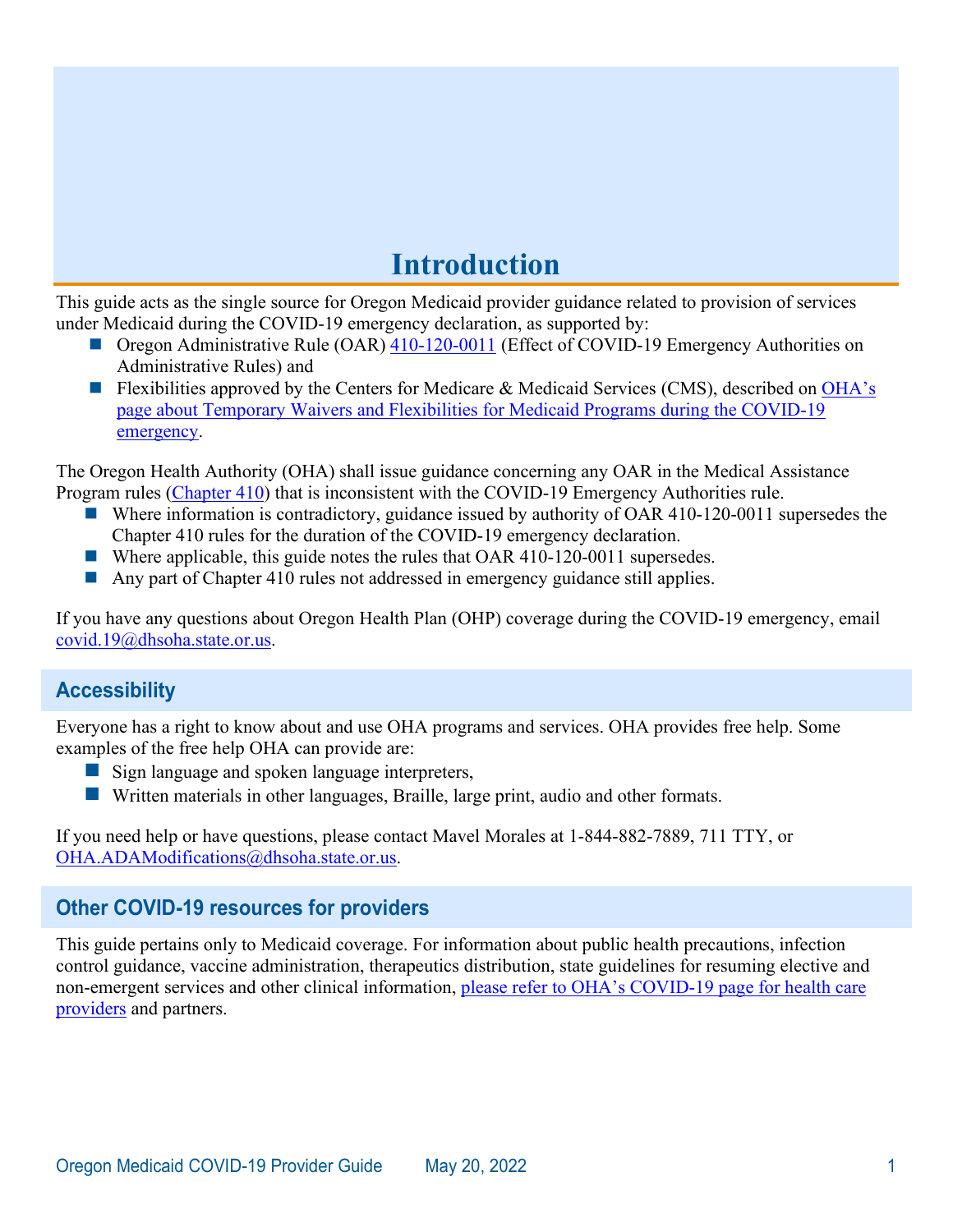# Introduction

This guide acts as the single source for Oregon Medicaid provider guidance related to provision of services under Medicaid during the COVID-19 emergency declaration, as supported by:

- Oregon Administrative Rule (OAR) [410-120-0011](https://secure.sos.state.or.us/oard/viewSingleRule.action?ruleVrsnRsn=271478) (Effect of COVID-19 Emergency Authorities on Administrative Rules) and
- Flexibilities approved by the Centers for Medicare & Medicaid Services (CMS), described on OHA's page about Temporary Waivers and Flexibilities for Medicaid Programs during the COVID-19 emergency.

The Oregon Health Authority (OHA) shall issue guidance concerning any OAR in the Medical Assistance Program rules (Chapter 410) that is inconsistent with the COVID-19 Emergency Authorities rule.

- Where information is contradictory, guidance issued by authority of OAR 410-120-0011 supersedes the Chapter 410 rules for the duration of the COVID-19 emergency declaration.
- Where applicable, this guide notes the rules that OAR 410-120-0011 supersedes.
- Any part of Chapter 410 rules not addressed in emergency guidance still applies.

If you have any questions about Oregon Health Plan (OHP) coverage during the COVID-19 emergency, email covid.19@dhsoha.state.or.us.

## Accessibility

Everyone has a right to know about and use OHA programs and services. OHA provides free help. Some examples of the free help OHA can provide are:

- Sign language and spoken language interpreters,
- Written materials in other languages, Braille, large print, audio and other formats.

If you need help or have questions, please contact Mavel Morales at 1-844-882-7889, 711 TTY, or OHA.ADAModifications@dhsoha.state.or.us.

## Other COVID-19 resources for providers

This guide pertains only to Medicaid coverage. For information about public health precautions, infection control guidance, vaccine administration, therapeutics distribution, state guidelines for resuming elective and non-emergent services and other clinical information, please refer to OHA's COVID-19 page for health care providers and partners.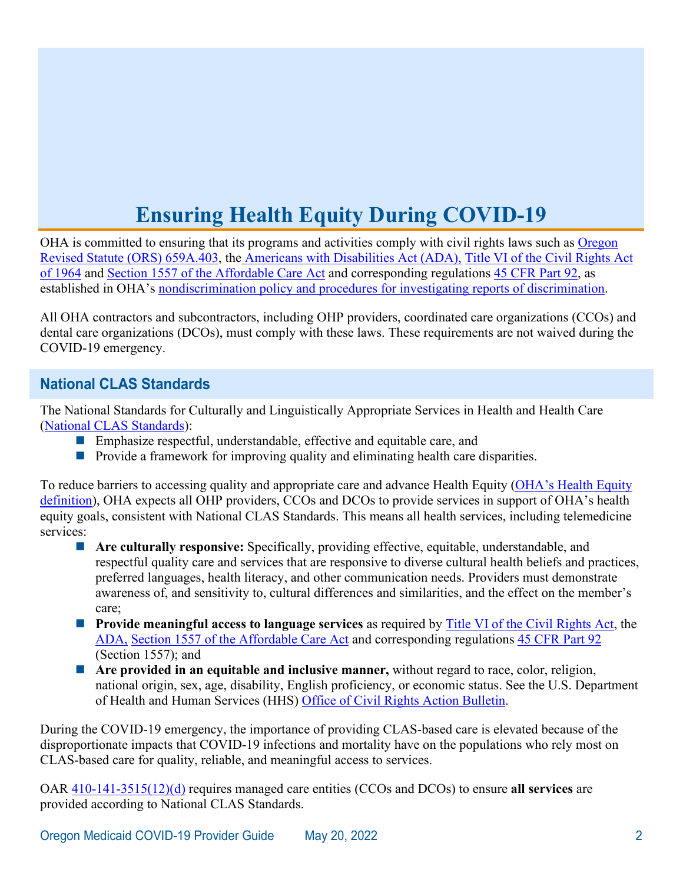# Ensuring Health Equity During COVID-19

OHA is committed to ensuring that its programs and activities comply with civil rights laws such as Oregon Revised Statute (ORS) 659A.403, the Americans with Disabilities Act (ADA), Title VI of the Civil Rights Act of 1964 and Section 1557 of the Affordable Care Act and corresponding regulations 45 CFR Part 92, as established in OHA's nondiscrimination policy and procedures for investigating reports of discrimination.

All OHA contractors and subcontractors, including OHP providers, coordinated care organizations (CCOs) and dental care organizations (DCOs), must comply with these laws. These requirements are not waived during the COVID-19 emergency.

## National CLAS Standards

The National Standards for Culturally and Linguistically Appropriate Services in Health and Health Care (National CLAS Standards):

- Emphasize respectful, understandable, effective and equitable care, and
- Provide a framework for improving quality and eliminating health care disparities.

To reduce barriers to accessing quality and appropriate care and advance Health Equity (OHA's Health Equity definition), OHA expects all OHP providers, CCOs and DCOs to provide services in support of OHA's health equity goals, consistent with National CLAS Standards. This means all health services, including telemedicine services:

- **Are culturally responsive:** Specifically, providing effective, equitable, understandable, and respectful quality care and services that are responsive to diverse cultural health beliefs and practices, preferred languages, health literacy, and other communication needs. Providers must demonstrate awareness of, and sensitivity to, cultural differences and similarities, and the effect on the member's care;
- **Provide meaningful access to language services** as required by Title VI of the Civil Rights Act, the ADA, Section 1557 of the Affordable Care Act and corresponding regulations 45 CFR Part 92 (Section 1557); and
- **Are provided in an equitable and inclusive manner,** without regard to race, color, religion, national origin, sex, age, disability, English proficiency, or economic status. See the U.S. Department of Health and Human Services (HHS) Office of Civil Rights Action Bulletin.

During the COVID-19 emergency, the importance of providing CLAS-based care is elevated because of the disproportionate impacts that COVID-19 infections and mortality have on the populations who rely most on CLAS-based care for quality, reliable, and meaningful access to services.

OAR 410-141-3515(12)(d) requires managed care entities (CCOs and DCOs) to ensure **all services** are provided according to National CLAS Standards.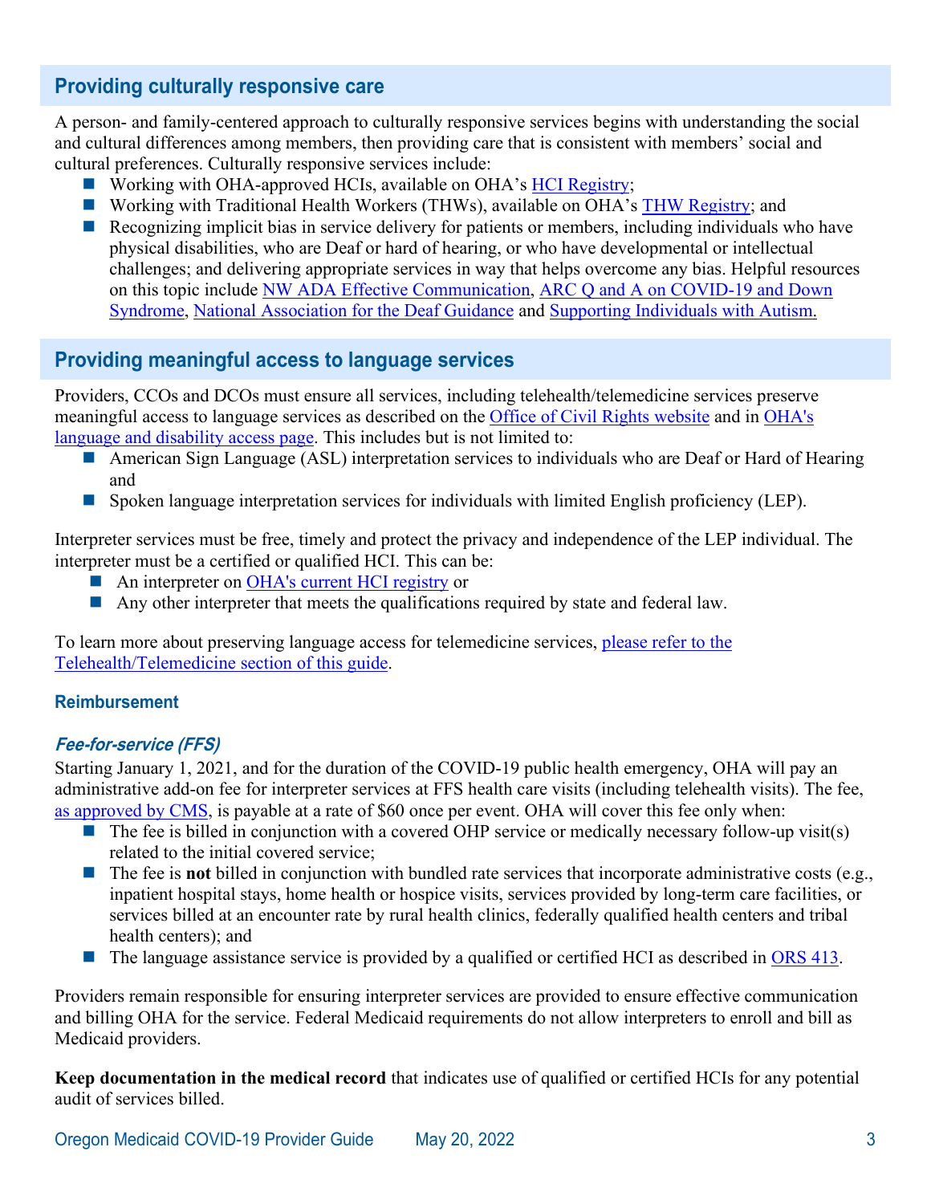## Providing culturally responsive care

A person- and family-centered approach to culturally responsive services begins with understanding the social and cultural differences among members, then providing care that is consistent with members' social and cultural preferences. Culturally responsive services include:

- Working with OHA-approved HCIs, available on OHA's HCI Registry;
- Working with Traditional Health Workers (THWs), available on OHA's THW Registry; and
- Recognizing implicit bias in service delivery for patients or members, including individuals who have physical disabilities, who are Deaf or hard of hearing, or who have developmental or intellectual challenges; and delivering appropriate services in way that helps overcome any bias. Helpful resources on this topic include NW ADA Effective Communication, ARC Q and A on COVID-19 and Down Syndrome, National Association for the Deaf Guidance and Supporting Individuals with Autism.

## Providing meaningful access to language services

Providers, CCOs and DCOs must ensure all services, including telehealth/telemedicine services preserve meaningful access to language services as described on the Office of Civil Rights website and in OHA's language and disability access page. This includes but is not limited to:

- American Sign Language (ASL) interpretation services to individuals who are Deaf or Hard of Hearing and
- Spoken language interpretation services for individuals with limited English proficiency (LEP).

Interpreter services must be free, timely and protect the privacy and independence of the LEP individual. The interpreter must be a certified or qualified HCI. This can be:

- An interpreter on OHA's current HCI registry or
- Any other interpreter that meets the qualifications required by state and federal law.

To learn more about preserving language access for telemedicine services, please refer to the Telehealth/Telemedicine section of this guide.

### Reimbursement

#### *Fee-for-service (FFS)*

Starting January 1, 2021, and for the duration of the COVID-19 public health emergency, OHA will pay an administrative add-on fee for interpreter services at FFS health care visits (including telehealth visits). The fee, as approved by CMS, is payable at a rate of $60 once per event. OHA will cover this fee only when:

- The fee is billed in conjunction with a covered OHP service or medically necessary follow-up visit(s) related to the initial covered service;
- The fee is **not** billed in conjunction with bundled rate services that incorporate administrative costs (e.g., inpatient hospital stays, home health or hospice visits, services provided by long-term care facilities, or services billed at an encounter rate by rural health clinics, federally qualified health centers and tribal health centers); and
- The language assistance service is provided by a qualified or certified HCI as described in ORS 413.

Providers remain responsible for ensuring interpreter services are provided to ensure effective communication and billing OHA for the service. Federal Medicaid requirements do not allow interpreters to enroll and bill as Medicaid providers.

**Keep documentation in the medical record** that indicates use of qualified or certified HCIs for any potential audit of services billed.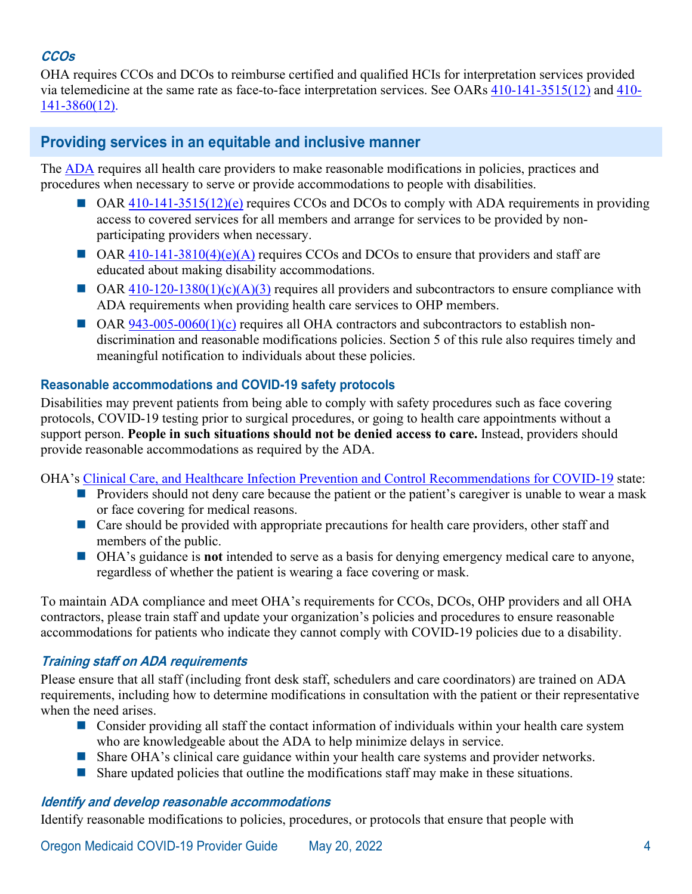#### *CCOs*

OHA requires CCOs and DCOs to reimburse certified and qualified HCIs for interpretation services provided via telemedicine at the same rate as face-to-face interpretation services. See OARs 410-141-3515(12) and 410-141-3860(12).

## Providing services in an equitable and inclusive manner

The ADA requires all health care providers to make reasonable modifications in policies, practices and procedures when necessary to serve or provide accommodations to people with disabilities.

- OAR 410-141-3515(12)(e) requires CCOs and DCOs to comply with ADA requirements in providing access to covered services for all members and arrange for services to be provided by non-participating providers when necessary.
- OAR 410-141-3810(4)(e)(A) requires CCOs and DCOs to ensure that providers and staff are educated about making disability accommodations.
- OAR 410-120-1380(1)(c)(A)(3) requires all providers and subcontractors to ensure compliance with ADA requirements when providing health care services to OHP members.
- OAR 943-005-0060(1)(c) requires all OHA contractors and subcontractors to establish non-discrimination and reasonable modifications policies. Section 5 of this rule also requires timely and meaningful notification to individuals about these policies.

### Reasonable accommodations and COVID-19 safety protocols

Disabilities may prevent patients from being able to comply with safety procedures such as face covering protocols, COVID-19 testing prior to surgical procedures, or going to health care appointments without a support person. **People in such situations should not be denied access to care.** Instead, providers should provide reasonable accommodations as required by the ADA.

OHA's Clinical Care, and Healthcare Infection Prevention and Control Recommendations for COVID-19 state:

- Providers should not deny care because the patient or the patient's caregiver is unable to wear a mask or face covering for medical reasons.
- Care should be provided with appropriate precautions for health care providers, other staff and members of the public.
- OHA's guidance is **not** intended to serve as a basis for denying emergency medical care to anyone, regardless of whether the patient is wearing a face covering or mask.

To maintain ADA compliance and meet OHA's requirements for CCOs, DCOs, OHP providers and all OHA contractors, please train staff and update your organization's policies and procedures to ensure reasonable accommodations for patients who indicate they cannot comply with COVID-19 policies due to a disability.

#### *Training staff on ADA requirements*

Please ensure that all staff (including front desk staff, schedulers and care coordinators) are trained on ADA requirements, including how to determine modifications in consultation with the patient or their representative when the need arises.

- Consider providing all staff the contact information of individuals within your health care system who are knowledgeable about the ADA to help minimize delays in service.
- Share OHA's clinical care guidance within your health care systems and provider networks.
- Share updated policies that outline the modifications staff may make in these situations.

#### *Identify and develop reasonable accommodations*

Identify reasonable modifications to policies, procedures, or protocols that ensure that people with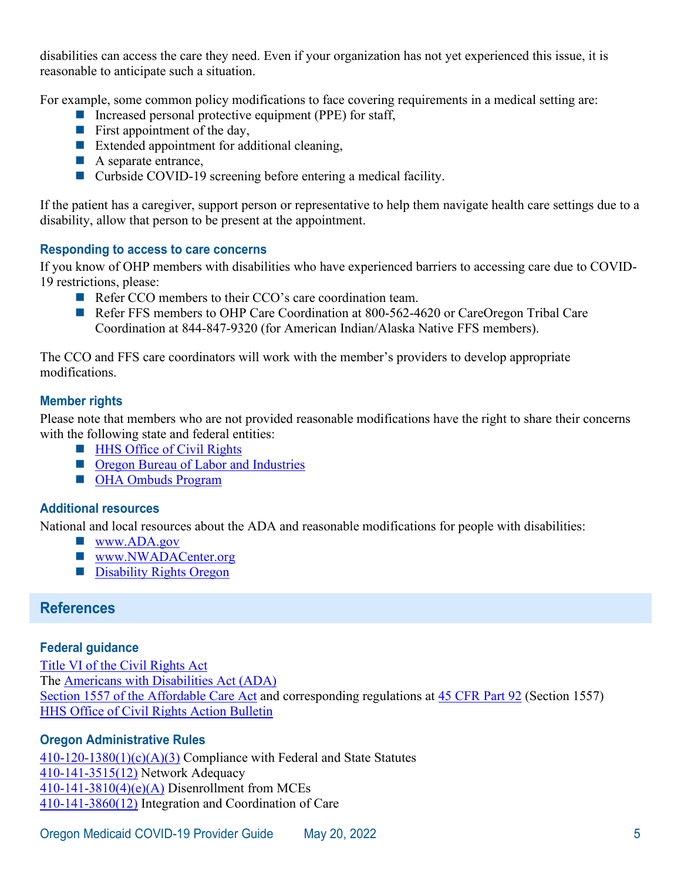disabilities can access the care they need. Even if your organization has not yet experienced this issue, it is reasonable to anticipate such a situation.

For example, some common policy modifications to face covering requirements in a medical setting are:

- Increased personal protective equipment (PPE) for staff,
- First appointment of the day,
- Extended appointment for additional cleaning,
- A separate entrance,
- Curbside COVID-19 screening before entering a medical facility.

If the patient has a caregiver, support person or representative to help them navigate health care settings due to a disability, allow that person to be present at the appointment.

### Responding to access to care concerns

If you know of OHP members with disabilities who have experienced barriers to accessing care due to COVID-19 restrictions, please:

- Refer CCO members to their CCO's care coordination team.
- Refer FFS members to OHP Care Coordination at 800-562-4620 or CareOregon Tribal Care Coordination at 844-847-9320 (for American Indian/Alaska Native FFS members).

The CCO and FFS care coordinators will work with the member's providers to develop appropriate modifications.

### Member rights

Please note that members who are not provided reasonable modifications have the right to share their concerns with the following state and federal entities:

- HHS Office of Civil Rights
- Oregon Bureau of Labor and Industries
- OHA Ombuds Program

### Additional resources

National and local resources about the ADA and reasonable modifications for people with disabilities:

- www.ADA.gov
- www.NWADACenter.org
- Disability Rights Oregon

## References

### Federal guidance

Title VI of the Civil Rights Act
The Americans with Disabilities Act (ADA)
Section 1557 of the Affordable Care Act and corresponding regulations at 45 CFR Part 92 (Section 1557)
HHS Office of Civil Rights Action Bulletin

### Oregon Administrative Rules

410-120-1380(1)(c)(A)(3) Compliance with Federal and State Statutes
410-141-3515(12) Network Adequacy
410-141-3810(4)(e)(A) Disenrollment from MCEs
410-141-3860(12) Integration and Coordination of Care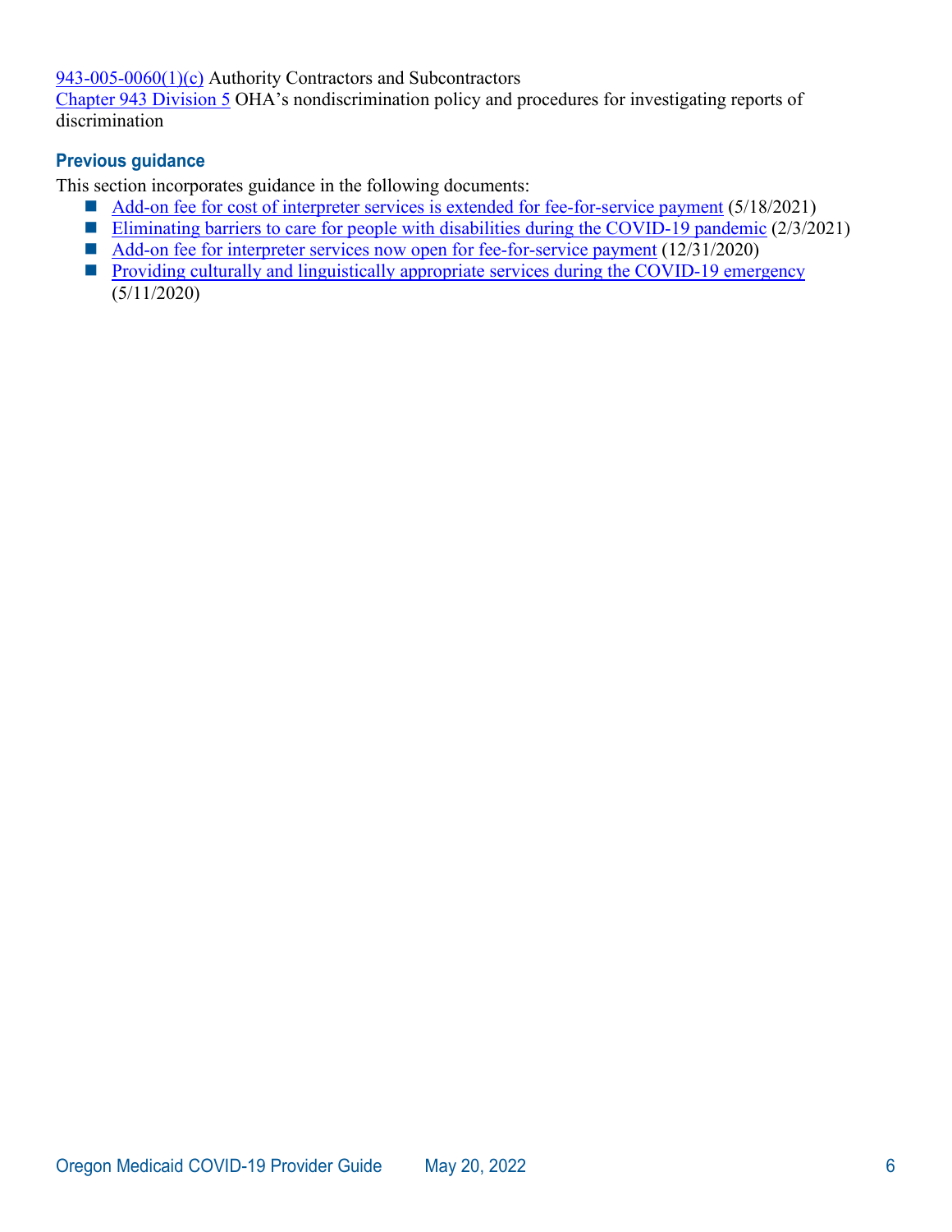943-005-0060(1)(c) Authority Contractors and Subcontractors
Chapter 943 Division 5 OHA's nondiscrimination policy and procedures for investigating reports of discrimination

### Previous guidance

This section incorporates guidance in the following documents:

- Add-on fee for cost of interpreter services is extended for fee-for-service payment (5/18/2021)
- Eliminating barriers to care for people with disabilities during the COVID-19 pandemic (2/3/2021)
- Add-on fee for interpreter services now open for fee-for-service payment (12/31/2020)
- Providing culturally and linguistically appropriate services during the COVID-19 emergency (5/11/2020)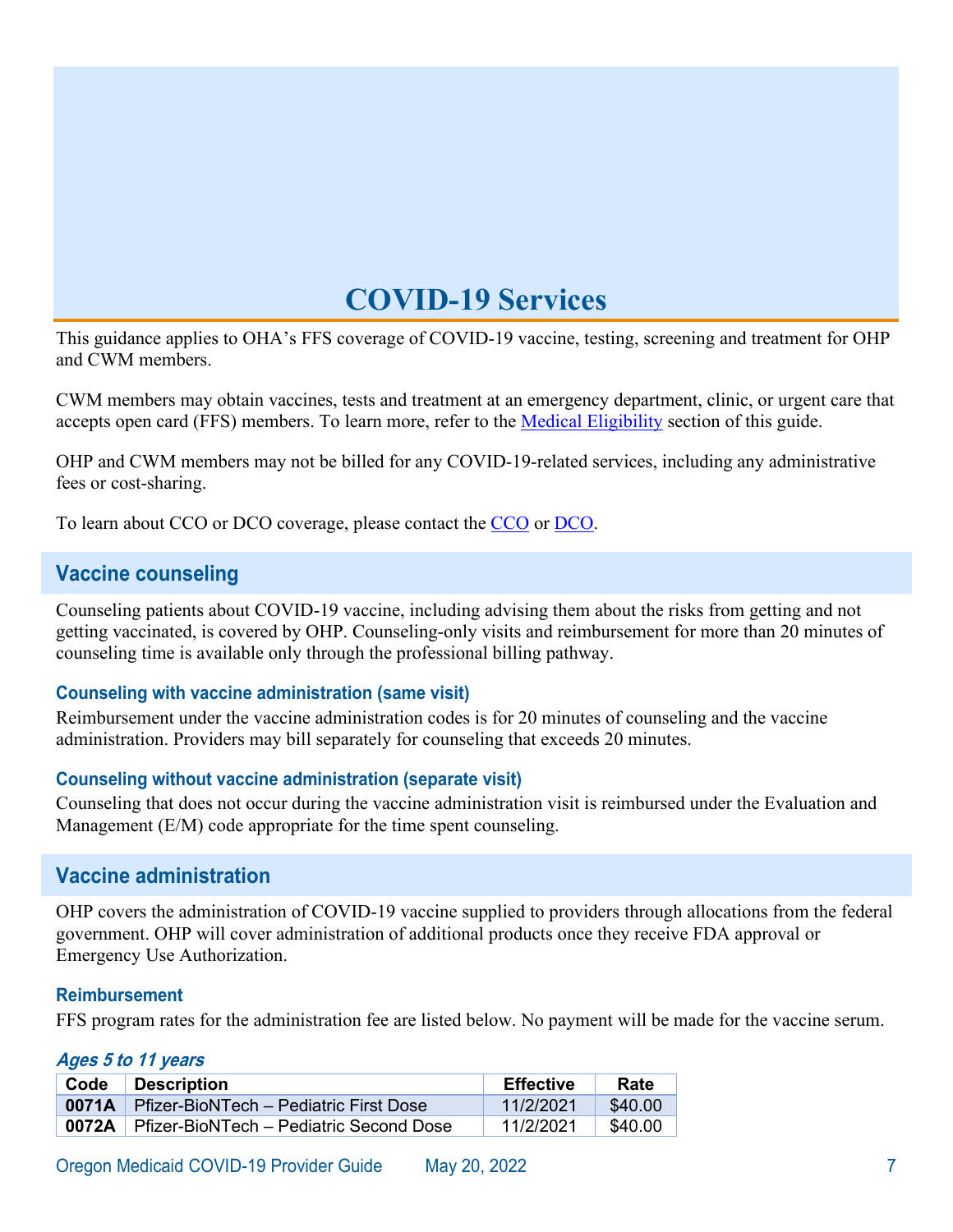# COVID-19 Services

This guidance applies to OHA's FFS coverage of COVID-19 vaccine, testing, screening and treatment for OHP and CWM members.

CWM members may obtain vaccines, tests and treatment at an emergency department, clinic, or urgent care that accepts open card (FFS) members. To learn more, refer to the Medical Eligibility section of this guide.

OHP and CWM members may not be billed for any COVID-19-related services, including any administrative fees or cost-sharing.

To learn about CCO or DCO coverage, please contact the CCO or DCO.

## Vaccine counseling

Counseling patients about COVID-19 vaccine, including advising them about the risks from getting and not getting vaccinated, is covered by OHP. Counseling-only visits and reimbursement for more than 20 minutes of counseling time is available only through the professional billing pathway.

### Counseling with vaccine administration (same visit)

Reimbursement under the vaccine administration codes is for 20 minutes of counseling and the vaccine administration. Providers may bill separately for counseling that exceeds 20 minutes.

### Counseling without vaccine administration (separate visit)

Counseling that does not occur during the vaccine administration visit is reimbursed under the Evaluation and Management (E/M) code appropriate for the time spent counseling.

## Vaccine administration

OHP covers the administration of COVID-19 vaccine supplied to providers through allocations from the federal government. OHP will cover administration of additional products once they receive FDA approval or Emergency Use Authorization.

### Reimbursement

FFS program rates for the administration fee are listed below. No payment will be made for the vaccine serum.

#### *Ages 5 to 11 years*

| Code | Description | Effective | Rate |
|---|---|---|---|
| **0071A** | Pfizer-BioNTech – Pediatric First Dose | 11/2/2021 | $40.00 |
| **0072A** | Pfizer-BioNTech – Pediatric Second Dose | 11/2/2021 | $40.00 |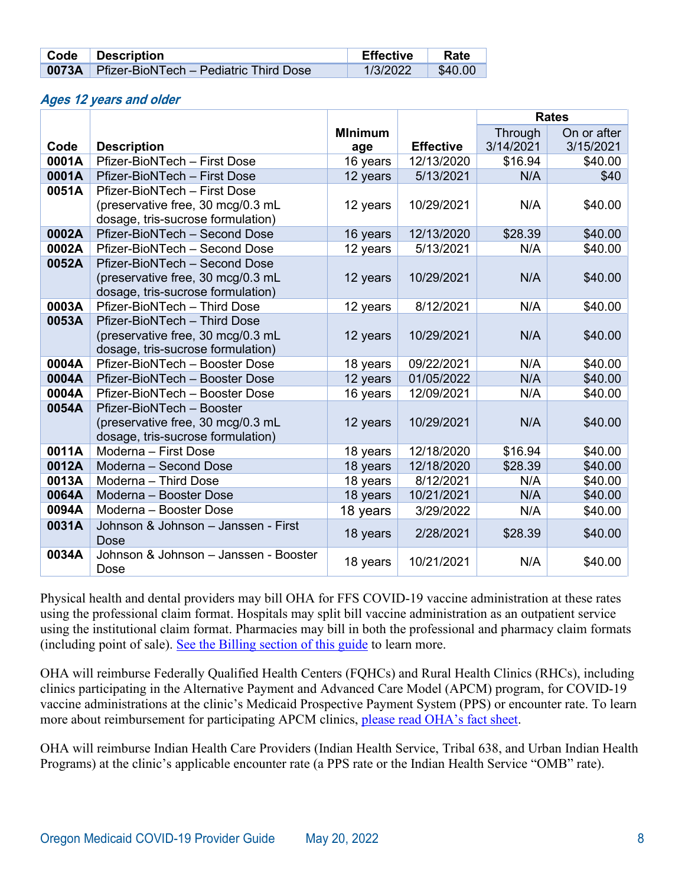| Code | Description | Effective | Rate |
|---|---|---|---|
| 0073A | Pfizer-BioNTech – Pediatric Third Dose | 1/3/2022 | $40.00 |

### *Ages 12 years and older*

| Code | Description | MInimum age | Effective | Rates | |
|---|---|---|---|---|---|
| | | | | Through 3/14/2021 | On or after 3/15/2021 |
| **0001A** | Pfizer-BioNTech – First Dose | 16 years | 12/13/2020 | $16.94 | $40.00 |
| **0001A** | Pfizer-BioNTech – First Dose | 12 years | 5/13/2021 | N/A | $40 |
| **0051A** | Pfizer-BioNTech – First Dose (preservative free, 30 mcg/0.3 mL dosage, tris-sucrose formulation) | 12 years | 10/29/2021 | N/A | $40.00 |
| **0002A** | Pfizer-BioNTech – Second Dose | 16 years | 12/13/2020 | $28.39 | $40.00 |
| **0002A** | Pfizer-BioNTech – Second Dose | 12 years | 5/13/2021 | N/A | $40.00 |
| **0052A** | Pfizer-BioNTech – Second Dose (preservative free, 30 mcg/0.3 mL dosage, tris-sucrose formulation) | 12 years | 10/29/2021 | N/A | $40.00 |
| **0003A** | Pfizer-BioNTech – Third Dose | 12 years | 8/12/2021 | N/A | $40.00 |
| **0053A** | Pfizer-BioNTech – Third Dose (preservative free, 30 mcg/0.3 mL dosage, tris-sucrose formulation) | 12 years | 10/29/2021 | N/A | $40.00 |
| **0004A** | Pfizer-BioNTech – Booster Dose | 18 years | 09/22/2021 | N/A | $40.00 |
| **0004A** | Pfizer-BioNTech – Booster Dose | 12 years | 01/05/2022 | N/A | $40.00 |
| **0004A** | Pfizer-BioNTech – Booster Dose | 16 years | 12/09/2021 | N/A | $40.00 |
| **0054A** | Pfizer-BioNTech – Booster (preservative free, 30 mcg/0.3 mL dosage, tris-sucrose formulation) | 12 years | 10/29/2021 | N/A | $40.00 |
| **0011A** | Moderna – First Dose | 18 years | 12/18/2020 | $16.94 | $40.00 |
| **0012A** | Moderna – Second Dose | 18 years | 12/18/2020 | $28.39 | $40.00 |
| **0013A** | Moderna – Third Dose | 18 years | 8/12/2021 | N/A | $40.00 |
| **0064A** | Moderna – Booster Dose | 18 years | 10/21/2021 | N/A | $40.00 |
| **0094A** | Moderna – Booster Dose | 18 years | 3/29/2022 | N/A | $40.00 |
| **0031A** | Johnson & Johnson – Janssen - First Dose | 18 years | 2/28/2021 | $28.39 | $40.00 |
| **0034A** | Johnson & Johnson – Janssen - Booster Dose | 18 years | 10/21/2021 | N/A | $40.00 |

Physical health and dental providers may bill OHA for FFS COVID-19 vaccine administration at these rates using the professional claim format. Hospitals may split bill vaccine administration as an outpatient service using the institutional claim format. Pharmacies may bill in both the professional and pharmacy claim formats (including point of sale). See the Billing section of this guide to learn more.

OHA will reimburse Federally Qualified Health Centers (FQHCs) and Rural Health Clinics (RHCs), including clinics participating in the Alternative Payment and Advanced Care Model (APCM) program, for COVID-19 vaccine administrations at the clinic's Medicaid Prospective Payment System (PPS) or encounter rate. To learn more about reimbursement for participating APCM clinics, please read OHA's fact sheet.

OHA will reimburse Indian Health Care Providers (Indian Health Service, Tribal 638, and Urban Indian Health Programs) at the clinic's applicable encounter rate (a PPS rate or the Indian Health Service "OMB" rate).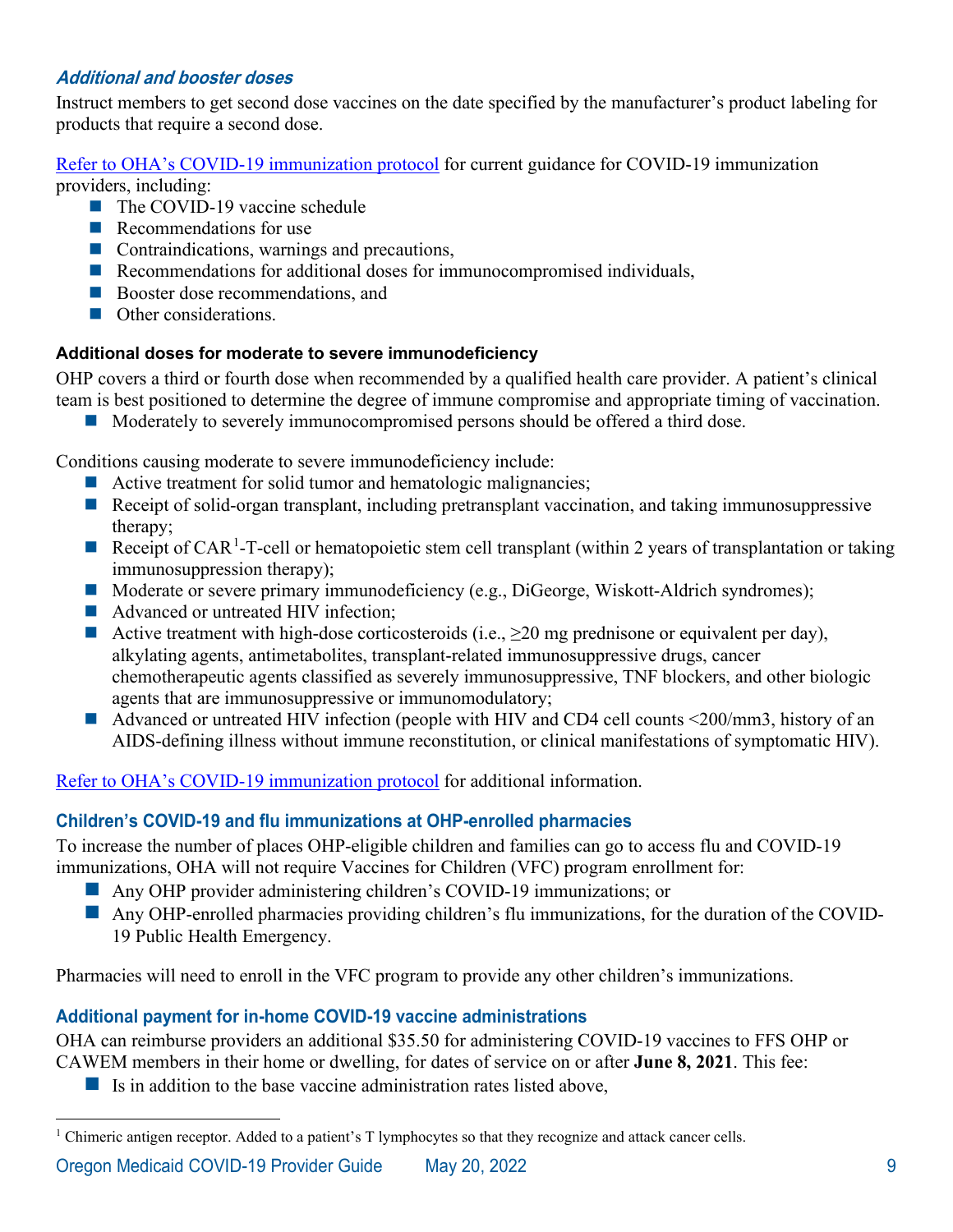### *Additional and booster doses*

Instruct members to get second dose vaccines on the date specified by the manufacturer's product labeling for products that require a second dose.

[Refer to OHA's COVID-19 immunization protocol](#) for current guidance for COVID-19 immunization providers, including:

- The COVID-19 vaccine schedule
- Recommendations for use
- Contraindications, warnings and precautions,
- Recommendations for additional doses for immunocompromised individuals,
- Booster dose recommendations, and
- Other considerations.

#### Additional doses for moderate to severe immunodeficiency

OHP covers a third or fourth dose when recommended by a qualified health care provider. A patient's clinical team is best positioned to determine the degree of immune compromise and appropriate timing of vaccination.

- Moderately to severely immunocompromised persons should be offered a third dose.

Conditions causing moderate to severe immunodeficiency include:

- Active treatment for solid tumor and hematologic malignancies;
- Receipt of solid-organ transplant, including pretransplant vaccination, and taking immunosuppressive therapy;
- Receipt of CAR[1]-T-cell or hematopoietic stem cell transplant (within 2 years of transplantation or taking immunosuppression therapy);
- Moderate or severe primary immunodeficiency (e.g., DiGeorge, Wiskott-Aldrich syndromes);
- Advanced or untreated HIV infection;
- Active treatment with high-dose corticosteroids (i.e., ≥20 mg prednisone or equivalent per day), alkylating agents, antimetabolites, transplant-related immunosuppressive drugs, cancer chemotherapeutic agents classified as severely immunosuppressive, TNF blockers, and other biologic agents that are immunosuppressive or immunomodulatory;
- Advanced or untreated HIV infection (people with HIV and CD4 cell counts <200/mm3, history of an AIDS-defining illness without immune reconstitution, or clinical manifestations of symptomatic HIV).

[Refer to OHA's COVID-19 immunization protocol](#) for additional information.

### Children's COVID-19 and flu immunizations at OHP-enrolled pharmacies

To increase the number of places OHP-eligible children and families can go to access flu and COVID-19 immunizations, OHA will not require Vaccines for Children (VFC) program enrollment for:

- Any OHP provider administering children's COVID-19 immunizations; or
- Any OHP-enrolled pharmacies providing children's flu immunizations, for the duration of the COVID-19 Public Health Emergency.

Pharmacies will need to enroll in the VFC program to provide any other children's immunizations.

### Additional payment for in-home COVID-19 vaccine administrations

OHA can reimburse providers an additional $35.50 for administering COVID-19 vaccines to FFS OHP or CAWEM members in their home or dwelling, for dates of service on or after **June 8, 2021**. This fee:

- Is in addition to the base vaccine administration rates listed above,

[1] Chimeric antigen receptor. Added to a patient's T lymphocytes so that they recognize and attack cancer cells.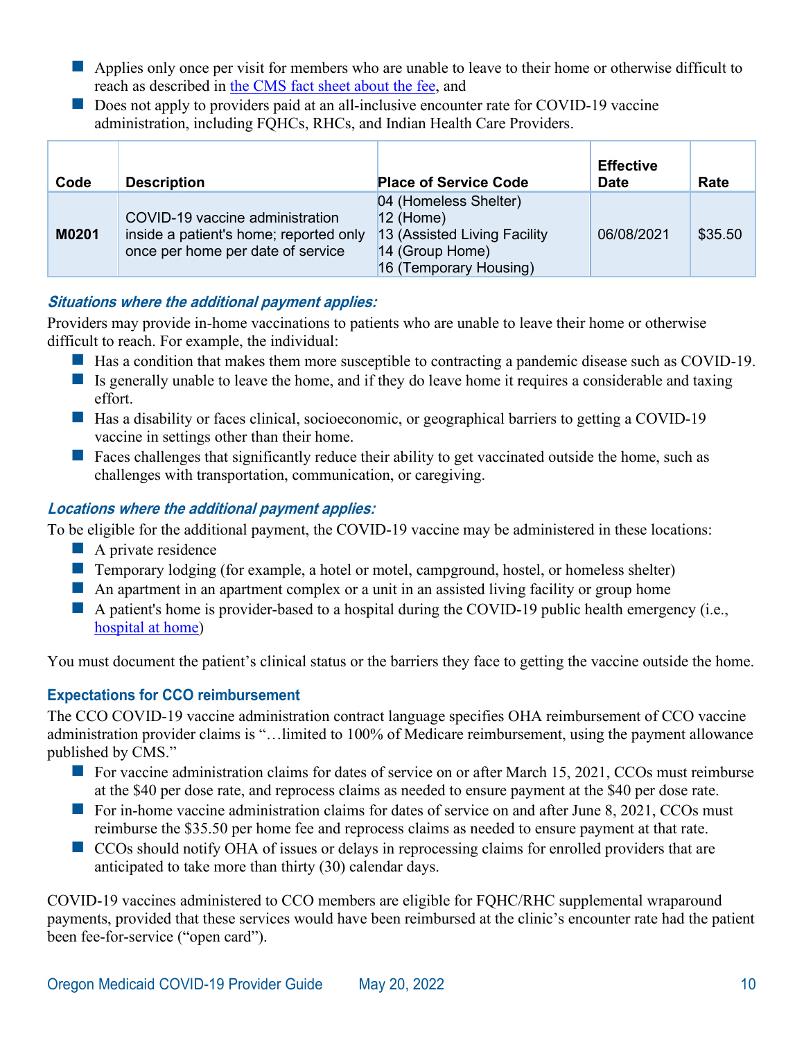- Applies only once per visit for members who are unable to leave to their home or otherwise difficult to reach as described in [the CMS fact sheet about the fee](), and
- Does not apply to providers paid at an all-inclusive encounter rate for COVID-19 vaccine administration, including FQHCs, RHCs, and Indian Health Care Providers.

| Code | Description | Place of Service Code | Effective Date | Rate |
|---|---|---|---|---|
| **M0201** | COVID-19 vaccine administration inside a patient's home; reported only once per home per date of service | 04 (Homeless Shelter)<br>12 (Home)<br>13 (Assisted Living Facility<br>14 (Group Home)<br>16 (Temporary Housing) | 06/08/2021 | $35.50 |

### *Situations where the additional payment applies:*

Providers may provide in-home vaccinations to patients who are unable to leave their home or otherwise difficult to reach. For example, the individual:

- Has a condition that makes them more susceptible to contracting a pandemic disease such as COVID-19.
- Is generally unable to leave the home, and if they do leave home it requires a considerable and taxing effort.
- Has a disability or faces clinical, socioeconomic, or geographical barriers to getting a COVID-19 vaccine in settings other than their home.
- Faces challenges that significantly reduce their ability to get vaccinated outside the home, such as challenges with transportation, communication, or caregiving.

### *Locations where the additional payment applies:*

To be eligible for the additional payment, the COVID-19 vaccine may be administered in these locations:

- A private residence
- Temporary lodging (for example, a hotel or motel, campground, hostel, or homeless shelter)
- An apartment in an apartment complex or a unit in an assisted living facility or group home
- A patient's home is provider-based to a hospital during the COVID-19 public health emergency (i.e., [hospital at home]())

You must document the patient's clinical status or the barriers they face to getting the vaccine outside the home.

### Expectations for CCO reimbursement

The CCO COVID-19 vaccine administration contract language specifies OHA reimbursement of CCO vaccine administration provider claims is "…limited to 100% of Medicare reimbursement, using the payment allowance published by CMS."

- For vaccine administration claims for dates of service on or after March 15, 2021, CCOs must reimburse at the $40 per dose rate, and reprocess claims as needed to ensure payment at the $40 per dose rate.
- For in-home vaccine administration claims for dates of service on and after June 8, 2021, CCOs must reimburse the $35.50 per home fee and reprocess claims as needed to ensure payment at that rate.
- CCOs should notify OHA of issues or delays in reprocessing claims for enrolled providers that are anticipated to take more than thirty (30) calendar days.

COVID-19 vaccines administered to CCO members are eligible for FQHC/RHC supplemental wraparound payments, provided that these services would have been reimbursed at the clinic's encounter rate had the patient been fee-for-service ("open card").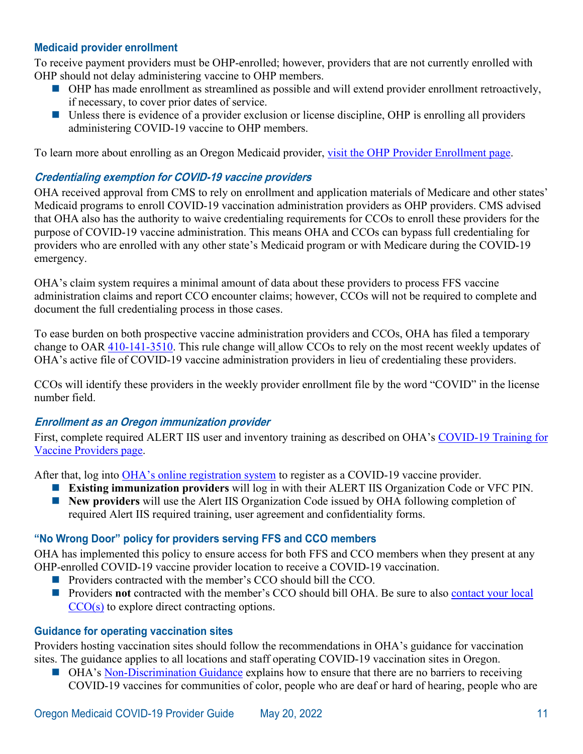### Medicaid provider enrollment

To receive payment providers must be OHP-enrolled; however, providers that are not currently enrolled with OHP should not delay administering vaccine to OHP members.

- OHP has made enrollment as streamlined as possible and will extend provider enrollment retroactively, if necessary, to cover prior dates of service.
- Unless there is evidence of a provider exclusion or license discipline, OHP is enrolling all providers administering COVID-19 vaccine to OHP members.

To learn more about enrolling as an Oregon Medicaid provider, [visit the OHP Provider Enrollment page](#).

#### *Credentialing exemption for COVID-19 vaccine providers*

OHA received approval from CMS to rely on enrollment and application materials of Medicare and other states' Medicaid programs to enroll COVID-19 vaccination administration providers as OHP providers. CMS advised that OHA also has the authority to waive credentialing requirements for CCOs to enroll these providers for the purpose of COVID-19 vaccine administration. This means OHA and CCOs can bypass full credentialing for providers who are enrolled with any other state's Medicaid program or with Medicare during the COVID-19 emergency.

OHA's claim system requires a minimal amount of data about these providers to process FFS vaccine administration claims and report CCO encounter claims; however, CCOs will not be required to complete and document the full credentialing process in those cases.

To ease burden on both prospective vaccine administration providers and CCOs, OHA has filed a temporary change to OAR [410-141-3510](#). This rule change will allow CCOs to rely on the most recent weekly updates of OHA's active file of COVID-19 vaccine administration providers in lieu of credentialing these providers.

CCOs will identify these providers in the weekly provider enrollment file by the word "COVID" in the license number field.

#### *Enrollment as an Oregon immunization provider*

First, complete required ALERT IIS user and inventory training as described on OHA's [COVID-19 Training for Vaccine Providers page](#).

After that, log into [OHA's online registration system](#) to register as a COVID-19 vaccine provider.

- **Existing immunization providers** will log in with their ALERT IIS Organization Code or VFC PIN.
- **New providers** will use the Alert IIS Organization Code issued by OHA following completion of required Alert IIS required training, user agreement and confidentiality forms.

### "No Wrong Door" policy for providers serving FFS and CCO members

OHA has implemented this policy to ensure access for both FFS and CCO members when they present at any OHP-enrolled COVID-19 vaccine provider location to receive a COVID-19 vaccination.

- Providers contracted with the member's CCO should bill the CCO.
- Providers **not** contracted with the member's CCO should bill OHA. Be sure to also [contact your local CCO(s)](#) to explore direct contracting options.

### Guidance for operating vaccination sites

Providers hosting vaccination sites should follow the recommendations in OHA's guidance for vaccination sites. The guidance applies to all locations and staff operating COVID-19 vaccination sites in Oregon.

- OHA's [Non-Discrimination Guidance](#) explains how to ensure that there are no barriers to receiving COVID-19 vaccines for communities of color, people who are deaf or hard of hearing, people who are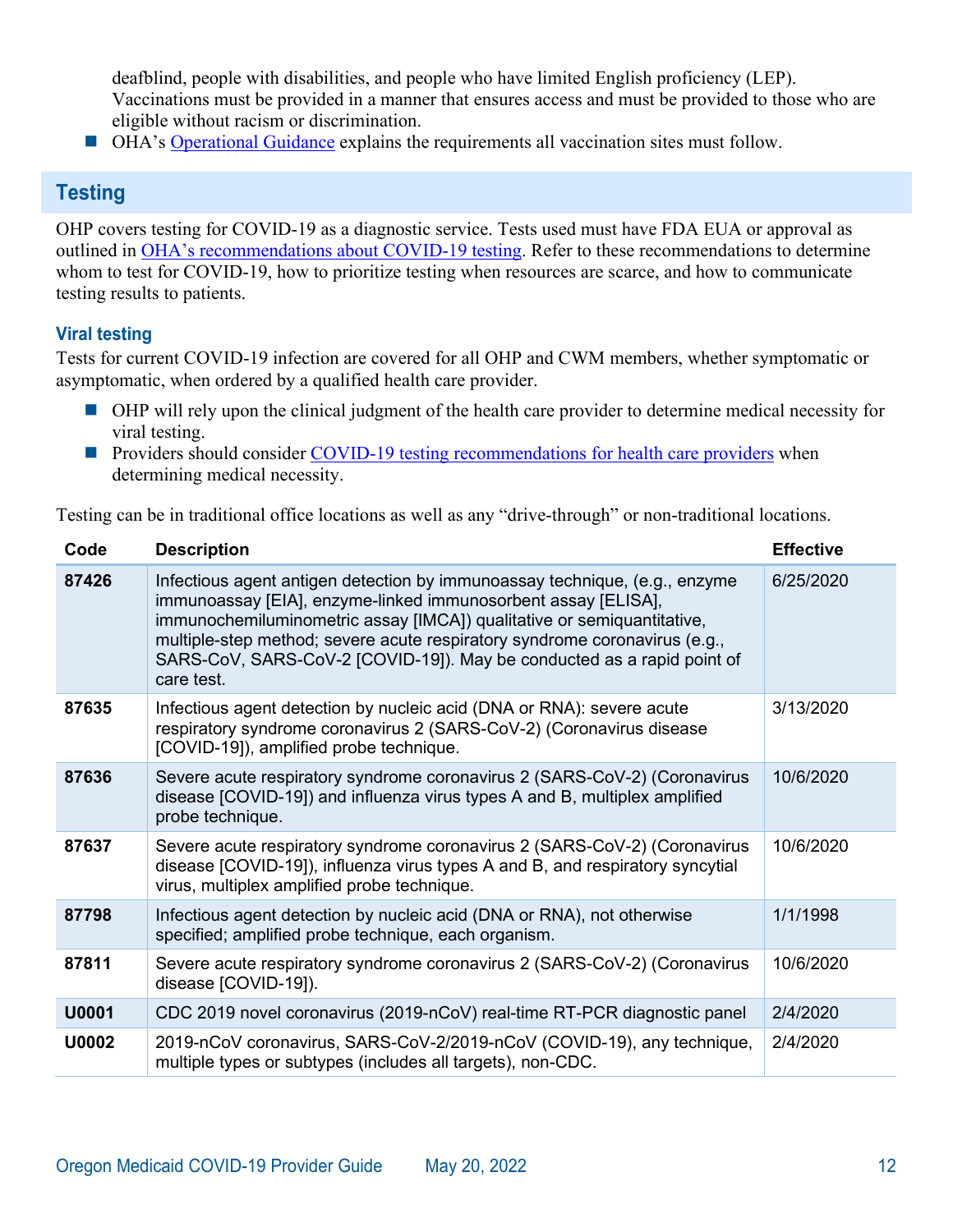deafblind, people with disabilities, and people who have limited English proficiency (LEP). Vaccinations must be provided in a manner that ensures access and must be provided to those who are eligible without racism or discrimination.

- OHA's Operational Guidance explains the requirements all vaccination sites must follow.

## Testing

OHP covers testing for COVID-19 as a diagnostic service. Tests used must have FDA EUA or approval as outlined in OHA's recommendations about COVID-19 testing. Refer to these recommendations to determine whom to test for COVID-19, how to prioritize testing when resources are scarce, and how to communicate testing results to patients.

### Viral testing

Tests for current COVID-19 infection are covered for all OHP and CWM members, whether symptomatic or asymptomatic, when ordered by a qualified health care provider.

- OHP will rely upon the clinical judgment of the health care provider to determine medical necessity for viral testing.
- Providers should consider COVID-19 testing recommendations for health care providers when determining medical necessity.

Testing can be in traditional office locations as well as any "drive-through" or non-traditional locations.

| Code | Description | Effective |
|---|---|---|
| **87426** | Infectious agent antigen detection by immunoassay technique, (e.g., enzyme immunoassay [EIA], enzyme-linked immunosorbent assay [ELISA], immunochemiluminometric assay [IMCA]) qualitative or semiquantitative, multiple-step method; severe acute respiratory syndrome coronavirus (e.g., SARS-CoV, SARS-CoV-2 [COVID-19]). May be conducted as a rapid point of care test. | 6/25/2020 |
| **87635** | Infectious agent detection by nucleic acid (DNA or RNA): severe acute respiratory syndrome coronavirus 2 (SARS-CoV-2) (Coronavirus disease [COVID-19]), amplified probe technique. | 3/13/2020 |
| **87636** | Severe acute respiratory syndrome coronavirus 2 (SARS-CoV-2) (Coronavirus disease [COVID-19]) and influenza virus types A and B, multiplex amplified probe technique. | 10/6/2020 |
| **87637** | Severe acute respiratory syndrome coronavirus 2 (SARS-CoV-2) (Coronavirus disease [COVID-19]), influenza virus types A and B, and respiratory syncytial virus, multiplex amplified probe technique. | 10/6/2020 |
| **87798** | Infectious agent detection by nucleic acid (DNA or RNA), not otherwise specified; amplified probe technique, each organism. | 1/1/1998 |
| **87811** | Severe acute respiratory syndrome coronavirus 2 (SARS-CoV-2) (Coronavirus disease [COVID-19]). | 10/6/2020 |
| **U0001** | CDC 2019 novel coronavirus (2019-nCoV) real-time RT-PCR diagnostic panel | 2/4/2020 |
| **U0002** | 2019-nCoV coronavirus, SARS-CoV-2/2019-nCoV (COVID-19), any technique, multiple types or subtypes (includes all targets), non-CDC. | 2/4/2020 |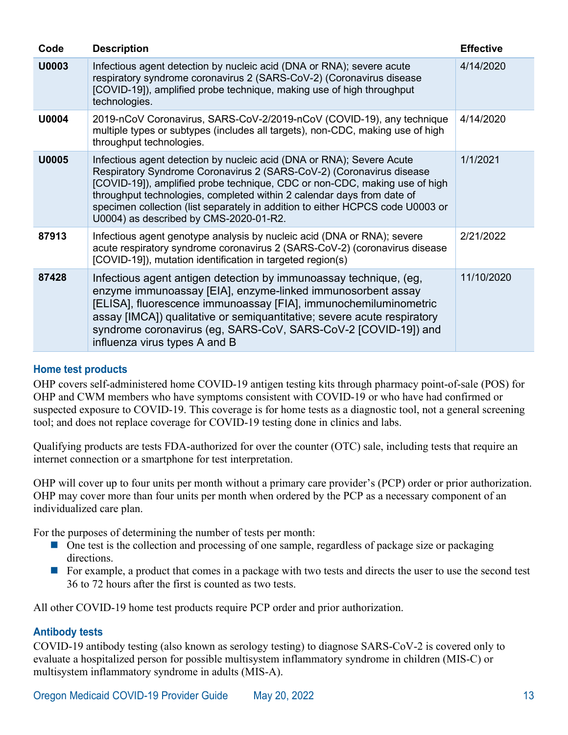| Code | Description | Effective |
|---|---|---|
| **U0003** | Infectious agent detection by nucleic acid (DNA or RNA); severe acute respiratory syndrome coronavirus 2 (SARS-CoV-2) (Coronavirus disease [COVID-19]), amplified probe technique, making use of high throughput technologies. | 4/14/2020 |
| **U0004** | 2019-nCoV Coronavirus, SARS-CoV-2/2019-nCoV (COVID-19), any technique multiple types or subtypes (includes all targets), non-CDC, making use of high throughput technologies. | 4/14/2020 |
| **U0005** | Infectious agent detection by nucleic acid (DNA or RNA); Severe Acute Respiratory Syndrome Coronavirus 2 (SARS-CoV-2) (Coronavirus disease [COVID-19]), amplified probe technique, CDC or non-CDC, making use of high throughput technologies, completed within 2 calendar days from date of specimen collection (list separately in addition to either HCPCS code U0003 or U0004) as described by CMS-2020-01-R2. | 1/1/2021 |
| **87913** | Infectious agent genotype analysis by nucleic acid (DNA or RNA); severe acute respiratory syndrome coronavirus 2 (SARS-CoV-2) (coronavirus disease [COVID-19]), mutation identification in targeted region(s) | 2/21/2022 |
| **87428** | Infectious agent antigen detection by immunoassay technique, (eg, enzyme immunoassay [EIA], enzyme-linked immunosorbent assay [ELISA], fluorescence immunoassay [FIA], immunochemiluminometric assay [IMCA]) qualitative or semiquantitative; severe acute respiratory syndrome coronavirus (eg, SARS-CoV, SARS-CoV-2 [COVID-19]) and influenza virus types A and B | 11/10/2020 |

### Home test products

OHP covers self-administered home COVID-19 antigen testing kits through pharmacy point-of-sale (POS) for OHP and CWM members who have symptoms consistent with COVID-19 or who have had confirmed or suspected exposure to COVID-19. This coverage is for home tests as a diagnostic tool, not a general screening tool; and does not replace coverage for COVID-19 testing done in clinics and labs.

Qualifying products are tests FDA-authorized for over the counter (OTC) sale, including tests that require an internet connection or a smartphone for test interpretation.

OHP will cover up to four units per month without a primary care provider's (PCP) order or prior authorization. OHP may cover more than four units per month when ordered by the PCP as a necessary component of an individualized care plan.

For the purposes of determining the number of tests per month:

- One test is the collection and processing of one sample, regardless of package size or packaging directions.
- For example, a product that comes in a package with two tests and directs the user to use the second test 36 to 72 hours after the first is counted as two tests.

All other COVID-19 home test products require PCP order and prior authorization.

### Antibody tests

COVID-19 antibody testing (also known as serology testing) to diagnose SARS-CoV-2 is covered only to evaluate a hospitalized person for possible multisystem inflammatory syndrome in children (MIS-C) or multisystem inflammatory syndrome in adults (MIS-A).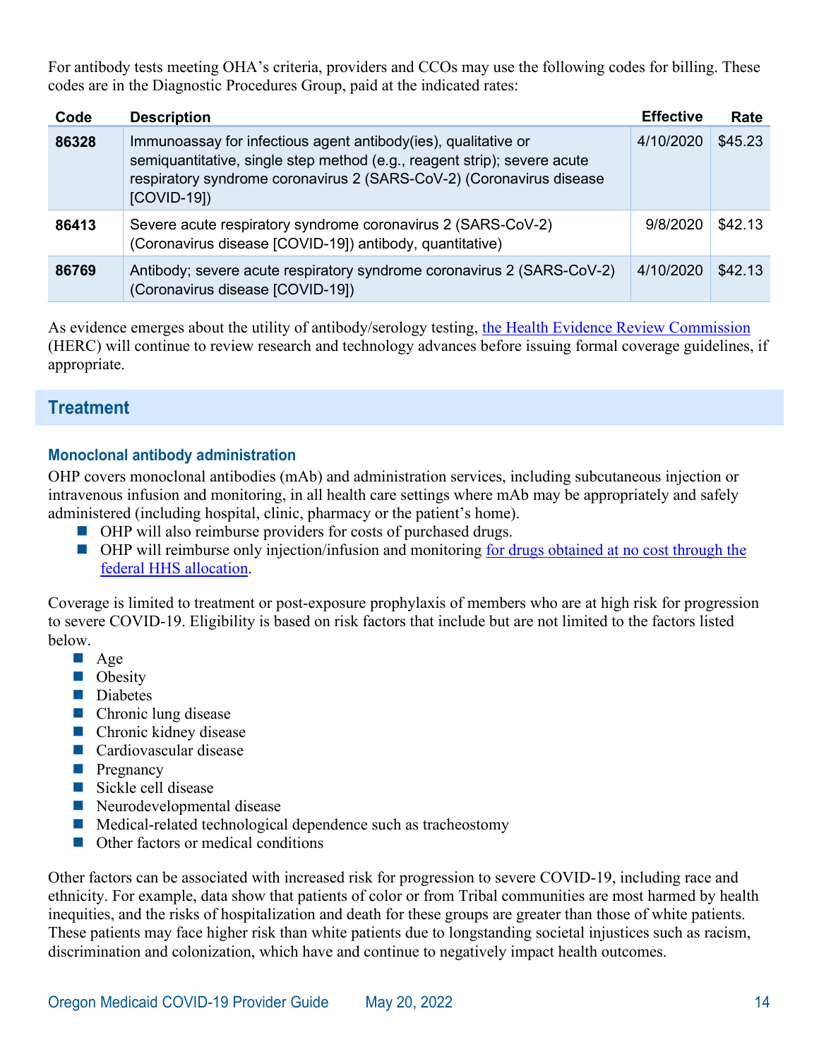For antibody tests meeting OHA's criteria, providers and CCOs may use the following codes for billing. These codes are in the Diagnostic Procedures Group, paid at the indicated rates:

| Code | Description | Effective | Rate |
|---|---|---|---|
| **86328** | Immunoassay for infectious agent antibody(ies), qualitative or semiquantitative, single step method (e.g., reagent strip); severe acute respiratory syndrome coronavirus 2 (SARS-CoV-2) (Coronavirus disease [COVID-19]) | 4/10/2020 | $45.23 |
| **86413** | Severe acute respiratory syndrome coronavirus 2 (SARS-CoV-2) (Coronavirus disease [COVID-19]) antibody, quantitative) | 9/8/2020 | $42.13 |
| **86769** | Antibody; severe acute respiratory syndrome coronavirus 2 (SARS-CoV-2) (Coronavirus disease [COVID-19]) | 4/10/2020 | $42.13 |

As evidence emerges about the utility of antibody/serology testing, the Health Evidence Review Commission (HERC) will continue to review research and technology advances before issuing formal coverage guidelines, if appropriate.

## Treatment

### Monoclonal antibody administration

OHP covers monoclonal antibodies (mAb) and administration services, including subcutaneous injection or intravenous infusion and monitoring, in all health care settings where mAb may be appropriately and safely administered (including hospital, clinic, pharmacy or the patient's home).

- OHP will also reimburse providers for costs of purchased drugs.
- OHP will reimburse only injection/infusion and monitoring for drugs obtained at no cost through the federal HHS allocation.

Coverage is limited to treatment or post-exposure prophylaxis of members who are at high risk for progression to severe COVID-19. Eligibility is based on risk factors that include but are not limited to the factors listed below.

- Age
- Obesity
- Diabetes
- Chronic lung disease
- Chronic kidney disease
- Cardiovascular disease
- Pregnancy
- Sickle cell disease
- Neurodevelopmental disease
- Medical-related technological dependence such as tracheostomy
- Other factors or medical conditions

Other factors can be associated with increased risk for progression to severe COVID-19, including race and ethnicity. For example, data show that patients of color or from Tribal communities are most harmed by health inequities, and the risks of hospitalization and death for these groups are greater than those of white patients. These patients may face higher risk than white patients due to longstanding societal injustices such as racism, discrimination and colonization, which have and continue to negatively impact health outcomes.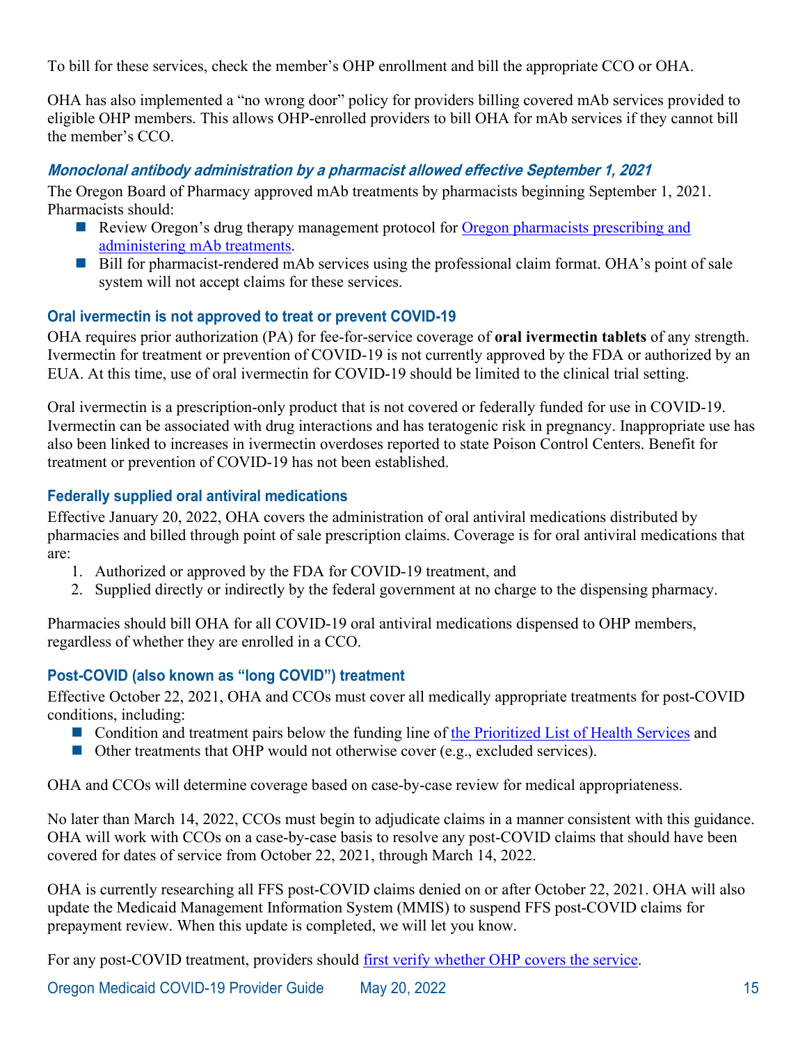To bill for these services, check the member's OHP enrollment and bill the appropriate CCO or OHA.

OHA has also implemented a "no wrong door" policy for providers billing covered mAb services provided to eligible OHP members. This allows OHP-enrolled providers to bill OHA for mAb services if they cannot bill the member's CCO.

### *Monoclonal antibody administration by a pharmacist allowed effective September 1, 2021*

The Oregon Board of Pharmacy approved mAb treatments by pharmacists beginning September 1, 2021. Pharmacists should:

- Review Oregon's drug therapy management protocol for Oregon pharmacists prescribing and administering mAb treatments.
- Bill for pharmacist-rendered mAb services using the professional claim format. OHA's point of sale system will not accept claims for these services.

### Oral ivermectin is not approved to treat or prevent COVID-19

OHA requires prior authorization (PA) for fee-for-service coverage of **oral ivermectin tablets** of any strength. Ivermectin for treatment or prevention of COVID-19 is not currently approved by the FDA or authorized by an EUA. At this time, use of oral ivermectin for COVID-19 should be limited to the clinical trial setting.

Oral ivermectin is a prescription-only product that is not covered or federally funded for use in COVID-19. Ivermectin can be associated with drug interactions and has teratogenic risk in pregnancy. Inappropriate use has also been linked to increases in ivermectin overdoses reported to state Poison Control Centers. Benefit for treatment or prevention of COVID-19 has not been established.

### Federally supplied oral antiviral medications

Effective January 20, 2022, OHA covers the administration of oral antiviral medications distributed by pharmacies and billed through point of sale prescription claims. Coverage is for oral antiviral medications that are:

1. Authorized or approved by the FDA for COVID-19 treatment, and
2. Supplied directly or indirectly by the federal government at no charge to the dispensing pharmacy.

Pharmacies should bill OHA for all COVID-19 oral antiviral medications dispensed to OHP members, regardless of whether they are enrolled in a CCO.

### Post-COVID (also known as "long COVID") treatment

Effective October 22, 2021, OHA and CCOs must cover all medically appropriate treatments for post-COVID conditions, including:

- Condition and treatment pairs below the funding line of the Prioritized List of Health Services and
- Other treatments that OHP would not otherwise cover (e.g., excluded services).

OHA and CCOs will determine coverage based on case-by-case review for medical appropriateness.

No later than March 14, 2022, CCOs must begin to adjudicate claims in a manner consistent with this guidance. OHA will work with CCOs on a case-by-case basis to resolve any post-COVID claims that should have been covered for dates of service from October 22, 2021, through March 14, 2022.

OHA is currently researching all FFS post-COVID claims denied on or after October 22, 2021. OHA will also update the Medicaid Management Information System (MMIS) to suspend FFS post-COVID claims for prepayment review. When this update is completed, we will let you know.

For any post-COVID treatment, providers should first verify whether OHP covers the service.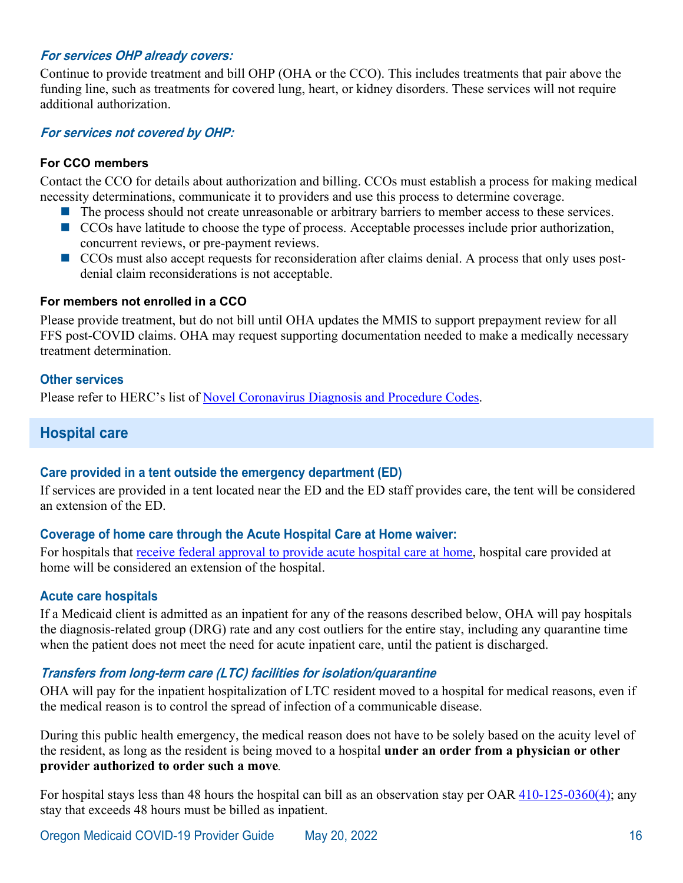#### *For services OHP already covers:*

Continue to provide treatment and bill OHP (OHA or the CCO). This includes treatments that pair above the funding line, such as treatments for covered lung, heart, or kidney disorders. These services will not require additional authorization.

#### *For services not covered by OHP:*

**For CCO members**

Contact the CCO for details about authorization and billing. CCOs must establish a process for making medical necessity determinations, communicate it to providers and use this process to determine coverage.

- The process should not create unreasonable or arbitrary barriers to member access to these services.
- CCOs have latitude to choose the type of process. Acceptable processes include prior authorization, concurrent reviews, or pre-payment reviews.
- CCOs must also accept requests for reconsideration after claims denial. A process that only uses post-denial claim reconsiderations is not acceptable.

**For members not enrolled in a CCO**

Please provide treatment, but do not bill until OHA updates the MMIS to support prepayment review for all FFS post-COVID claims. OHA may request supporting documentation needed to make a medically necessary treatment determination.

### Other services

Please refer to HERC's list of [Novel Coronavirus Diagnosis and Procedure Codes](#).

## Hospital care

### Care provided in a tent outside the emergency department (ED)

If services are provided in a tent located near the ED and the ED staff provides care, the tent will be considered an extension of the ED.

### Coverage of home care through the Acute Hospital Care at Home waiver:

For hospitals that [receive federal approval to provide acute hospital care at home](#), hospital care provided at home will be considered an extension of the hospital.

### Acute care hospitals

If a Medicaid client is admitted as an inpatient for any of the reasons described below, OHA will pay hospitals the diagnosis-related group (DRG) rate and any cost outliers for the entire stay, including any quarantine time when the patient does not meet the need for acute inpatient care, until the patient is discharged.

#### *Transfers from long-term care (LTC) facilities for isolation/quarantine*

OHA will pay for the inpatient hospitalization of LTC resident moved to a hospital for medical reasons, even if the medical reason is to control the spread of infection of a communicable disease.

During this public health emergency, the medical reason does not have to be solely based on the acuity level of the resident, as long as the resident is being moved to a hospital **under an order from a physician or other provider authorized to order such a move**.

For hospital stays less than 48 hours the hospital can bill as an observation stay per OAR [410-125-0360(4)](#); any stay that exceeds 48 hours must be billed as inpatient.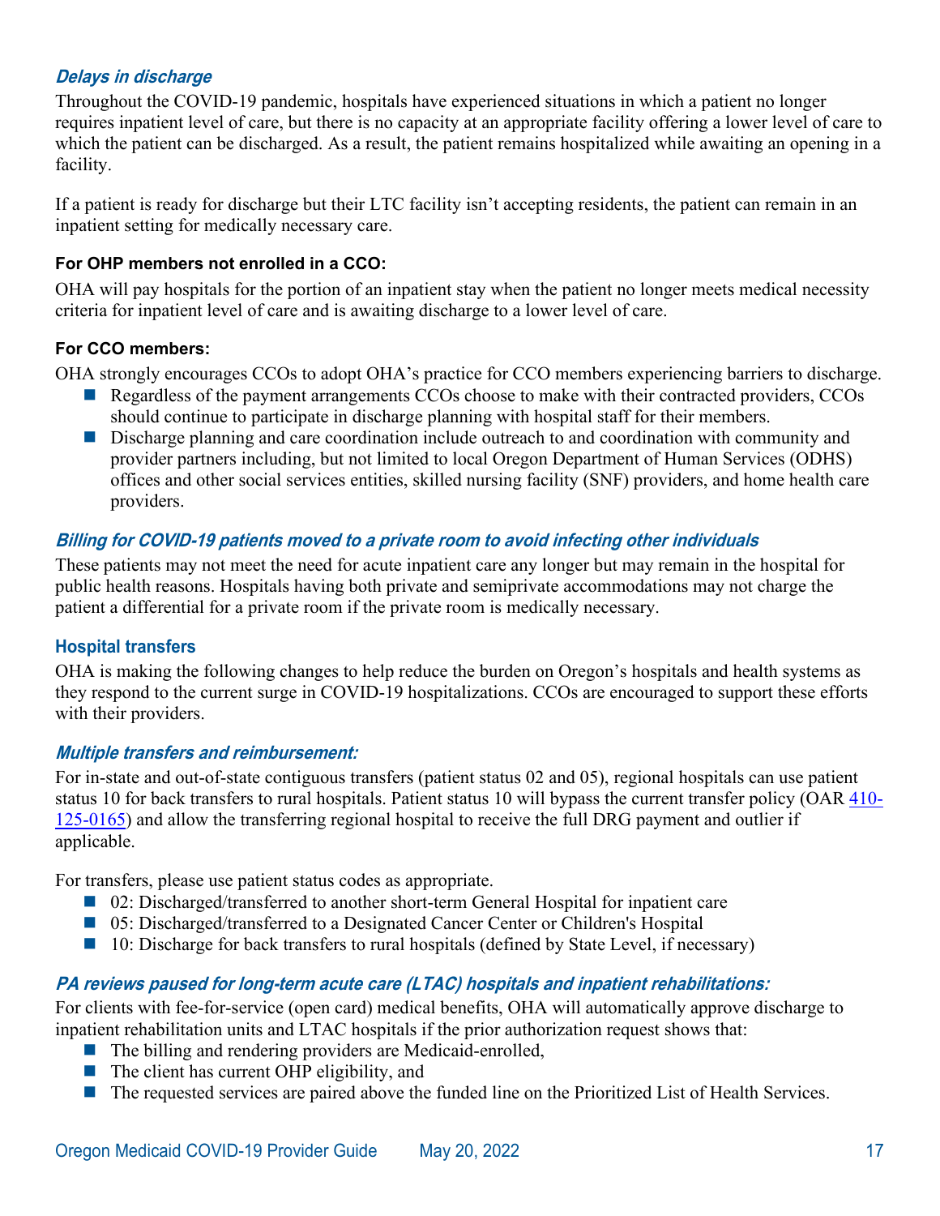### *Delays in discharge*

Throughout the COVID-19 pandemic, hospitals have experienced situations in which a patient no longer requires inpatient level of care, but there is no capacity at an appropriate facility offering a lower level of care to which the patient can be discharged. As a result, the patient remains hospitalized while awaiting an opening in a facility.

If a patient is ready for discharge but their LTC facility isn't accepting residents, the patient can remain in an inpatient setting for medically necessary care.

**For OHP members not enrolled in a CCO:**

OHA will pay hospitals for the portion of an inpatient stay when the patient no longer meets medical necessity criteria for inpatient level of care and is awaiting discharge to a lower level of care.

**For CCO members:**

OHA strongly encourages CCOs to adopt OHA's practice for CCO members experiencing barriers to discharge.

- Regardless of the payment arrangements CCOs choose to make with their contracted providers, CCOs should continue to participate in discharge planning with hospital staff for their members.
- Discharge planning and care coordination include outreach to and coordination with community and provider partners including, but not limited to local Oregon Department of Human Services (ODHS) offices and other social services entities, skilled nursing facility (SNF) providers, and home health care providers.

### *Billing for COVID-19 patients moved to a private room to avoid infecting other individuals*

These patients may not meet the need for acute inpatient care any longer but may remain in the hospital for public health reasons. Hospitals having both private and semiprivate accommodations may not charge the patient a differential for a private room if the private room is medically necessary.

## Hospital transfers

OHA is making the following changes to help reduce the burden on Oregon's hospitals and health systems as they respond to the current surge in COVID-19 hospitalizations. CCOs are encouraged to support these efforts with their providers.

### *Multiple transfers and reimbursement:*

For in-state and out-of-state contiguous transfers (patient status 02 and 05), regional hospitals can use patient status 10 for back transfers to rural hospitals. Patient status 10 will bypass the current transfer policy (OAR 410-125-0165) and allow the transferring regional hospital to receive the full DRG payment and outlier if applicable.

For transfers, please use patient status codes as appropriate.

- 02: Discharged/transferred to another short-term General Hospital for inpatient care
- 05: Discharged/transferred to a Designated Cancer Center or Children's Hospital
- 10: Discharge for back transfers to rural hospitals (defined by State Level, if necessary)

### *PA reviews paused for long-term acute care (LTAC) hospitals and inpatient rehabilitations:*

For clients with fee-for-service (open card) medical benefits, OHA will automatically approve discharge to inpatient rehabilitation units and LTAC hospitals if the prior authorization request shows that:

- The billing and rendering providers are Medicaid-enrolled,
- The client has current OHP eligibility, and
- The requested services are paired above the funded line on the Prioritized List of Health Services.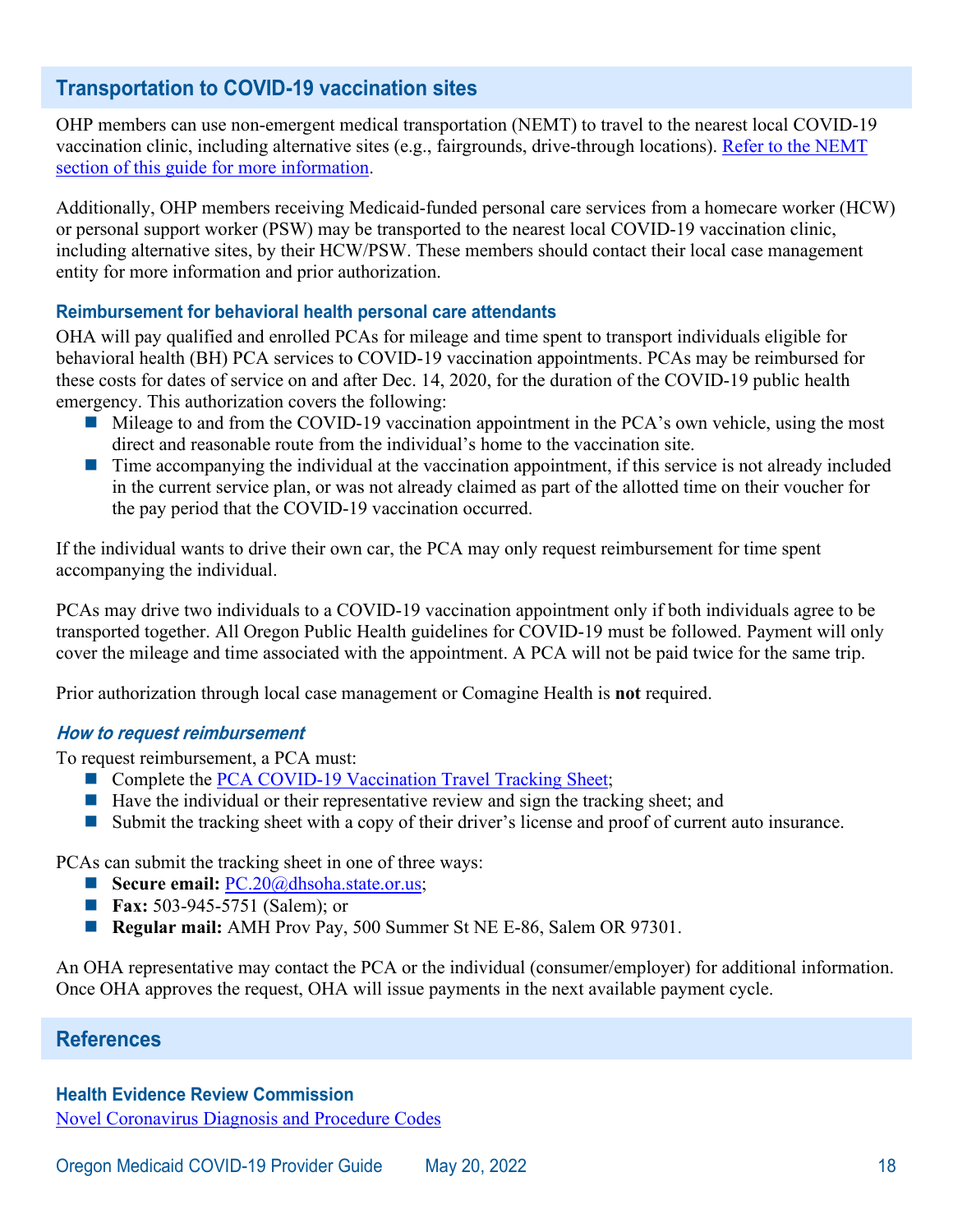## Transportation to COVID-19 vaccination sites

OHP members can use non-emergent medical transportation (NEMT) to travel to the nearest local COVID-19 vaccination clinic, including alternative sites (e.g., fairgrounds, drive-through locations). [Refer to the NEMT section of this guide for more information](#).

Additionally, OHP members receiving Medicaid-funded personal care services from a homecare worker (HCW) or personal support worker (PSW) may be transported to the nearest local COVID-19 vaccination clinic, including alternative sites, by their HCW/PSW. These members should contact their local case management entity for more information and prior authorization.

### Reimbursement for behavioral health personal care attendants

OHA will pay qualified and enrolled PCAs for mileage and time spent to transport individuals eligible for behavioral health (BH) PCA services to COVID-19 vaccination appointments. PCAs may be reimbursed for these costs for dates of service on and after Dec. 14, 2020, for the duration of the COVID-19 public health emergency. This authorization covers the following:

- Mileage to and from the COVID-19 vaccination appointment in the PCA's own vehicle, using the most direct and reasonable route from the individual's home to the vaccination site.
- Time accompanying the individual at the vaccination appointment, if this service is not already included in the current service plan, or was not already claimed as part of the allotted time on their voucher for the pay period that the COVID-19 vaccination occurred.

If the individual wants to drive their own car, the PCA may only request reimbursement for time spent accompanying the individual.

PCAs may drive two individuals to a COVID-19 vaccination appointment only if both individuals agree to be transported together. All Oregon Public Health guidelines for COVID-19 must be followed. Payment will only cover the mileage and time associated with the appointment. A PCA will not be paid twice for the same trip.

Prior authorization through local case management or Comagine Health is **not** required.

#### *How to request reimbursement*

To request reimbursement, a PCA must:

- Complete the [PCA COVID-19 Vaccination Travel Tracking Sheet](#);
- Have the individual or their representative review and sign the tracking sheet; and
- Submit the tracking sheet with a copy of their driver's license and proof of current auto insurance.

PCAs can submit the tracking sheet in one of three ways:

- **Secure email:** PC.20@dhsoha.state.or.us;
- **Fax:** 503-945-5751 (Salem); or
- **Regular mail:** AMH Prov Pay, 500 Summer St NE E-86, Salem OR 97301.

An OHA representative may contact the PCA or the individual (consumer/employer) for additional information. Once OHA approves the request, OHA will issue payments in the next available payment cycle.

## References

### Health Evidence Review Commission

[Novel Coronavirus Diagnosis and Procedure Codes](#)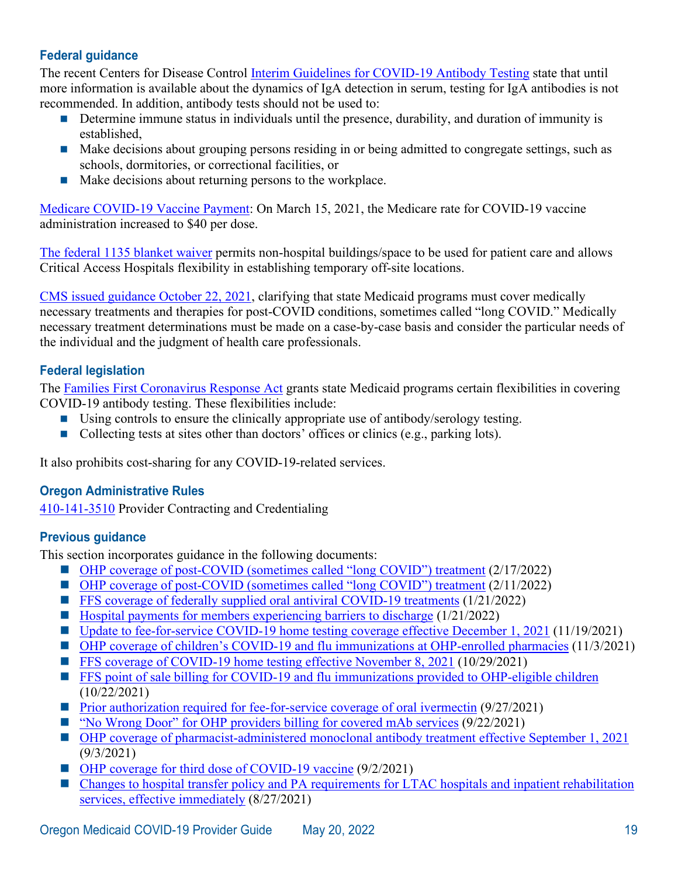### Federal guidance

The recent Centers for Disease Control Interim Guidelines for COVID-19 Antibody Testing state that until more information is available about the dynamics of IgA detection in serum, testing for IgA antibodies is not recommended. In addition, antibody tests should not be used to:

- Determine immune status in individuals until the presence, durability, and duration of immunity is established,
- Make decisions about grouping persons residing in or being admitted to congregate settings, such as schools, dormitories, or correctional facilities, or
- Make decisions about returning persons to the workplace.

Medicare COVID-19 Vaccine Payment: On March 15, 2021, the Medicare rate for COVID-19 vaccine administration increased to $40 per dose.

The federal 1135 blanket waiver permits non-hospital buildings/space to be used for patient care and allows Critical Access Hospitals flexibility in establishing temporary off-site locations.

CMS issued guidance October 22, 2021, clarifying that state Medicaid programs must cover medically necessary treatments and therapies for post-COVID conditions, sometimes called "long COVID." Medically necessary treatment determinations must be made on a case-by-case basis and consider the particular needs of the individual and the judgment of health care professionals.

### Federal legislation

The Families First Coronavirus Response Act grants state Medicaid programs certain flexibilities in covering COVID-19 antibody testing. These flexibilities include:

- Using controls to ensure the clinically appropriate use of antibody/serology testing.
- Collecting tests at sites other than doctors' offices or clinics (e.g., parking lots).

It also prohibits cost-sharing for any COVID-19-related services.

### Oregon Administrative Rules

410-141-3510 Provider Contracting and Credentialing

### Previous guidance

This section incorporates guidance in the following documents:

- OHP coverage of post-COVID (sometimes called "long COVID") treatment (2/17/2022)
- OHP coverage of post-COVID (sometimes called "long COVID") treatment (2/11/2022)
- FFS coverage of federally supplied oral antiviral COVID-19 treatments (1/21/2022)
- Hospital payments for members experiencing barriers to discharge (1/21/2022)
- Update to fee-for-service COVID-19 home testing coverage effective December 1, 2021 (11/19/2021)
- OHP coverage of children's COVID-19 and flu immunizations at OHP-enrolled pharmacies (11/3/2021)
- FFS coverage of COVID-19 home testing effective November 8, 2021 (10/29/2021)
- FFS point of sale billing for COVID-19 and flu immunizations provided to OHP-eligible children (10/22/2021)
- Prior authorization required for fee-for-service coverage of oral ivermectin (9/27/2021)
- "No Wrong Door" for OHP providers billing for covered mAb services (9/22/2021)
- OHP coverage of pharmacist-administered monoclonal antibody treatment effective September 1, 2021 (9/3/2021)
- OHP coverage for third dose of COVID-19 vaccine (9/2/2021)
- Changes to hospital transfer policy and PA requirements for LTAC hospitals and inpatient rehabilitation services, effective immediately (8/27/2021)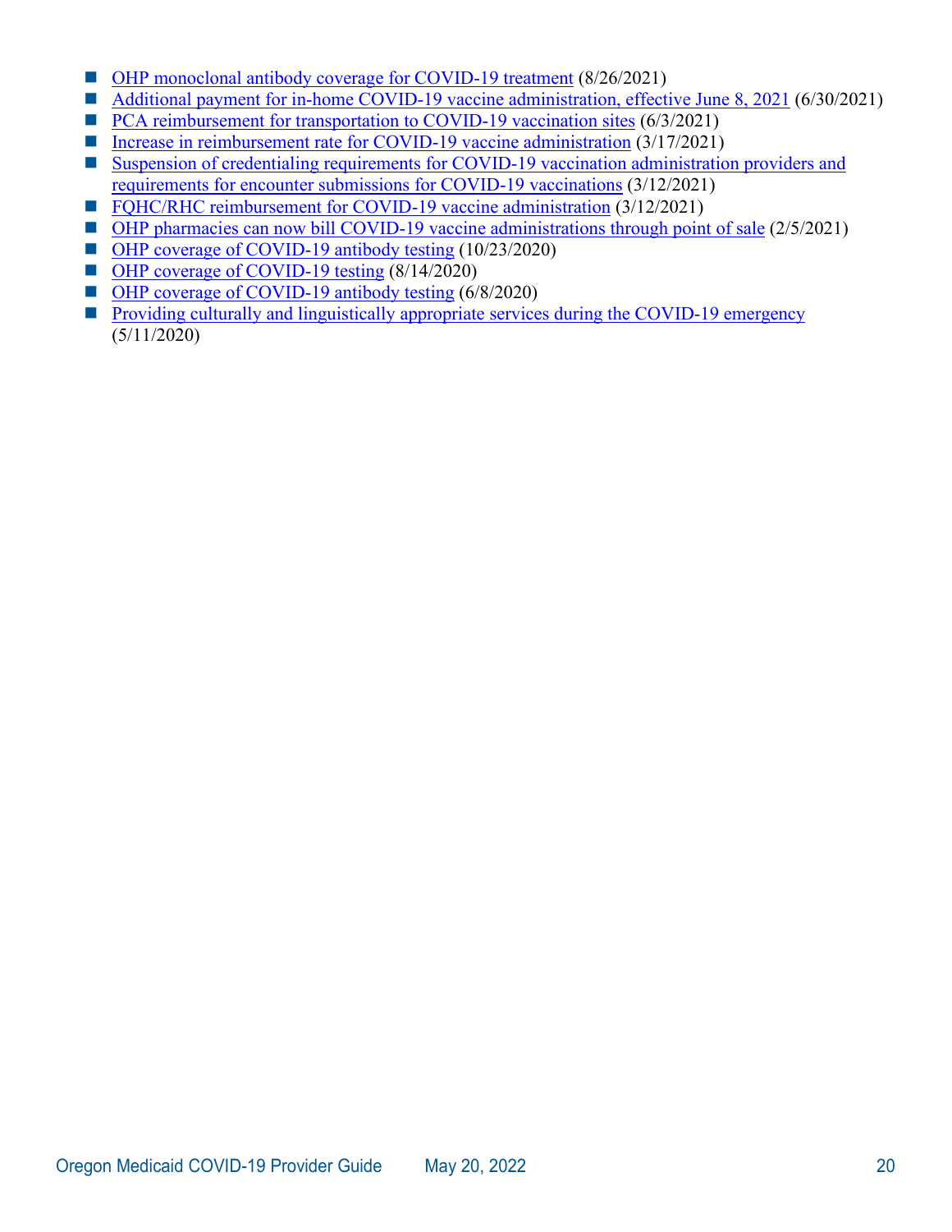- OHP monoclonal antibody coverage for COVID-19 treatment (8/26/2021)
- Additional payment for in-home COVID-19 vaccine administration, effective June 8, 2021 (6/30/2021)
- PCA reimbursement for transportation to COVID-19 vaccination sites (6/3/2021)
- Increase in reimbursement rate for COVID-19 vaccine administration (3/17/2021)
- Suspension of credentialing requirements for COVID-19 vaccination administration providers and requirements for encounter submissions for COVID-19 vaccinations (3/12/2021)
- FQHC/RHC reimbursement for COVID-19 vaccine administration (3/12/2021)
- OHP pharmacies can now bill COVID-19 vaccine administrations through point of sale (2/5/2021)
- OHP coverage of COVID-19 antibody testing (10/23/2020)
- OHP coverage of COVID-19 testing (8/14/2020)
- OHP coverage of COVID-19 antibody testing (6/8/2020)
- Providing culturally and linguistically appropriate services during the COVID-19 emergency (5/11/2020)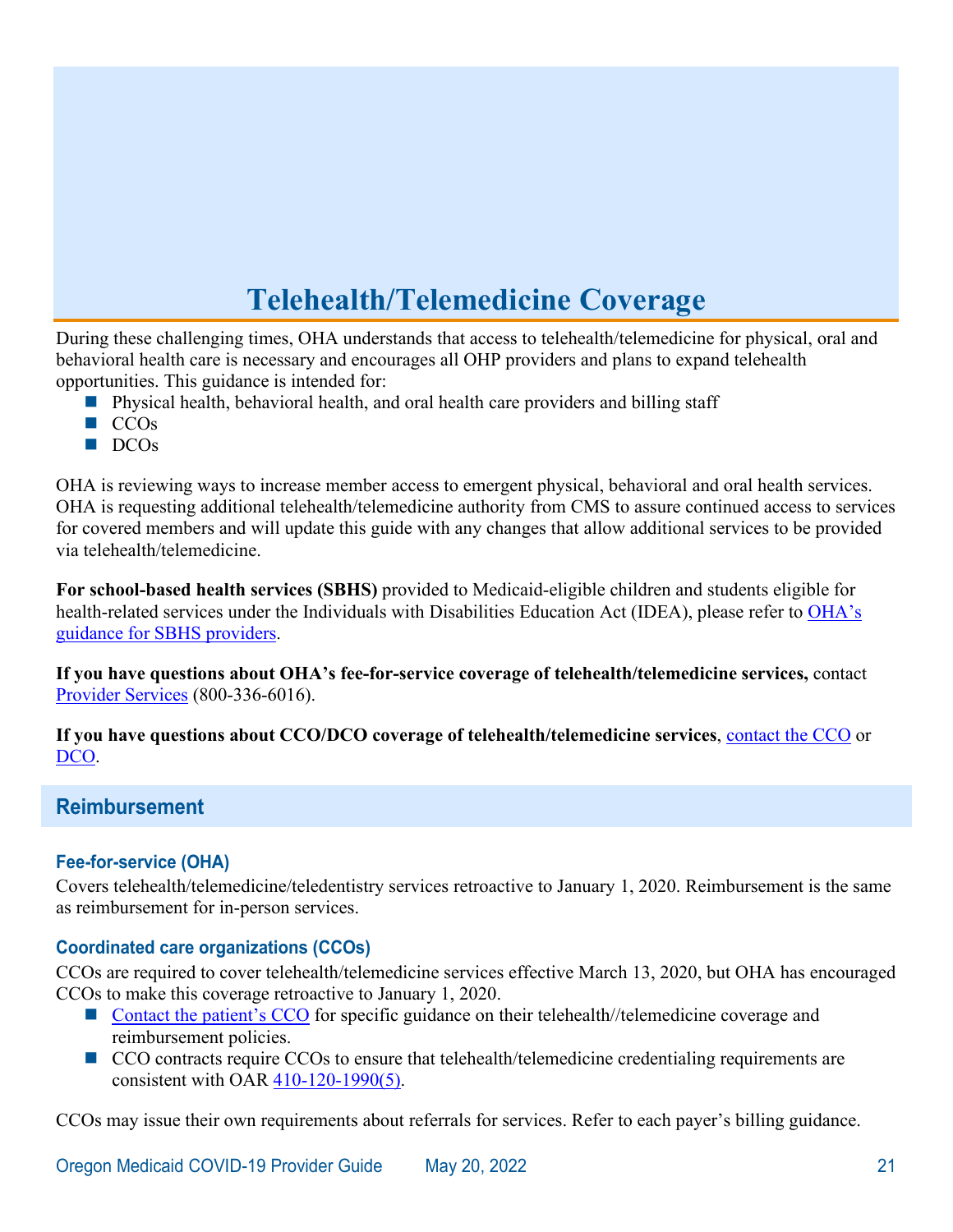# Telehealth/Telemedicine Coverage

During these challenging times, OHA understands that access to telehealth/telemedicine for physical, oral and behavioral health care is necessary and encourages all OHP providers and plans to expand telehealth opportunities. This guidance is intended for:

- Physical health, behavioral health, and oral health care providers and billing staff
- CCOs
- DCOs

OHA is reviewing ways to increase member access to emergent physical, behavioral and oral health services. OHA is requesting additional telehealth/telemedicine authority from CMS to assure continued access to services for covered members and will update this guide with any changes that allow additional services to be provided via telehealth/telemedicine.

**For school-based health services (SBHS)** provided to Medicaid-eligible children and students eligible for health-related services under the Individuals with Disabilities Education Act (IDEA), please refer to OHA's guidance for SBHS providers.

**If you have questions about OHA's fee-for-service coverage of telehealth/telemedicine services,** contact Provider Services (800-336-6016).

**If you have questions about CCO/DCO coverage of telehealth/telemedicine services**, contact the CCO or DCO.

## Reimbursement

### Fee-for-service (OHA)

Covers telehealth/telemedicine/teledentistry services retroactive to January 1, 2020. Reimbursement is the same as reimbursement for in-person services.

### Coordinated care organizations (CCOs)

CCOs are required to cover telehealth/telemedicine services effective March 13, 2020, but OHA has encouraged CCOs to make this coverage retroactive to January 1, 2020.

- Contact the patient's CCO for specific guidance on their telehealth//telemedicine coverage and reimbursement policies.
- CCO contracts require CCOs to ensure that telehealth/telemedicine credentialing requirements are consistent with OAR 410-120-1990(5).

CCOs may issue their own requirements about referrals for services. Refer to each payer's billing guidance.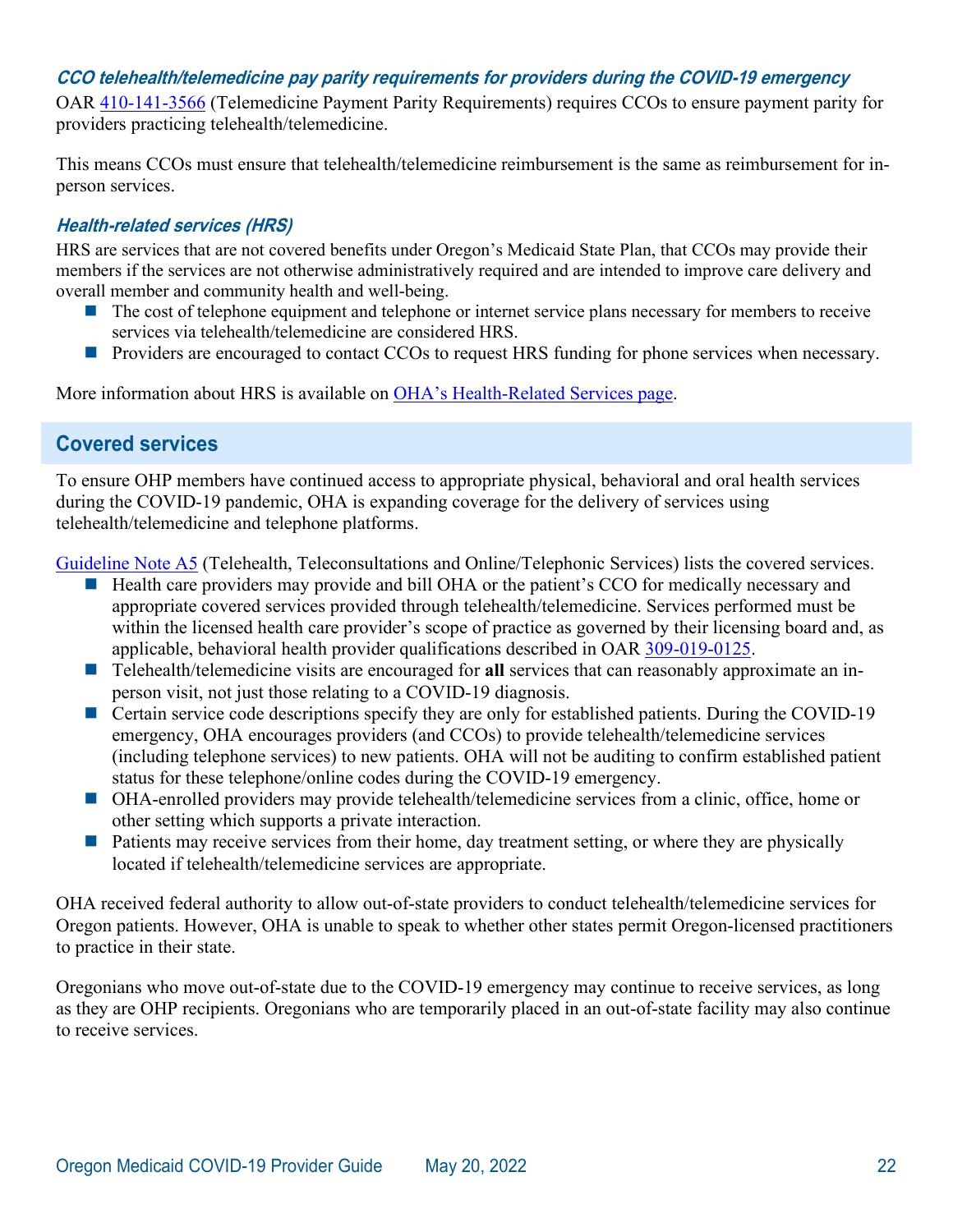### *CCO telehealth/telemedicine pay parity requirements for providers during the COVID-19 emergency*

OAR 410-141-3566 (Telemedicine Payment Parity Requirements) requires CCOs to ensure payment parity for providers practicing telehealth/telemedicine.

This means CCOs must ensure that telehealth/telemedicine reimbursement is the same as reimbursement for in-person services.

### *Health-related services (HRS)*

HRS are services that are not covered benefits under Oregon's Medicaid State Plan, that CCOs may provide their members if the services are not otherwise administratively required and are intended to improve care delivery and overall member and community health and well-being.

- The cost of telephone equipment and telephone or internet service plans necessary for members to receive services via telehealth/telemedicine are considered HRS.
- Providers are encouraged to contact CCOs to request HRS funding for phone services when necessary.

More information about HRS is available on OHA's Health-Related Services page.

## Covered services

To ensure OHP members have continued access to appropriate physical, behavioral and oral health services during the COVID-19 pandemic, OHA is expanding coverage for the delivery of services using telehealth/telemedicine and telephone platforms.

Guideline Note A5 (Telehealth, Teleconsultations and Online/Telephonic Services) lists the covered services.

- Health care providers may provide and bill OHA or the patient's CCO for medically necessary and appropriate covered services provided through telehealth/telemedicine. Services performed must be within the licensed health care provider's scope of practice as governed by their licensing board and, as applicable, behavioral health provider qualifications described in OAR 309-019-0125.
- Telehealth/telemedicine visits are encouraged for **all** services that can reasonably approximate an in-person visit, not just those relating to a COVID-19 diagnosis.
- Certain service code descriptions specify they are only for established patients. During the COVID-19 emergency, OHA encourages providers (and CCOs) to provide telehealth/telemedicine services (including telephone services) to new patients. OHA will not be auditing to confirm established patient status for these telephone/online codes during the COVID-19 emergency.
- OHA-enrolled providers may provide telehealth/telemedicine services from a clinic, office, home or other setting which supports a private interaction.
- Patients may receive services from their home, day treatment setting, or where they are physically located if telehealth/telemedicine services are appropriate.

OHA received federal authority to allow out-of-state providers to conduct telehealth/telemedicine services for Oregon patients. However, OHA is unable to speak to whether other states permit Oregon-licensed practitioners to practice in their state.

Oregonians who move out-of-state due to the COVID-19 emergency may continue to receive services, as long as they are OHP recipients. Oregonians who are temporarily placed in an out-of-state facility may also continue to receive services.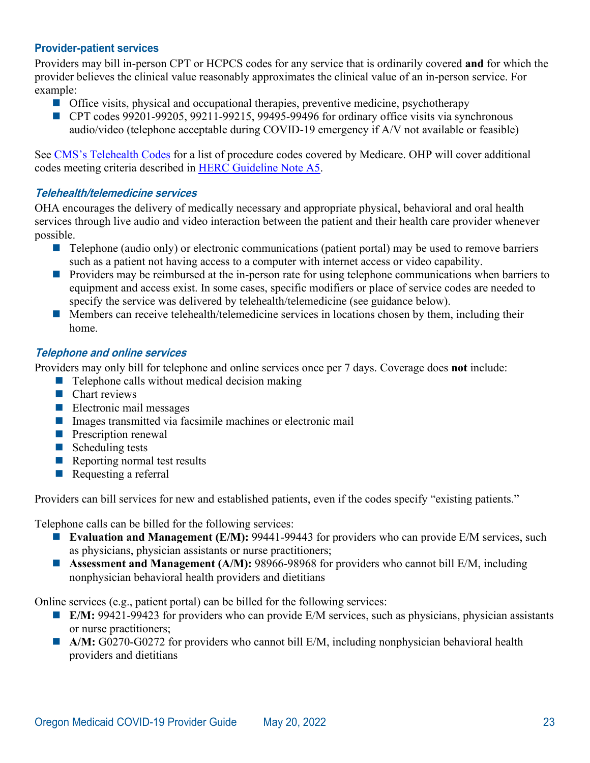### Provider-patient services

Providers may bill in-person CPT or HCPCS codes for any service that is ordinarily covered **and** for which the provider believes the clinical value reasonably approximates the clinical value of an in-person service. For example:

- Office visits, physical and occupational therapies, preventive medicine, psychotherapy
- CPT codes 99201-99205, 99211-99215, 99495-99496 for ordinary office visits via synchronous audio/video (telephone acceptable during COVID-19 emergency if A/V not available or feasible)

See [CMS's Telehealth Codes]() for a list of procedure codes covered by Medicare. OHP will cover additional codes meeting criteria described in [HERC Guideline Note A5]().

#### *Telehealth/telemedicine services*

OHA encourages the delivery of medically necessary and appropriate physical, behavioral and oral health services through live audio and video interaction between the patient and their health care provider whenever possible.

- Telephone (audio only) or electronic communications (patient portal) may be used to remove barriers such as a patient not having access to a computer with internet access or video capability.
- Providers may be reimbursed at the in-person rate for using telephone communications when barriers to equipment and access exist. In some cases, specific modifiers or place of service codes are needed to specify the service was delivered by telehealth/telemedicine (see guidance below).
- Members can receive telehealth/telemedicine services in locations chosen by them, including their home.

#### *Telephone and online services*

Providers may only bill for telephone and online services once per 7 days. Coverage does **not** include:

- Telephone calls without medical decision making
- Chart reviews
- Electronic mail messages
- Images transmitted via facsimile machines or electronic mail
- Prescription renewal
- Scheduling tests
- Reporting normal test results
- Requesting a referral

Providers can bill services for new and established patients, even if the codes specify "existing patients."

Telephone calls can be billed for the following services:

- **Evaluation and Management (E/M):** 99441-99443 for providers who can provide E/M services, such as physicians, physician assistants or nurse practitioners;
- **Assessment and Management (A/M):** 98966-98968 for providers who cannot bill E/M, including nonphysician behavioral health providers and dietitians

Online services (e.g., patient portal) can be billed for the following services:

- **E/M:** 99421-99423 for providers who can provide E/M services, such as physicians, physician assistants or nurse practitioners;
- **A/M:** G0270-G0272 for providers who cannot bill E/M, including nonphysician behavioral health providers and dietitians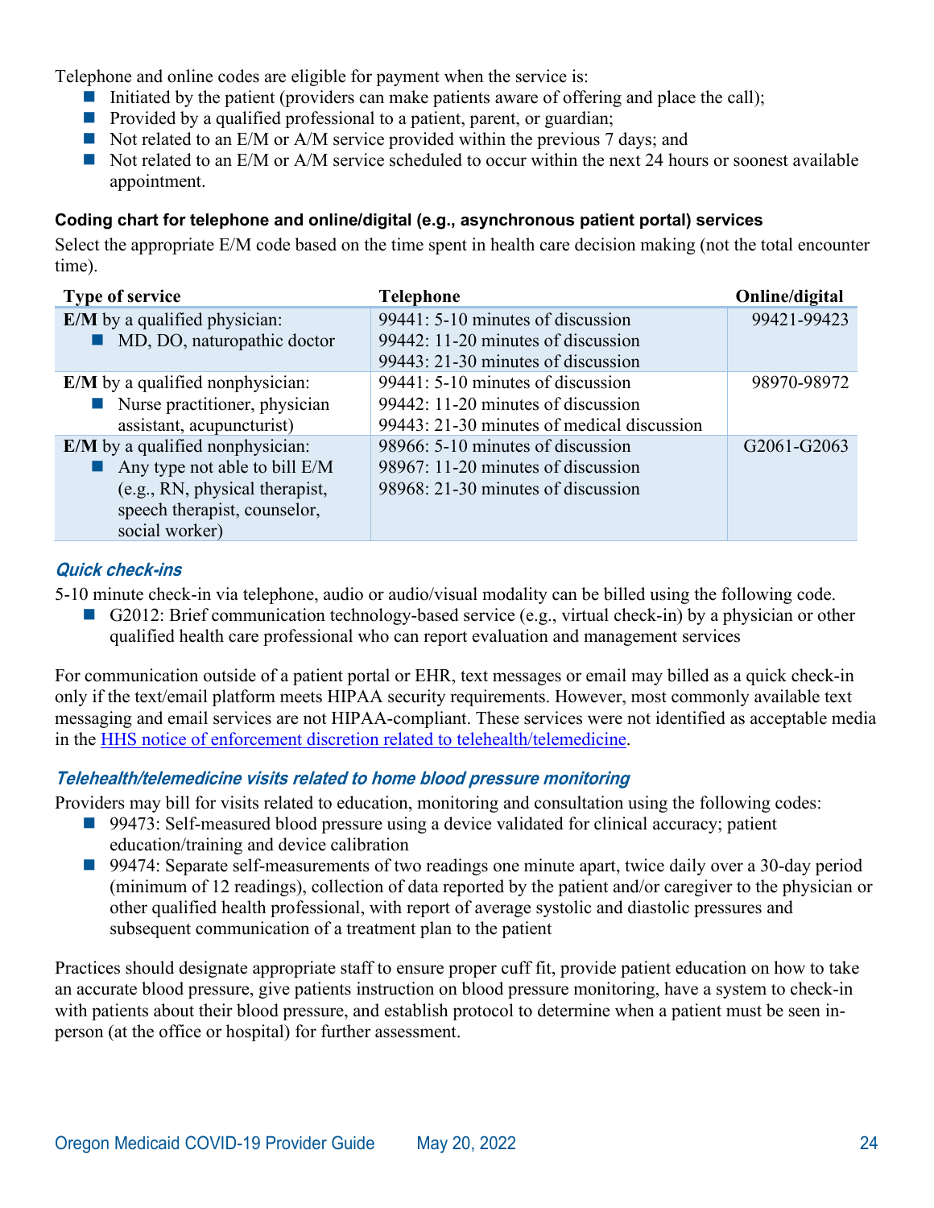Telephone and online codes are eligible for payment when the service is:

- Initiated by the patient (providers can make patients aware of offering and place the call);
- Provided by a qualified professional to a patient, parent, or guardian;
- Not related to an E/M or A/M service provided within the previous 7 days; and
- Not related to an E/M or A/M service scheduled to occur within the next 24 hours or soonest available appointment.

#### Coding chart for telephone and online/digital (e.g., asynchronous patient portal) services

Select the appropriate E/M code based on the time spent in health care decision making (not the total encounter time).

| Type of service | Telephone | Online/digital |
|---|---|---|
| **E/M** by a qualified physician:<br>- MD, DO, naturopathic doctor | 99441: 5-10 minutes of discussion<br>99442: 11-20 minutes of discussion<br>99443: 21-30 minutes of discussion | 99421-99423 |
| **E/M** by a qualified nonphysician:<br>- Nurse practitioner, physician assistant, acupuncturist) | 99441: 5-10 minutes of discussion<br>99442: 11-20 minutes of discussion<br>99443: 21-30 minutes of medical discussion | 98970-98972 |
| **E/M** by a qualified nonphysician:<br>- Any type not able to bill E/M (e.g., RN, physical therapist, speech therapist, counselor, social worker) | 98966: 5-10 minutes of discussion<br>98967: 11-20 minutes of discussion<br>98968: 21-30 minutes of discussion | G2061-G2063 |

### *Quick check-ins*

5-10 minute check-in via telephone, audio or audio/visual modality can be billed using the following code.

- G2012: Brief communication technology-based service (e.g., virtual check-in) by a physician or other qualified health care professional who can report evaluation and management services

For communication outside of a patient portal or EHR, text messages or email may billed as a quick check-in only if the text/email platform meets HIPAA security requirements. However, most commonly available text messaging and email services are not HIPAA-compliant. These services were not identified as acceptable media in the HHS notice of enforcement discretion related to telehealth/telemedicine.

### *Telehealth/telemedicine visits related to home blood pressure monitoring*

Providers may bill for visits related to education, monitoring and consultation using the following codes:

- 99473: Self-measured blood pressure using a device validated for clinical accuracy; patient education/training and device calibration
- 99474: Separate self-measurements of two readings one minute apart, twice daily over a 30-day period (minimum of 12 readings), collection of data reported by the patient and/or caregiver to the physician or other qualified health professional, with report of average systolic and diastolic pressures and subsequent communication of a treatment plan to the patient

Practices should designate appropriate staff to ensure proper cuff fit, provide patient education on how to take an accurate blood pressure, give patients instruction on blood pressure monitoring, have a system to check-in with patients about their blood pressure, and establish protocol to determine when a patient must be seen in-person (at the office or hospital) for further assessment.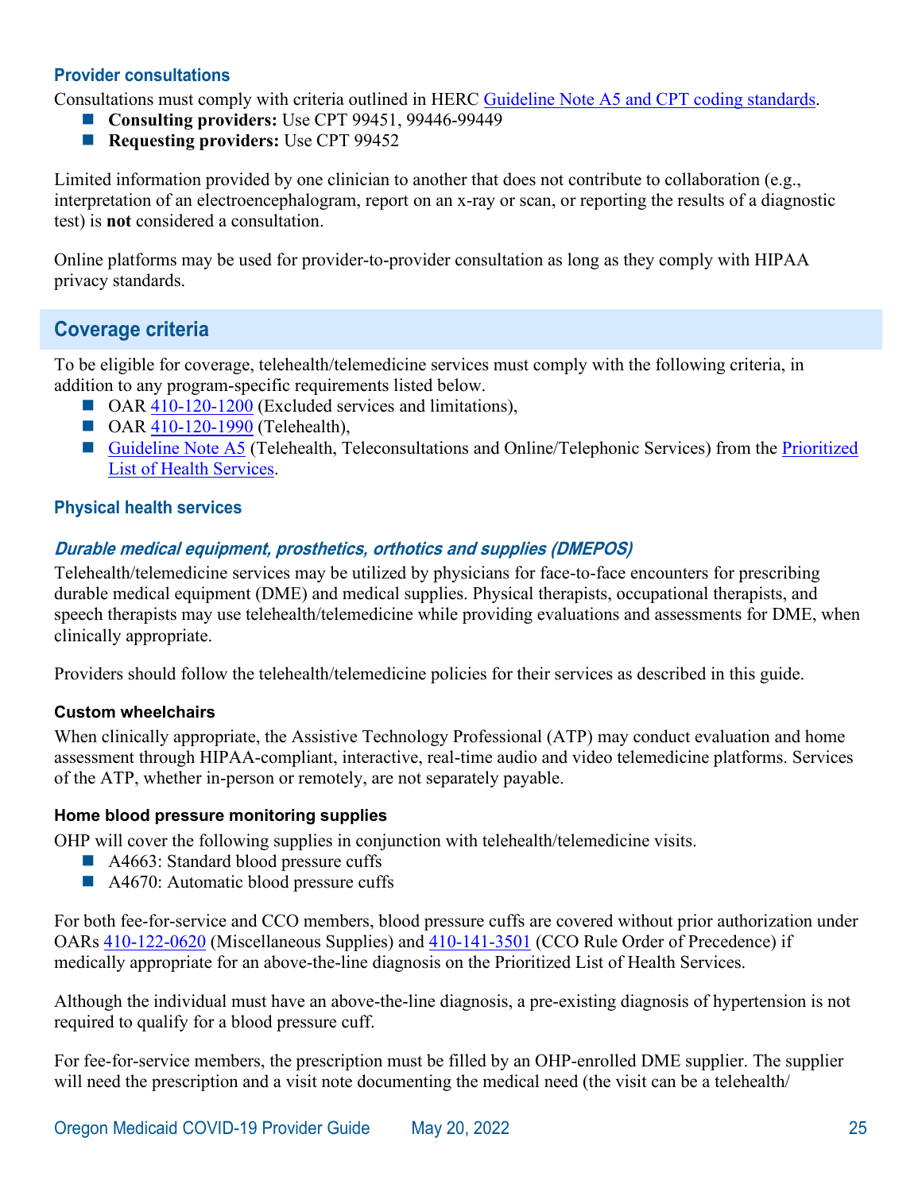### Provider consultations

Consultations must comply with criteria outlined in HERC Guideline Note A5 and CPT coding standards.

- **Consulting providers:** Use CPT 99451, 99446-99449
- **Requesting providers:** Use CPT 99452

Limited information provided by one clinician to another that does not contribute to collaboration (e.g., interpretation of an electroencephalogram, report on an x-ray or scan, or reporting the results of a diagnostic test) is **not** considered a consultation.

Online platforms may be used for provider-to-provider consultation as long as they comply with HIPAA privacy standards.

## Coverage criteria

To be eligible for coverage, telehealth/telemedicine services must comply with the following criteria, in addition to any program-specific requirements listed below.

- OAR 410-120-1200 (Excluded services and limitations),
- OAR 410-120-1990 (Telehealth),
- Guideline Note A5 (Telehealth, Teleconsultations and Online/Telephonic Services) from the Prioritized List of Health Services.

### Physical health services

#### *Durable medical equipment, prosthetics, orthotics and supplies (DMEPOS)*

Telehealth/telemedicine services may be utilized by physicians for face-to-face encounters for prescribing durable medical equipment (DME) and medical supplies. Physical therapists, occupational therapists, and speech therapists may use telehealth/telemedicine while providing evaluations and assessments for DME, when clinically appropriate.

Providers should follow the telehealth/telemedicine policies for their services as described in this guide.

**Custom wheelchairs**

When clinically appropriate, the Assistive Technology Professional (ATP) may conduct evaluation and home assessment through HIPAA-compliant, interactive, real-time audio and video telemedicine platforms. Services of the ATP, whether in-person or remotely, are not separately payable.

**Home blood pressure monitoring supplies**

OHP will cover the following supplies in conjunction with telehealth/telemedicine visits.

- A4663: Standard blood pressure cuffs
- A4670: Automatic blood pressure cuffs

For both fee-for-service and CCO members, blood pressure cuffs are covered without prior authorization under OARs 410-122-0620 (Miscellaneous Supplies) and 410-141-3501 (CCO Rule Order of Precedence) if medically appropriate for an above-the-line diagnosis on the Prioritized List of Health Services.

Although the individual must have an above-the-line diagnosis, a pre-existing diagnosis of hypertension is not required to qualify for a blood pressure cuff.

For fee-for-service members, the prescription must be filled by an OHP-enrolled DME supplier. The supplier will need the prescription and a visit note documenting the medical need (the visit can be a telehealth/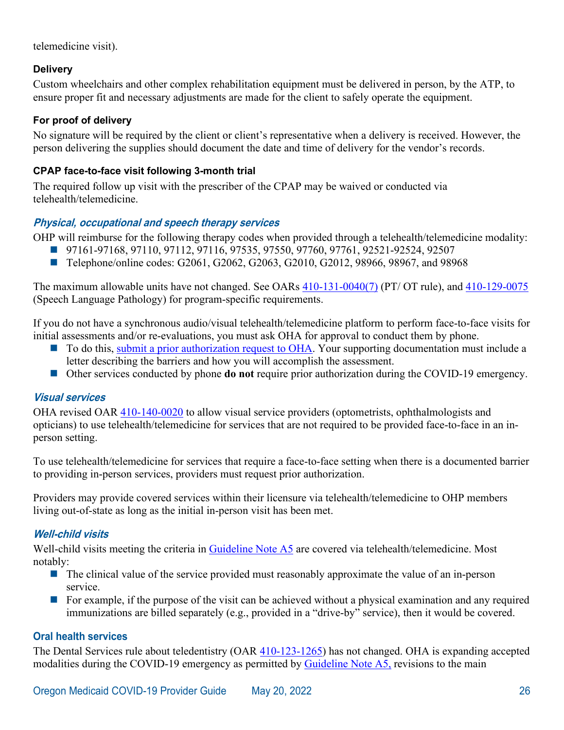telemedicine visit).

#### Delivery

Custom wheelchairs and other complex rehabilitation equipment must be delivered in person, by the ATP, to ensure proper fit and necessary adjustments are made for the client to safely operate the equipment.

#### For proof of delivery

No signature will be required by the client or client's representative when a delivery is received. However, the person delivering the supplies should document the date and time of delivery for the vendor's records.

#### CPAP face-to-face visit following 3-month trial

The required follow up visit with the prescriber of the CPAP may be waived or conducted via telehealth/telemedicine.

### *Physical, occupational and speech therapy services*

OHP will reimburse for the following therapy codes when provided through a telehealth/telemedicine modality:

- 97161-97168, 97110, 97112, 97116, 97535, 97550, 97760, 97761, 92521-92524, 92507
- Telephone/online codes: G2061, G2062, G2063, G2010, G2012, 98966, 98967, and 98968

The maximum allowable units have not changed. See OARs 410-131-0040(7) (PT/ OT rule), and 410-129-0075 (Speech Language Pathology) for program-specific requirements.

If you do not have a synchronous audio/visual telehealth/telemedicine platform to perform face-to-face visits for initial assessments and/or re-evaluations, you must ask OHA for approval to conduct them by phone.

- To do this, submit a prior authorization request to OHA. Your supporting documentation must include a letter describing the barriers and how you will accomplish the assessment.
- Other services conducted by phone **do not** require prior authorization during the COVID-19 emergency.

### *Visual services*

OHA revised OAR 410-140-0020 to allow visual service providers (optometrists, ophthalmologists and opticians) to use telehealth/telemedicine for services that are not required to be provided face-to-face in an in-person setting.

To use telehealth/telemedicine for services that require a face-to-face setting when there is a documented barrier to providing in-person services, providers must request prior authorization.

Providers may provide covered services within their licensure via telehealth/telemedicine to OHP members living out-of-state as long as the initial in-person visit has been met.

### *Well-child visits*

Well-child visits meeting the criteria in Guideline Note A5 are covered via telehealth/telemedicine. Most notably:

- The clinical value of the service provided must reasonably approximate the value of an in-person service.
- For example, if the purpose of the visit can be achieved without a physical examination and any required immunizations are billed separately (e.g., provided in a "drive-by" service), then it would be covered.

### Oral health services

The Dental Services rule about teledentistry (OAR 410-123-1265) has not changed. OHA is expanding accepted modalities during the COVID-19 emergency as permitted by Guideline Note A5, revisions to the main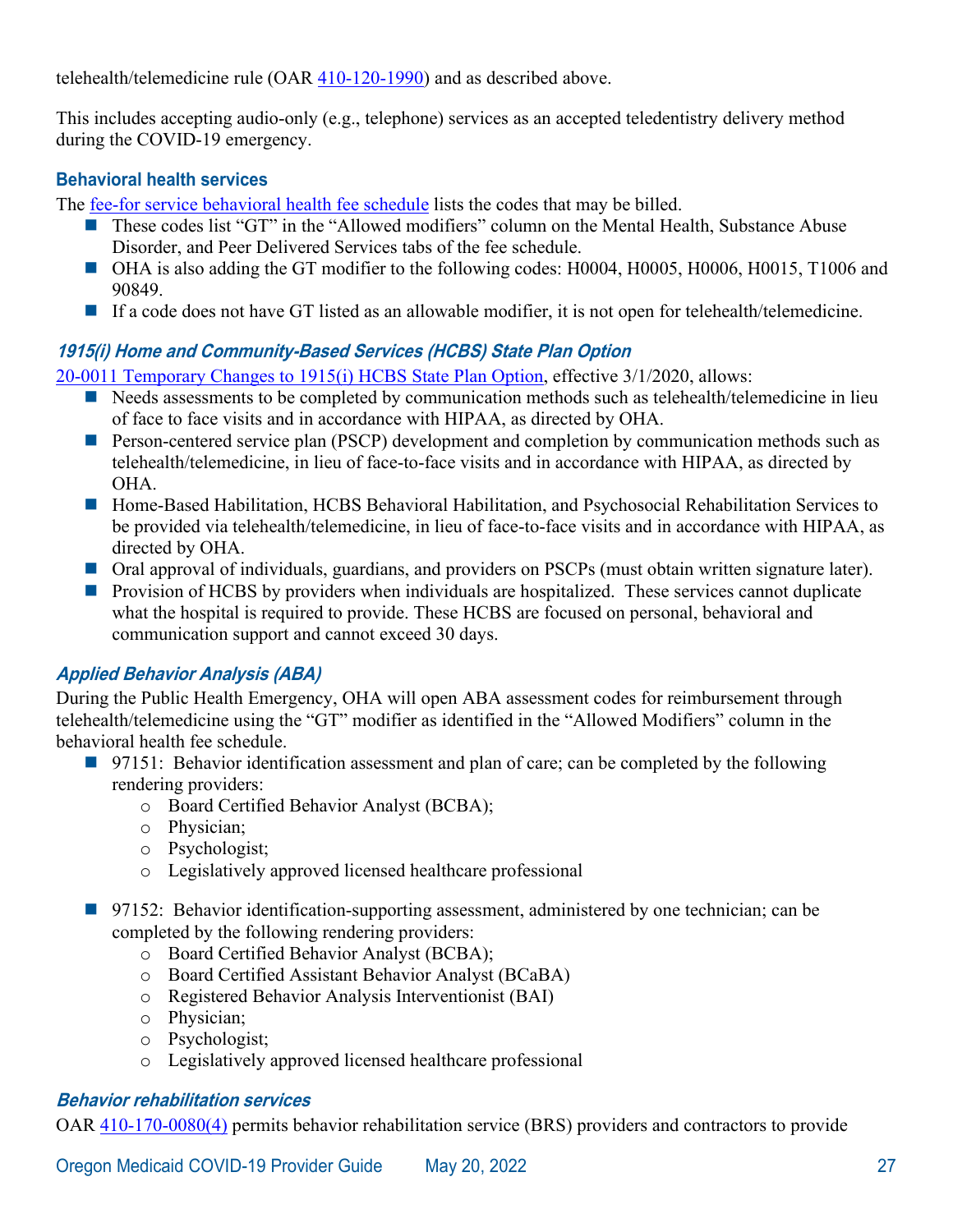telehealth/telemedicine rule (OAR [410-120-1990](410-120-1990)) and as described above.

This includes accepting audio-only (e.g., telephone) services as an accepted teledentistry delivery method during the COVID-19 emergency.

### Behavioral health services

The fee-for service behavioral health fee schedule lists the codes that may be billed.

- These codes list "GT" in the "Allowed modifiers" column on the Mental Health, Substance Abuse Disorder, and Peer Delivered Services tabs of the fee schedule.
- OHA is also adding the GT modifier to the following codes: H0004, H0005, H0006, H0015, T1006 and 90849.
- If a code does not have GT listed as an allowable modifier, it is not open for telehealth/telemedicine.

#### *1915(i) Home and Community-Based Services (HCBS) State Plan Option*

20-0011 Temporary Changes to 1915(i) HCBS State Plan Option, effective 3/1/2020, allows:

- Needs assessments to be completed by communication methods such as telehealth/telemedicine in lieu of face to face visits and in accordance with HIPAA, as directed by OHA.
- Person-centered service plan (PSCP) development and completion by communication methods such as telehealth/telemedicine, in lieu of face-to-face visits and in accordance with HIPAA, as directed by OHA.
- Home-Based Habilitation, HCBS Behavioral Habilitation, and Psychosocial Rehabilitation Services to be provided via telehealth/telemedicine, in lieu of face-to-face visits and in accordance with HIPAA, as directed by OHA.
- Oral approval of individuals, guardians, and providers on PSCPs (must obtain written signature later).
- Provision of HCBS by providers when individuals are hospitalized. These services cannot duplicate what the hospital is required to provide. These HCBS are focused on personal, behavioral and communication support and cannot exceed 30 days.

#### *Applied Behavior Analysis (ABA)*

During the Public Health Emergency, OHA will open ABA assessment codes for reimbursement through telehealth/telemedicine using the "GT" modifier as identified in the "Allowed Modifiers" column in the behavioral health fee schedule.

- 97151: Behavior identification assessment and plan of care; can be completed by the following rendering providers:
  - Board Certified Behavior Analyst (BCBA);
  - Physician;
  - Psychologist;
  - Legislatively approved licensed healthcare professional

- 97152: Behavior identification-supporting assessment, administered by one technician; can be completed by the following rendering providers:
  - Board Certified Behavior Analyst (BCBA);
  - Board Certified Assistant Behavior Analyst (BCaBA)
  - Registered Behavior Analysis Interventionist (BAI)
  - Physician;
  - Psychologist;
  - Legislatively approved licensed healthcare professional

#### *Behavior rehabilitation services*

OAR 410-170-0080(4) permits behavior rehabilitation service (BRS) providers and contractors to provide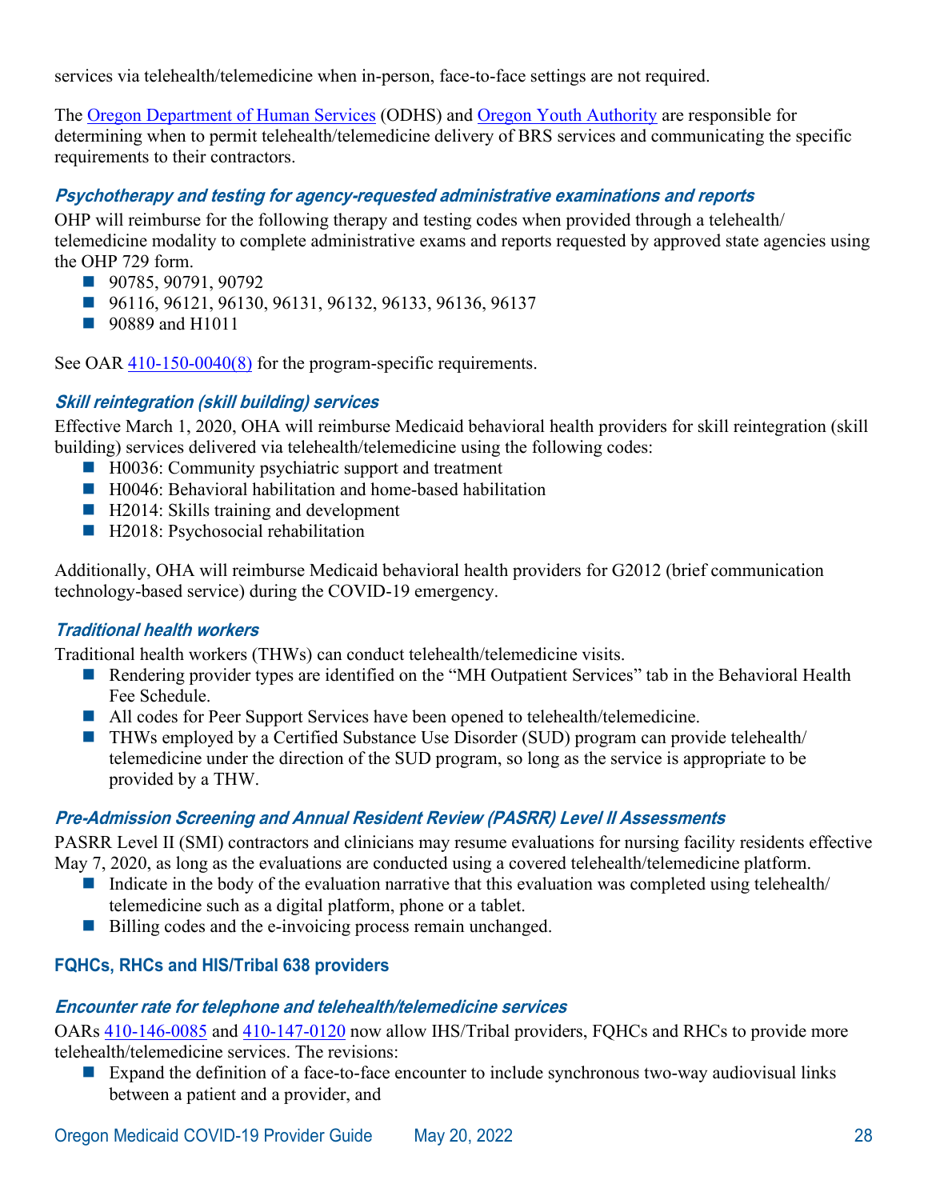services via telehealth/telemedicine when in-person, face-to-face settings are not required.

The Oregon Department of Human Services (ODHS) and Oregon Youth Authority are responsible for determining when to permit telehealth/telemedicine delivery of BRS services and communicating the specific requirements to their contractors.

#### *Psychotherapy and testing for agency-requested administrative examinations and reports*

OHP will reimburse for the following therapy and testing codes when provided through a telehealth/ telemedicine modality to complete administrative exams and reports requested by approved state agencies using the OHP 729 form.

- 90785, 90791, 90792
- 96116, 96121, 96130, 96131, 96132, 96133, 96136, 96137
- 90889 and H1011

See OAR 410-150-0040(8) for the program-specific requirements.

#### *Skill reintegration (skill building) services*

Effective March 1, 2020, OHA will reimburse Medicaid behavioral health providers for skill reintegration (skill building) services delivered via telehealth/telemedicine using the following codes:

- H0036: Community psychiatric support and treatment
- H0046: Behavioral habilitation and home-based habilitation
- H2014: Skills training and development
- H2018: Psychosocial rehabilitation

Additionally, OHA will reimburse Medicaid behavioral health providers for G2012 (brief communication technology-based service) during the COVID-19 emergency.

#### *Traditional health workers*

Traditional health workers (THWs) can conduct telehealth/telemedicine visits.

- Rendering provider types are identified on the "MH Outpatient Services" tab in the Behavioral Health Fee Schedule.
- All codes for Peer Support Services have been opened to telehealth/telemedicine.
- THWs employed by a Certified Substance Use Disorder (SUD) program can provide telehealth/ telemedicine under the direction of the SUD program, so long as the service is appropriate to be provided by a THW.

#### *Pre-Admission Screening and Annual Resident Review (PASRR) Level II Assessments*

PASRR Level II (SMI) contractors and clinicians may resume evaluations for nursing facility residents effective May 7, 2020, as long as the evaluations are conducted using a covered telehealth/telemedicine platform.

- Indicate in the body of the evaluation narrative that this evaluation was completed using telehealth/ telemedicine such as a digital platform, phone or a tablet.
- Billing codes and the e-invoicing process remain unchanged.

### FQHCs, RHCs and HIS/Tribal 638 providers

#### *Encounter rate for telephone and telehealth/telemedicine services*

OARs 410-146-0085 and 410-147-0120 now allow IHS/Tribal providers, FQHCs and RHCs to provide more telehealth/telemedicine services. The revisions:

- Expand the definition of a face-to-face encounter to include synchronous two-way audiovisual links between a patient and a provider, and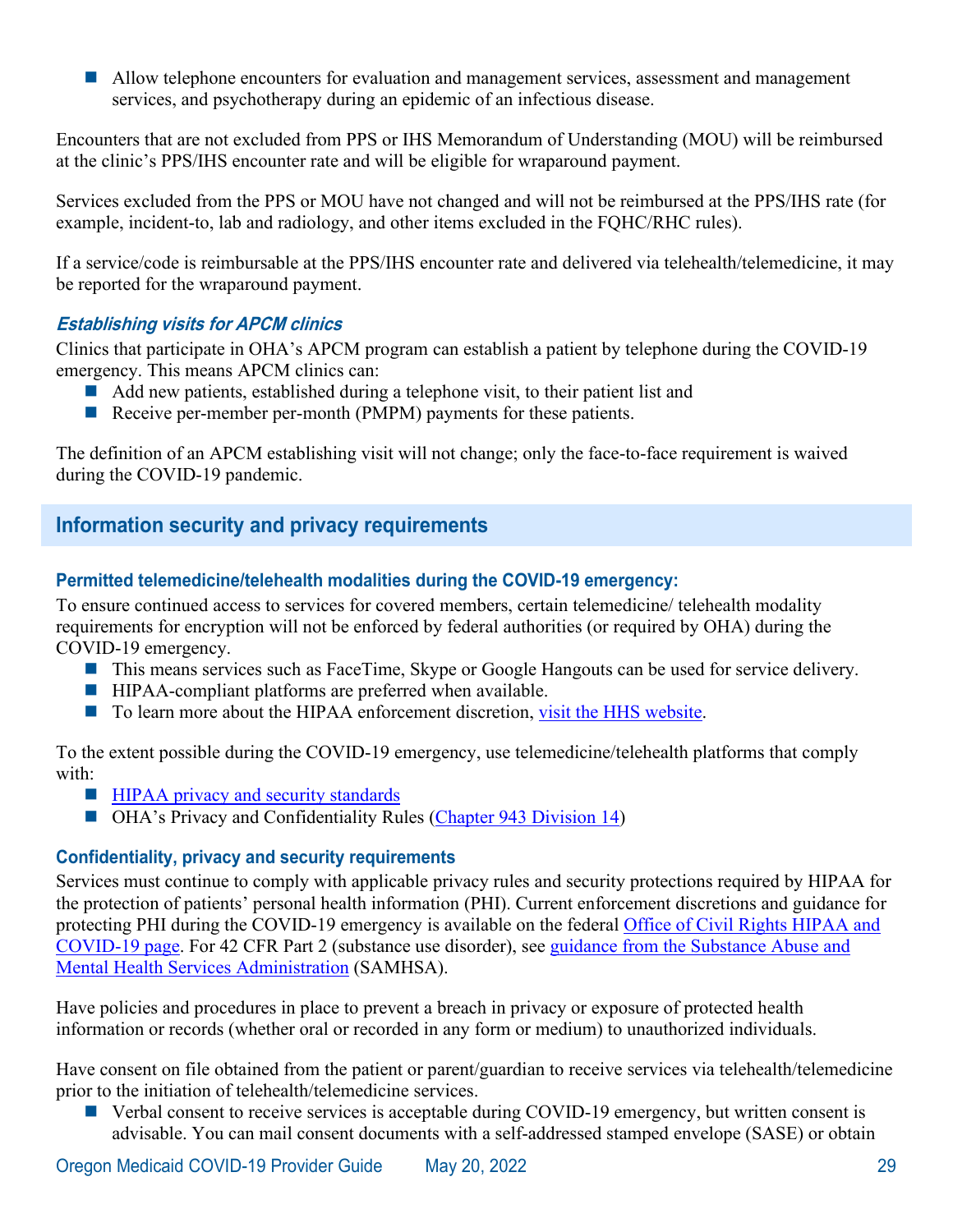- Allow telephone encounters for evaluation and management services, assessment and management services, and psychotherapy during an epidemic of an infectious disease.

Encounters that are not excluded from PPS or IHS Memorandum of Understanding (MOU) will be reimbursed at the clinic's PPS/IHS encounter rate and will be eligible for wraparound payment.

Services excluded from the PPS or MOU have not changed and will not be reimbursed at the PPS/IHS rate (for example, incident-to, lab and radiology, and other items excluded in the FQHC/RHC rules).

If a service/code is reimbursable at the PPS/IHS encounter rate and delivered via telehealth/telemedicine, it may be reported for the wraparound payment.

#### *Establishing visits for APCM clinics*

Clinics that participate in OHA's APCM program can establish a patient by telephone during the COVID-19 emergency. This means APCM clinics can:

- Add new patients, established during a telephone visit, to their patient list and
- Receive per-member per-month (PMPM) payments for these patients.

The definition of an APCM establishing visit will not change; only the face-to-face requirement is waived during the COVID-19 pandemic.

## Information security and privacy requirements

### Permitted telemedicine/telehealth modalities during the COVID-19 emergency:

To ensure continued access to services for covered members, certain telemedicine/ telehealth modality requirements for encryption will not be enforced by federal authorities (or required by OHA) during the COVID-19 emergency.

- This means services such as FaceTime, Skype or Google Hangouts can be used for service delivery.
- HIPAA-compliant platforms are preferred when available.
- To learn more about the HIPAA enforcement discretion, visit the HHS website.

To the extent possible during the COVID-19 emergency, use telemedicine/telehealth platforms that comply with:

- HIPAA privacy and security standards
- OHA's Privacy and Confidentiality Rules (Chapter 943 Division 14)

### Confidentiality, privacy and security requirements

Services must continue to comply with applicable privacy rules and security protections required by HIPAA for the protection of patients' personal health information (PHI). Current enforcement discretions and guidance for protecting PHI during the COVID-19 emergency is available on the federal Office of Civil Rights HIPAA and COVID-19 page. For 42 CFR Part 2 (substance use disorder), see guidance from the Substance Abuse and Mental Health Services Administration (SAMHSA).

Have policies and procedures in place to prevent a breach in privacy or exposure of protected health information or records (whether oral or recorded in any form or medium) to unauthorized individuals.

Have consent on file obtained from the patient or parent/guardian to receive services via telehealth/telemedicine prior to the initiation of telehealth/telemedicine services.

- Verbal consent to receive services is acceptable during COVID-19 emergency, but written consent is advisable. You can mail consent documents with a self-addressed stamped envelope (SASE) or obtain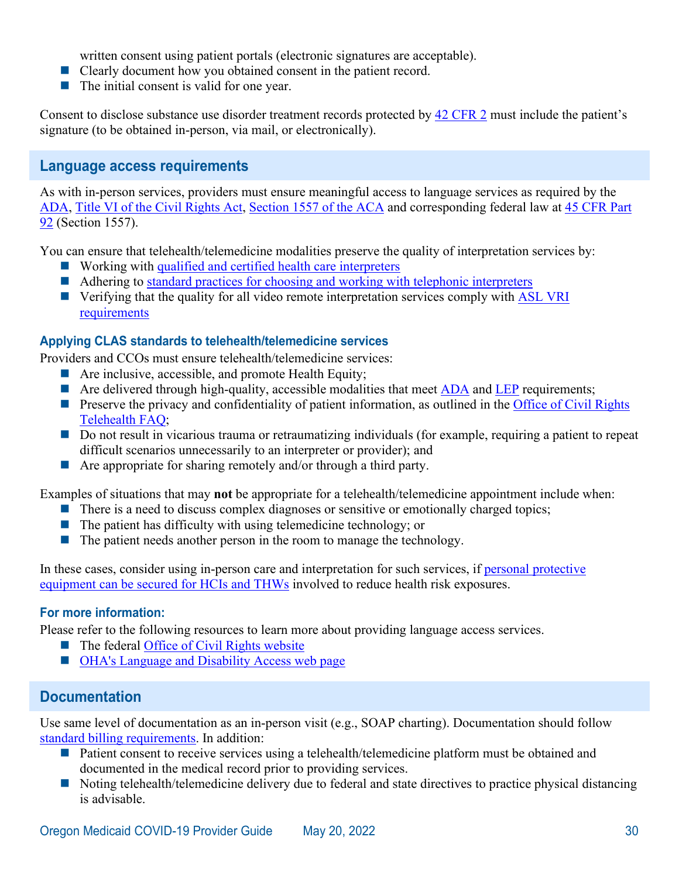written consent using patient portals (electronic signatures are acceptable).
- Clearly document how you obtained consent in the patient record.
- The initial consent is valid for one year.

Consent to disclose substance use disorder treatment records protected by 42 CFR 2 must include the patient's signature (to be obtained in-person, via mail, or electronically).

## Language access requirements

As with in-person services, providers must ensure meaningful access to language services as required by the ADA, Title VI of the Civil Rights Act, Section 1557 of the ACA and corresponding federal law at 45 CFR Part 92 (Section 1557).

You can ensure that telehealth/telemedicine modalities preserve the quality of interpretation services by:

- Working with qualified and certified health care interpreters
- Adhering to standard practices for choosing and working with telephonic interpreters
- Verifying that the quality for all video remote interpretation services comply with ASL VRI requirements

### Applying CLAS standards to telehealth/telemedicine services

Providers and CCOs must ensure telehealth/telemedicine services:

- Are inclusive, accessible, and promote Health Equity;
- Are delivered through high-quality, accessible modalities that meet ADA and LEP requirements;
- Preserve the privacy and confidentiality of patient information, as outlined in the Office of Civil Rights Telehealth FAQ;
- Do not result in vicarious trauma or retraumatizing individuals (for example, requiring a patient to repeat difficult scenarios unnecessarily to an interpreter or provider); and
- Are appropriate for sharing remotely and/or through a third party.

Examples of situations that may **not** be appropriate for a telehealth/telemedicine appointment include when:

- There is a need to discuss complex diagnoses or sensitive or emotionally charged topics;
- The patient has difficulty with using telemedicine technology; or
- The patient needs another person in the room to manage the technology.

In these cases, consider using in-person care and interpretation for such services, if personal protective equipment can be secured for HCIs and THWs involved to reduce health risk exposures.

### For more information:

Please refer to the following resources to learn more about providing language access services.

- The federal Office of Civil Rights website
- OHA's Language and Disability Access web page

## Documentation

Use same level of documentation as an in-person visit (e.g., SOAP charting). Documentation should follow standard billing requirements. In addition:

- Patient consent to receive services using a telehealth/telemedicine platform must be obtained and documented in the medical record prior to providing services.
- Noting telehealth/telemedicine delivery due to federal and state directives to practice physical distancing is advisable.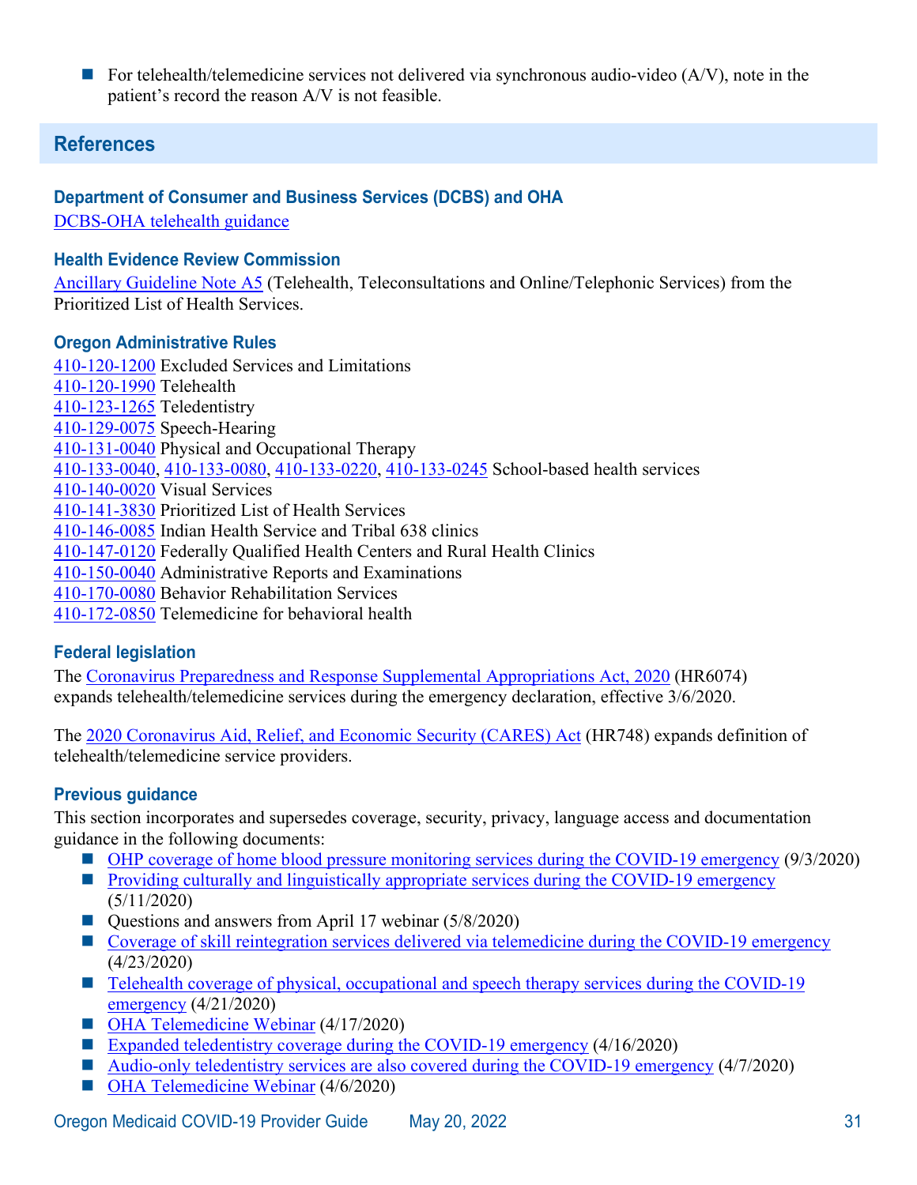- For telehealth/telemedicine services not delivered via synchronous audio-video (A/V), note in the patient's record the reason A/V is not feasible.

## References

### Department of Consumer and Business Services (DCBS) and OHA

DCBS-OHA telehealth guidance

### Health Evidence Review Commission

Ancillary Guideline Note A5 (Telehealth, Teleconsultations and Online/Telephonic Services) from the Prioritized List of Health Services.

### Oregon Administrative Rules

410-120-1200 Excluded Services and Limitations
410-120-1990 Telehealth
410-123-1265 Teledentistry
410-129-0075 Speech-Hearing
410-131-0040 Physical and Occupational Therapy
410-133-0040, 410-133-0080, 410-133-0220, 410-133-0245 School-based health services
410-140-0020 Visual Services
410-141-3830 Prioritized List of Health Services
410-146-0085 Indian Health Service and Tribal 638 clinics
410-147-0120 Federally Qualified Health Centers and Rural Health Clinics
410-150-0040 Administrative Reports and Examinations
410-170-0080 Behavior Rehabilitation Services
410-172-0850 Telemedicine for behavioral health

### Federal legislation

The Coronavirus Preparedness and Response Supplemental Appropriations Act, 2020 (HR6074) expands telehealth/telemedicine services during the emergency declaration, effective 3/6/2020.

The 2020 Coronavirus Aid, Relief, and Economic Security (CARES) Act (HR748) expands definition of telehealth/telemedicine service providers.

### Previous guidance

This section incorporates and supersedes coverage, security, privacy, language access and documentation guidance in the following documents:

- OHP coverage of home blood pressure monitoring services during the COVID-19 emergency (9/3/2020)
- Providing culturally and linguistically appropriate services during the COVID-19 emergency (5/11/2020)
- Questions and answers from April 17 webinar (5/8/2020)
- Coverage of skill reintegration services delivered via telemedicine during the COVID-19 emergency (4/23/2020)
- Telehealth coverage of physical, occupational and speech therapy services during the COVID-19 emergency (4/21/2020)
- OHA Telemedicine Webinar (4/17/2020)
- Expanded teledentistry coverage during the COVID-19 emergency (4/16/2020)
- Audio-only teledentistry services are also covered during the COVID-19 emergency (4/7/2020)
- OHA Telemedicine Webinar (4/6/2020)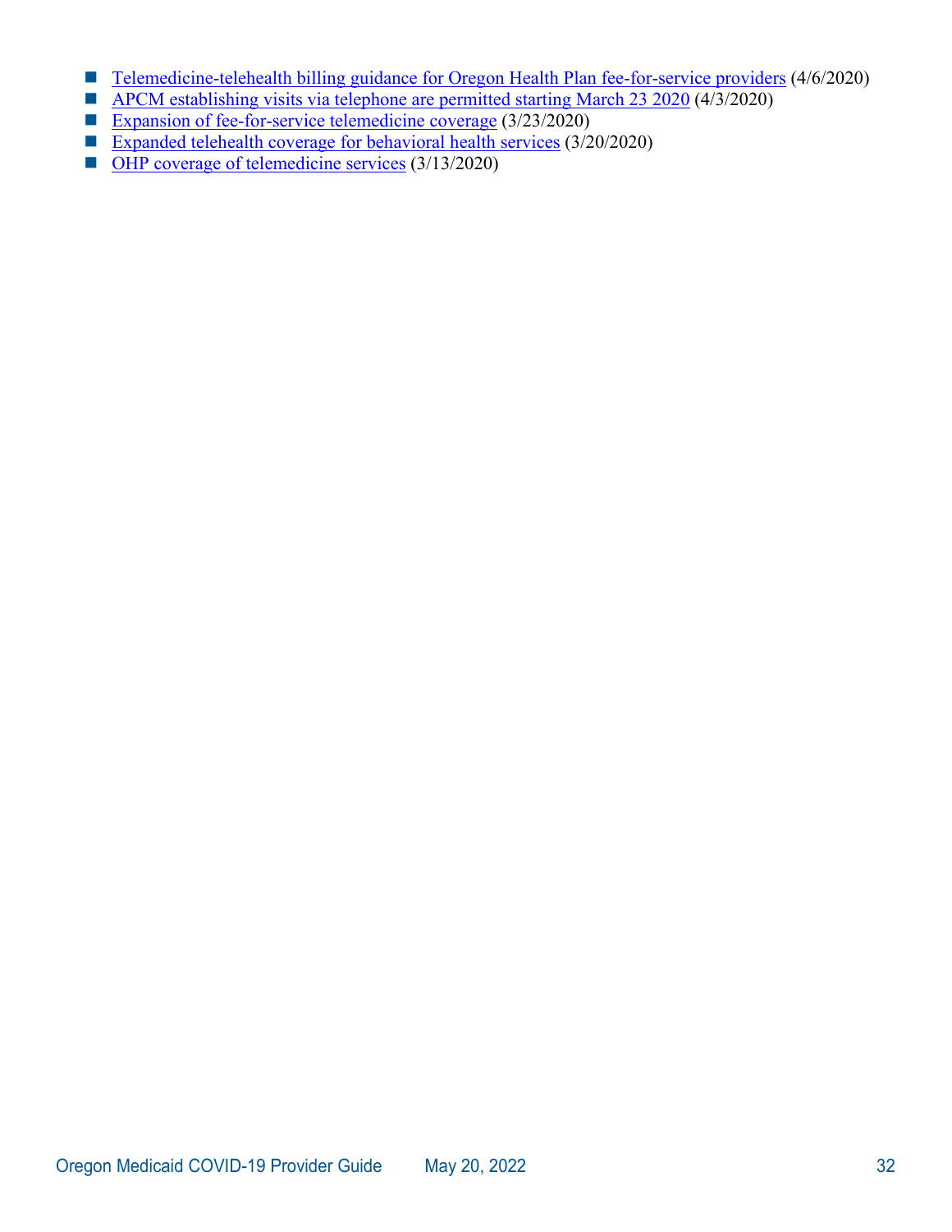- Telemedicine-telehealth billing guidance for Oregon Health Plan fee-for-service providers (4/6/2020)
- APCM establishing visits via telephone are permitted starting March 23 2020 (4/3/2020)
- Expansion of fee-for-service telemedicine coverage (3/23/2020)
- Expanded telehealth coverage for behavioral health services (3/20/2020)
- OHP coverage of telemedicine services (3/13/2020)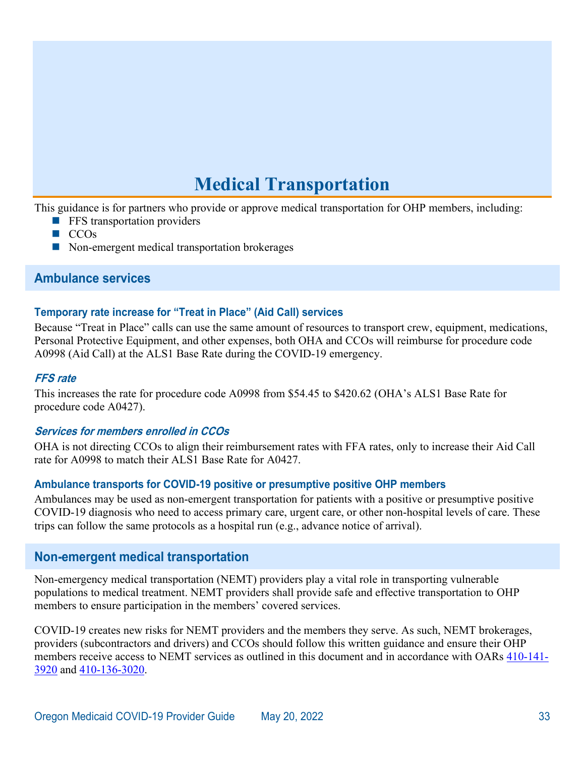# Medical Transportation

This guidance is for partners who provide or approve medical transportation for OHP members, including:

- FFS transportation providers
- CCOs
- Non-emergent medical transportation brokerages

## Ambulance services

### Temporary rate increase for "Treat in Place" (Aid Call) services

Because "Treat in Place" calls can use the same amount of resources to transport crew, equipment, medications, Personal Protective Equipment, and other expenses, both OHA and CCOs will reimburse for procedure code A0998 (Aid Call) at the ALS1 Base Rate during the COVID-19 emergency.

#### *FFS rate*

This increases the rate for procedure code A0998 from $54.45 to $420.62 (OHA's ALS1 Base Rate for procedure code A0427).

#### *Services for members enrolled in CCOs*

OHA is not directing CCOs to align their reimbursement rates with FFA rates, only to increase their Aid Call rate for A0998 to match their ALS1 Base Rate for A0427.

### Ambulance transports for COVID-19 positive or presumptive positive OHP members

Ambulances may be used as non-emergent transportation for patients with a positive or presumptive positive COVID-19 diagnosis who need to access primary care, urgent care, or other non-hospital levels of care. These trips can follow the same protocols as a hospital run (e.g., advance notice of arrival).

## Non-emergent medical transportation

Non-emergency medical transportation (NEMT) providers play a vital role in transporting vulnerable populations to medical treatment. NEMT providers shall provide safe and effective transportation to OHP members to ensure participation in the members' covered services.

COVID-19 creates new risks for NEMT providers and the members they serve. As such, NEMT brokerages, providers (subcontractors and drivers) and CCOs should follow this written guidance and ensure their OHP members receive access to NEMT services as outlined in this document and in accordance with OARs 410-141-3920 and 410-136-3020.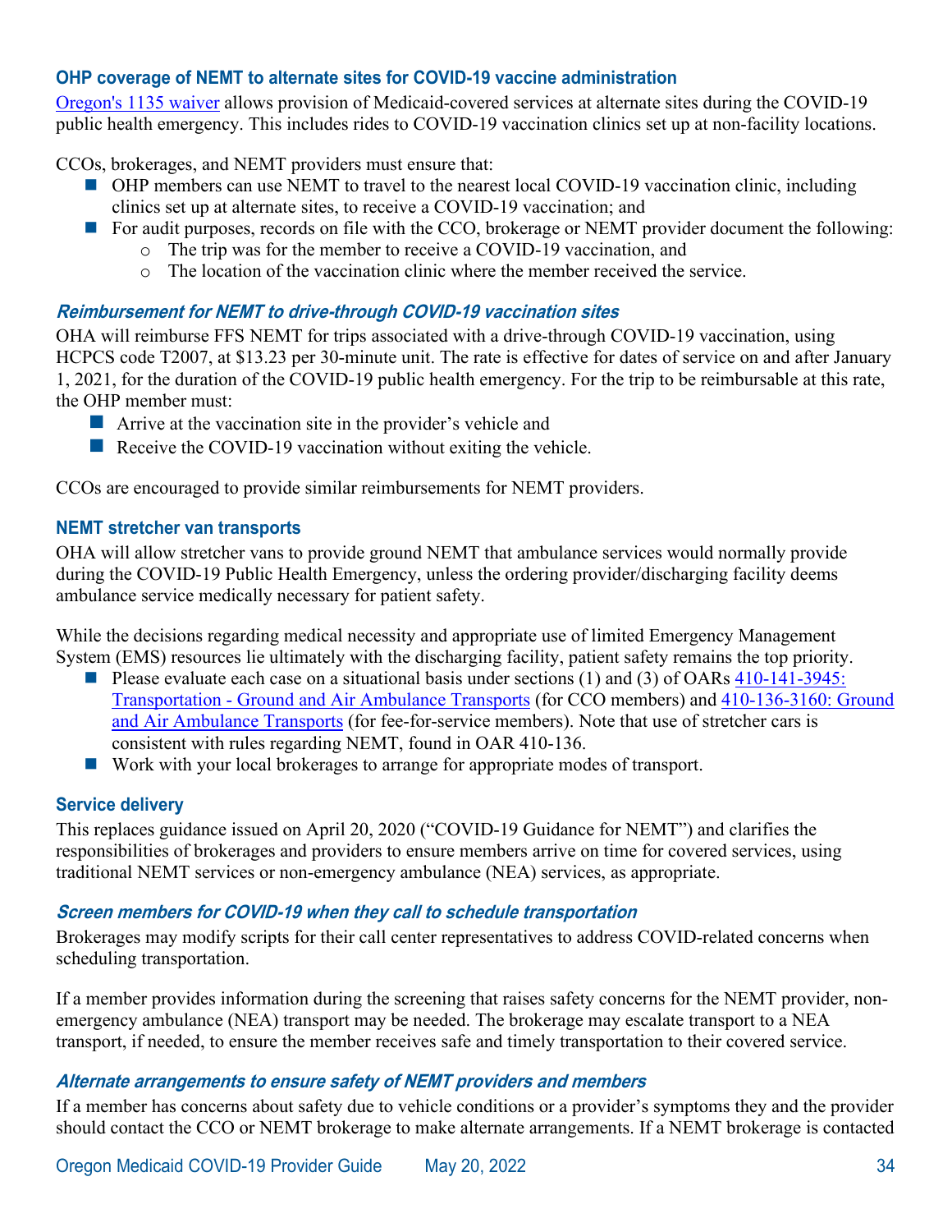### OHP coverage of NEMT to alternate sites for COVID-19 vaccine administration

[Oregon's 1135 waiver](#) allows provision of Medicaid-covered services at alternate sites during the COVID-19 public health emergency. This includes rides to COVID-19 vaccination clinics set up at non-facility locations.

CCOs, brokerages, and NEMT providers must ensure that:

- OHP members can use NEMT to travel to the nearest local COVID-19 vaccination clinic, including clinics set up at alternate sites, to receive a COVID-19 vaccination; and
- For audit purposes, records on file with the CCO, brokerage or NEMT provider document the following:
  - The trip was for the member to receive a COVID-19 vaccination, and
  - The location of the vaccination clinic where the member received the service.

#### *Reimbursement for NEMT to drive-through COVID-19 vaccination sites*

OHA will reimburse FFS NEMT for trips associated with a drive-through COVID-19 vaccination, using HCPCS code T2007, at $13.23 per 30-minute unit. The rate is effective for dates of service on and after January 1, 2021, for the duration of the COVID-19 public health emergency. For the trip to be reimbursable at this rate, the OHP member must:

- Arrive at the vaccination site in the provider's vehicle and
- Receive the COVID-19 vaccination without exiting the vehicle.

CCOs are encouraged to provide similar reimbursements for NEMT providers.

### NEMT stretcher van transports

OHA will allow stretcher vans to provide ground NEMT that ambulance services would normally provide during the COVID-19 Public Health Emergency, unless the ordering provider/discharging facility deems ambulance service medically necessary for patient safety.

While the decisions regarding medical necessity and appropriate use of limited Emergency Management System (EMS) resources lie ultimately with the discharging facility, patient safety remains the top priority.

- Please evaluate each case on a situational basis under sections (1) and (3) of OARs [410-141-3945: Transportation - Ground and Air Ambulance Transports](#) (for CCO members) and [410-136-3160: Ground and Air Ambulance Transports](#) (for fee-for-service members). Note that use of stretcher cars is consistent with rules regarding NEMT, found in OAR 410-136.
- Work with your local brokerages to arrange for appropriate modes of transport.

### Service delivery

This replaces guidance issued on April 20, 2020 ("COVID-19 Guidance for NEMT") and clarifies the responsibilities of brokerages and providers to ensure members arrive on time for covered services, using traditional NEMT services or non-emergency ambulance (NEA) services, as appropriate.

#### *Screen members for COVID-19 when they call to schedule transportation*

Brokerages may modify scripts for their call center representatives to address COVID-related concerns when scheduling transportation.

If a member provides information during the screening that raises safety concerns for the NEMT provider, non-emergency ambulance (NEA) transport may be needed. The brokerage may escalate transport to a NEA transport, if needed, to ensure the member receives safe and timely transportation to their covered service.

#### *Alternate arrangements to ensure safety of NEMT providers and members*

If a member has concerns about safety due to vehicle conditions or a provider's symptoms they and the provider should contact the CCO or NEMT brokerage to make alternate arrangements. If a NEMT brokerage is contacted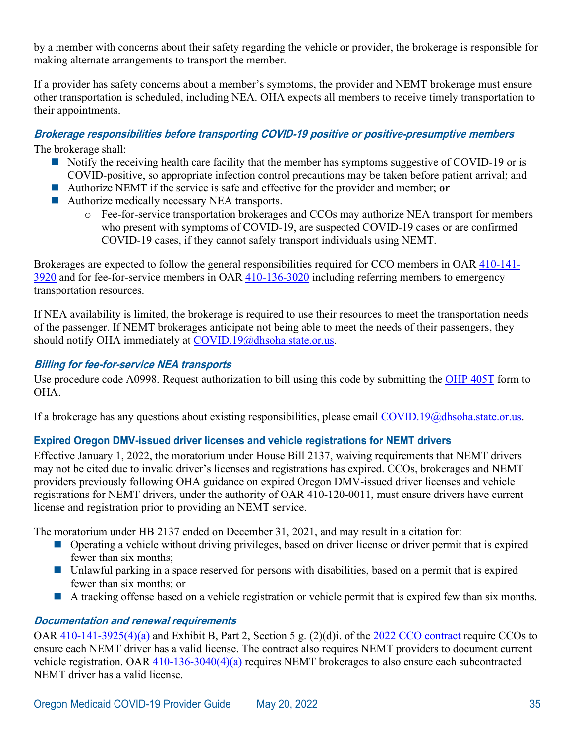by a member with concerns about their safety regarding the vehicle or provider, the brokerage is responsible for making alternate arrangements to transport the member.

If a provider has safety concerns about a member's symptoms, the provider and NEMT brokerage must ensure other transportation is scheduled, including NEA. OHA expects all members to receive timely transportation to their appointments.

#### *Brokerage responsibilities before transporting COVID-19 positive or positive-presumptive members*

The brokerage shall:

- Notify the receiving health care facility that the member has symptoms suggestive of COVID-19 or is COVID-positive, so appropriate infection control precautions may be taken before patient arrival; and
- Authorize NEMT if the service is safe and effective for the provider and member; **or**
- Authorize medically necessary NEA transports.
  - Fee-for-service transportation brokerages and CCOs may authorize NEA transport for members who present with symptoms of COVID-19, are suspected COVID-19 cases or are confirmed COVID-19 cases, if they cannot safely transport individuals using NEMT.

Brokerages are expected to follow the general responsibilities required for CCO members in OAR 410-141-3920 and for fee-for-service members in OAR 410-136-3020 including referring members to emergency transportation resources.

If NEA availability is limited, the brokerage is required to use their resources to meet the transportation needs of the passenger. If NEMT brokerages anticipate not being able to meet the needs of their passengers, they should notify OHA immediately at COVID.19@dhsoha.state.or.us.

#### *Billing for fee-for-service NEA transports*

Use procedure code A0998. Request authorization to bill using this code by submitting the OHP 405T form to OHA.

If a brokerage has any questions about existing responsibilities, please email COVID.19@dhsoha.state.or.us.

### Expired Oregon DMV-issued driver licenses and vehicle registrations for NEMT drivers

Effective January 1, 2022, the moratorium under House Bill 2137, waiving requirements that NEMT drivers may not be cited due to invalid driver's licenses and registrations has expired. CCOs, brokerages and NEMT providers previously following OHA guidance on expired Oregon DMV-issued driver licenses and vehicle registrations for NEMT drivers, under the authority of OAR 410-120-0011, must ensure drivers have current license and registration prior to providing an NEMT service.

The moratorium under HB 2137 ended on December 31, 2021, and may result in a citation for:

- Operating a vehicle without driving privileges, based on driver license or driver permit that is expired fewer than six months;
- Unlawful parking in a space reserved for persons with disabilities, based on a permit that is expired fewer than six months; or
- A tracking offense based on a vehicle registration or vehicle permit that is expired few than six months.

#### *Documentation and renewal requirements*

OAR 410-141-3925(4)(a) and Exhibit B, Part 2, Section 5 g. (2)(d)i. of the 2022 CCO contract require CCOs to ensure each NEMT driver has a valid license. The contract also requires NEMT providers to document current vehicle registration. OAR 410-136-3040(4)(a) requires NEMT brokerages to also ensure each subcontracted NEMT driver has a valid license.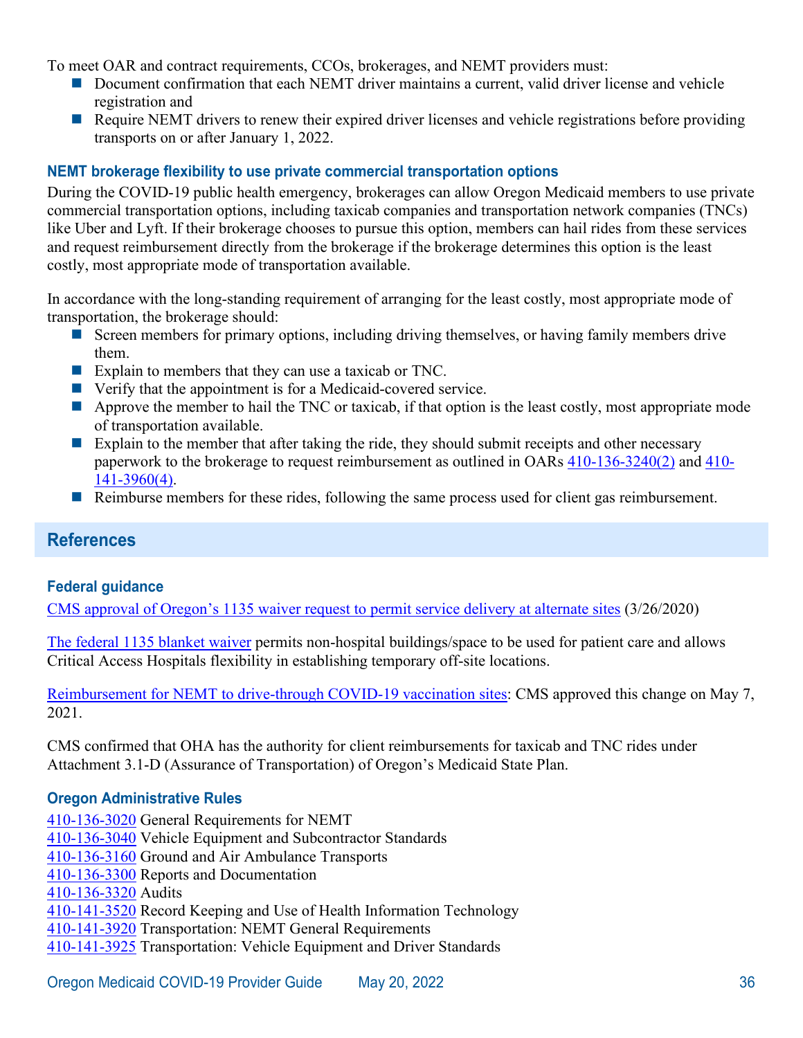To meet OAR and contract requirements, CCOs, brokerages, and NEMT providers must:

- Document confirmation that each NEMT driver maintains a current, valid driver license and vehicle registration and
- Require NEMT drivers to renew their expired driver licenses and vehicle registrations before providing transports on or after January 1, 2022.

### NEMT brokerage flexibility to use private commercial transportation options

During the COVID-19 public health emergency, brokerages can allow Oregon Medicaid members to use private commercial transportation options, including taxicab companies and transportation network companies (TNCs) like Uber and Lyft. If their brokerage chooses to pursue this option, members can hail rides from these services and request reimbursement directly from the brokerage if the brokerage determines this option is the least costly, most appropriate mode of transportation available.

In accordance with the long-standing requirement of arranging for the least costly, most appropriate mode of transportation, the brokerage should:

- Screen members for primary options, including driving themselves, or having family members drive them.
- Explain to members that they can use a taxicab or TNC.
- Verify that the appointment is for a Medicaid-covered service.
- Approve the member to hail the TNC or taxicab, if that option is the least costly, most appropriate mode of transportation available.
- Explain to the member that after taking the ride, they should submit receipts and other necessary paperwork to the brokerage to request reimbursement as outlined in OARs 410-136-3240(2) and 410-141-3960(4).
- Reimburse members for these rides, following the same process used for client gas reimbursement.

## References

### Federal guidance

CMS approval of Oregon's 1135 waiver request to permit service delivery at alternate sites (3/26/2020)

The federal 1135 blanket waiver permits non-hospital buildings/space to be used for patient care and allows Critical Access Hospitals flexibility in establishing temporary off-site locations.

Reimbursement for NEMT to drive-through COVID-19 vaccination sites: CMS approved this change on May 7, 2021.

CMS confirmed that OHA has the authority for client reimbursements for taxicab and TNC rides under Attachment 3.1-D (Assurance of Transportation) of Oregon's Medicaid State Plan.

### Oregon Administrative Rules

410-136-3020 General Requirements for NEMT  
410-136-3040 Vehicle Equipment and Subcontractor Standards  
410-136-3160 Ground and Air Ambulance Transports  
410-136-3300 Reports and Documentation  
410-136-3320 Audits  
410-141-3520 Record Keeping and Use of Health Information Technology  
410-141-3920 Transportation: NEMT General Requirements  
410-141-3925 Transportation: Vehicle Equipment and Driver Standards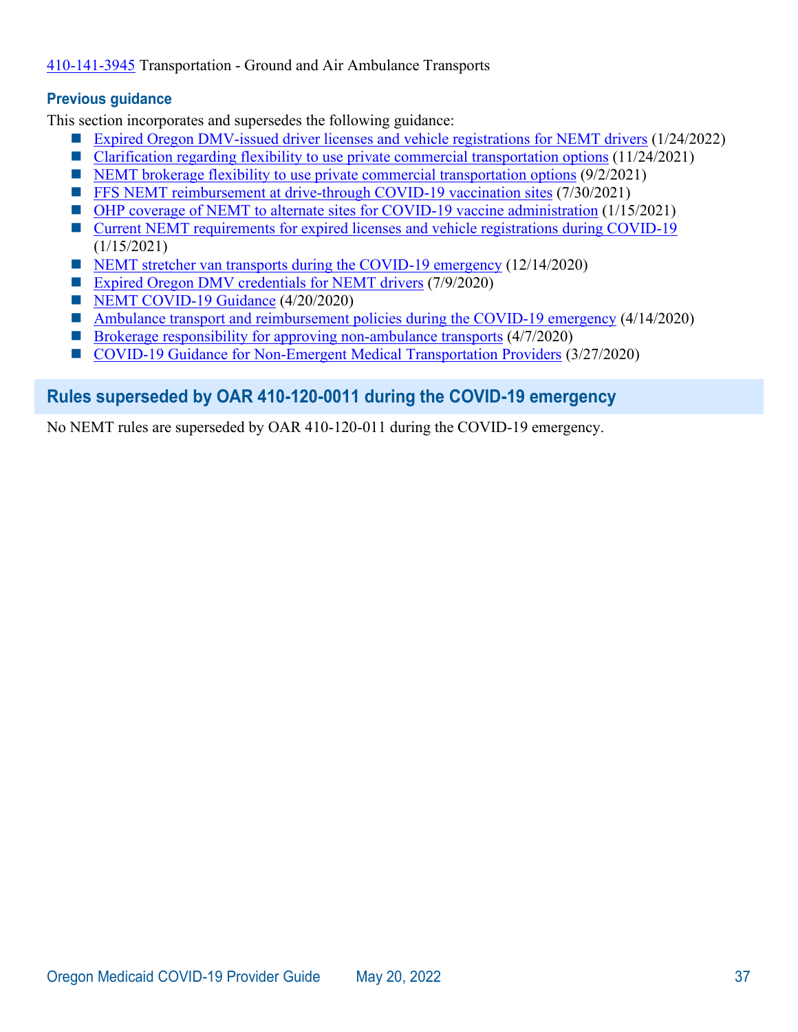410-141-3945 Transportation - Ground and Air Ambulance Transports

### Previous guidance

This section incorporates and supersedes the following guidance:

- Expired Oregon DMV-issued driver licenses and vehicle registrations for NEMT drivers (1/24/2022)
- Clarification regarding flexibility to use private commercial transportation options (11/24/2021)
- NEMT brokerage flexibility to use private commercial transportation options (9/2/2021)
- FFS NEMT reimbursement at drive-through COVID-19 vaccination sites (7/30/2021)
- OHP coverage of NEMT to alternate sites for COVID-19 vaccine administration (1/15/2021)
- Current NEMT requirements for expired licenses and vehicle registrations during COVID-19 (1/15/2021)
- NEMT stretcher van transports during the COVID-19 emergency (12/14/2020)
- Expired Oregon DMV credentials for NEMT drivers (7/9/2020)
- NEMT COVID-19 Guidance (4/20/2020)
- Ambulance transport and reimbursement policies during the COVID-19 emergency (4/14/2020)
- Brokerage responsibility for approving non-ambulance transports (4/7/2020)
- COVID-19 Guidance for Non-Emergent Medical Transportation Providers (3/27/2020)

## Rules superseded by OAR 410-120-0011 during the COVID-19 emergency

No NEMT rules are superseded by OAR 410-120-011 during the COVID-19 emergency.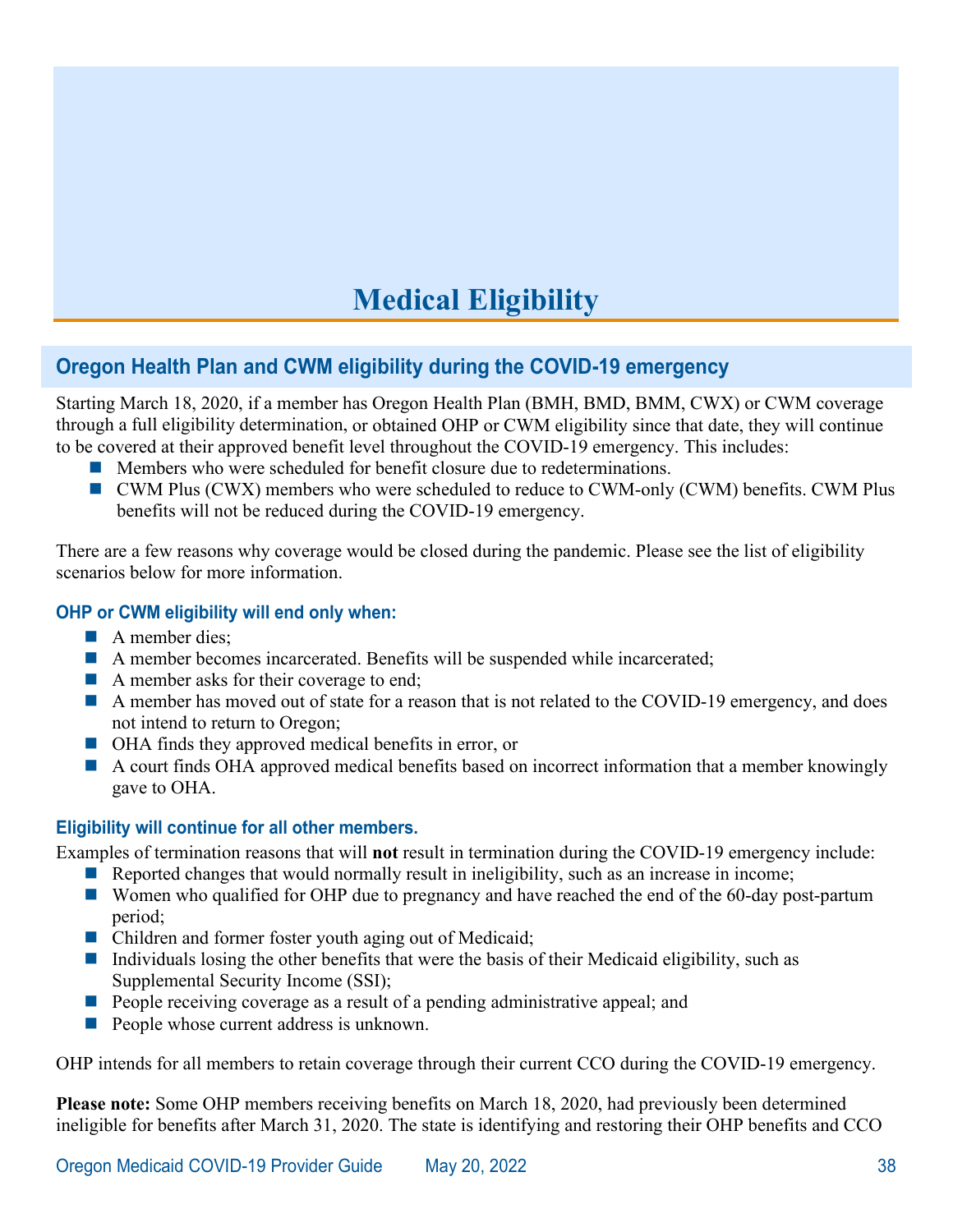# Medical Eligibility

## Oregon Health Plan and CWM eligibility during the COVID-19 emergency

Starting March 18, 2020, if a member has Oregon Health Plan (BMH, BMD, BMM, CWX) or CWM coverage through a full eligibility determination, or obtained OHP or CWM eligibility since that date, they will continue to be covered at their approved benefit level throughout the COVID-19 emergency. This includes:

- Members who were scheduled for benefit closure due to redeterminations.
- CWM Plus (CWX) members who were scheduled to reduce to CWM-only (CWM) benefits. CWM Plus benefits will not be reduced during the COVID-19 emergency.

There are a few reasons why coverage would be closed during the pandemic. Please see the list of eligibility scenarios below for more information.

### OHP or CWM eligibility will end only when:

- A member dies;
- A member becomes incarcerated. Benefits will be suspended while incarcerated;
- A member asks for their coverage to end;
- A member has moved out of state for a reason that is not related to the COVID-19 emergency, and does not intend to return to Oregon;
- OHA finds they approved medical benefits in error, or
- A court finds OHA approved medical benefits based on incorrect information that a member knowingly gave to OHA.

### Eligibility will continue for all other members.

Examples of termination reasons that will **not** result in termination during the COVID-19 emergency include:

- Reported changes that would normally result in ineligibility, such as an increase in income;
- Women who qualified for OHP due to pregnancy and have reached the end of the 60-day post-partum period;
- Children and former foster youth aging out of Medicaid;
- Individuals losing the other benefits that were the basis of their Medicaid eligibility, such as Supplemental Security Income (SSI);
- People receiving coverage as a result of a pending administrative appeal; and
- People whose current address is unknown.

OHP intends for all members to retain coverage through their current CCO during the COVID-19 emergency.

**Please note:** Some OHP members receiving benefits on March 18, 2020, had previously been determined ineligible for benefits after March 31, 2020. The state is identifying and restoring their OHP benefits and CCO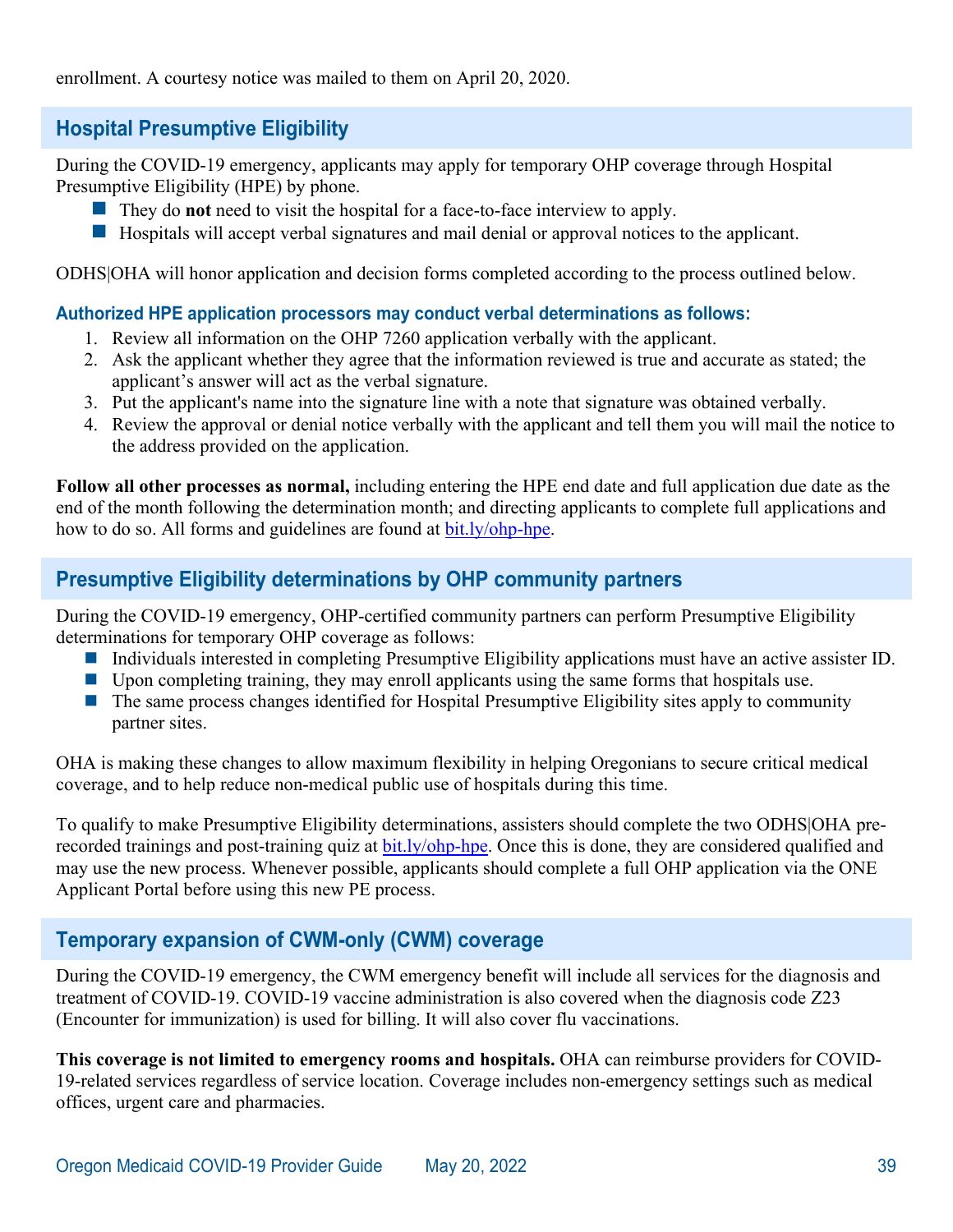enrollment. A courtesy notice was mailed to them on April 20, 2020.

## Hospital Presumptive Eligibility

During the COVID-19 emergency, applicants may apply for temporary OHP coverage through Hospital Presumptive Eligibility (HPE) by phone.

- They do **not** need to visit the hospital for a face-to-face interview to apply.
- Hospitals will accept verbal signatures and mail denial or approval notices to the applicant.

ODHS|OHA will honor application and decision forms completed according to the process outlined below.

### Authorized HPE application processors may conduct verbal determinations as follows:

1. Review all information on the OHP 7260 application verbally with the applicant.
2. Ask the applicant whether they agree that the information reviewed is true and accurate as stated; the applicant's answer will act as the verbal signature.
3. Put the applicant's name into the signature line with a note that signature was obtained verbally.
4. Review the approval or denial notice verbally with the applicant and tell them you will mail the notice to the address provided on the application.

**Follow all other processes as normal,** including entering the HPE end date and full application due date as the end of the month following the determination month; and directing applicants to complete full applications and how to do so. All forms and guidelines are found at bit.ly/ohp-hpe.

## Presumptive Eligibility determinations by OHP community partners

During the COVID-19 emergency, OHP-certified community partners can perform Presumptive Eligibility determinations for temporary OHP coverage as follows:

- Individuals interested in completing Presumptive Eligibility applications must have an active assister ID.
- Upon completing training, they may enroll applicants using the same forms that hospitals use.
- The same process changes identified for Hospital Presumptive Eligibility sites apply to community partner sites.

OHA is making these changes to allow maximum flexibility in helping Oregonians to secure critical medical coverage, and to help reduce non-medical public use of hospitals during this time.

To qualify to make Presumptive Eligibility determinations, assisters should complete the two ODHS|OHA pre-recorded trainings and post-training quiz at bit.ly/ohp-hpe. Once this is done, they are considered qualified and may use the new process. Whenever possible, applicants should complete a full OHP application via the ONE Applicant Portal before using this new PE process.

## Temporary expansion of CWM-only (CWM) coverage

During the COVID-19 emergency, the CWM emergency benefit will include all services for the diagnosis and treatment of COVID-19. COVID-19 vaccine administration is also covered when the diagnosis code Z23 (Encounter for immunization) is used for billing. It will also cover flu vaccinations.

**This coverage is not limited to emergency rooms and hospitals.** OHA can reimburse providers for COVID-19-related services regardless of service location. Coverage includes non-emergency settings such as medical offices, urgent care and pharmacies.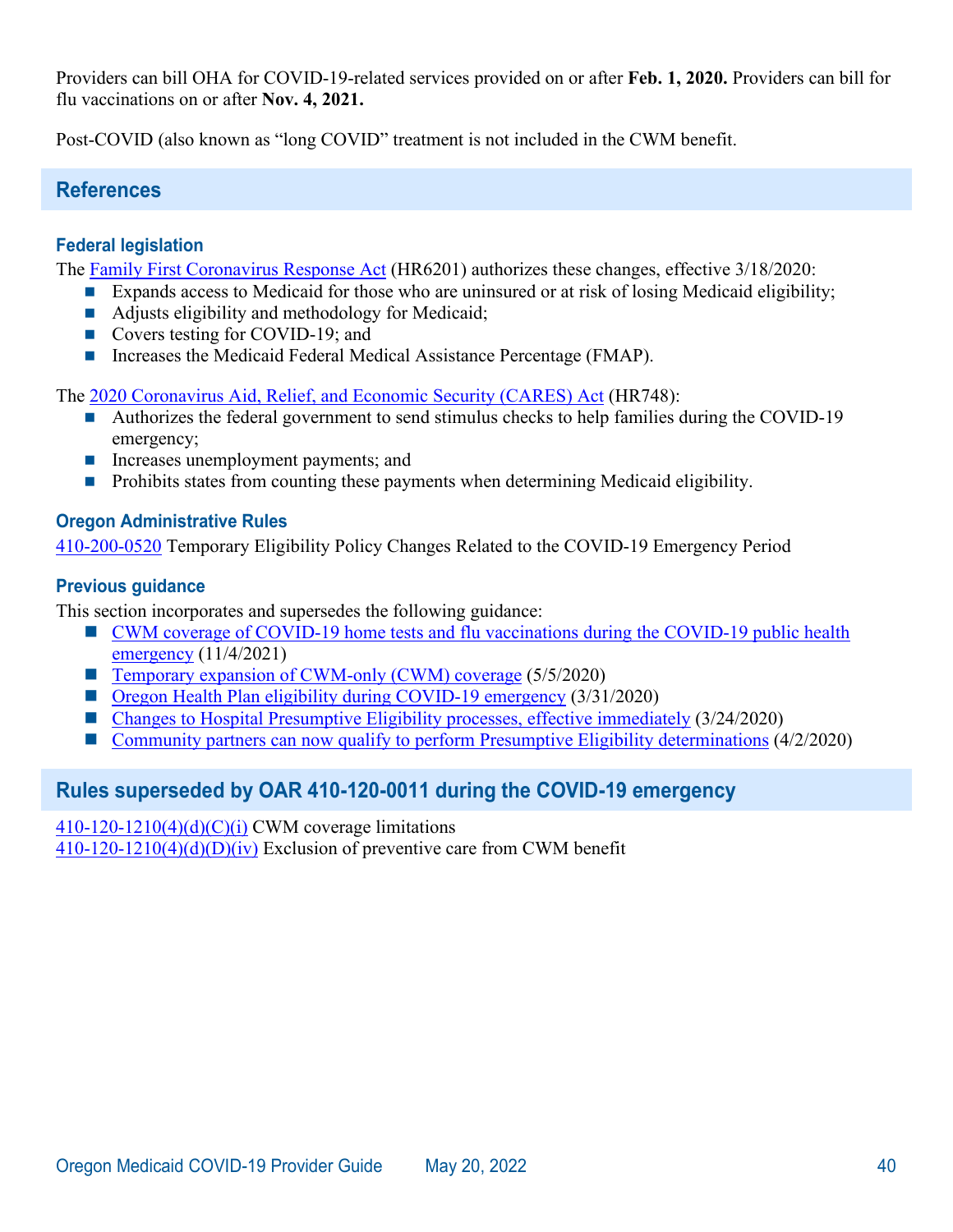Providers can bill OHA for COVID-19-related services provided on or after **Feb. 1, 2020.** Providers can bill for flu vaccinations on or after **Nov. 4, 2021.**

Post-COVID (also known as "long COVID" treatment is not included in the CWM benefit.

## References

### Federal legislation

The Family First Coronavirus Response Act (HR6201) authorizes these changes, effective 3/18/2020:

- Expands access to Medicaid for those who are uninsured or at risk of losing Medicaid eligibility;
- Adjusts eligibility and methodology for Medicaid;
- Covers testing for COVID-19; and
- Increases the Medicaid Federal Medical Assistance Percentage (FMAP).

The 2020 Coronavirus Aid, Relief, and Economic Security (CARES) Act (HR748):

- Authorizes the federal government to send stimulus checks to help families during the COVID-19 emergency;
- Increases unemployment payments; and
- Prohibits states from counting these payments when determining Medicaid eligibility.

### Oregon Administrative Rules

410-200-0520 Temporary Eligibility Policy Changes Related to the COVID-19 Emergency Period

### Previous guidance

This section incorporates and supersedes the following guidance:

- CWM coverage of COVID-19 home tests and flu vaccinations during the COVID-19 public health emergency (11/4/2021)
- Temporary expansion of CWM-only (CWM) coverage (5/5/2020)
- Oregon Health Plan eligibility during COVID-19 emergency (3/31/2020)
- Changes to Hospital Presumptive Eligibility processes, effective immediately (3/24/2020)
- Community partners can now qualify to perform Presumptive Eligibility determinations (4/2/2020)

## Rules superseded by OAR 410-120-0011 during the COVID-19 emergency

410-120-1210(4)(d)(C)(i) CWM coverage limitations
410-120-1210(4)(d)(D)(iv) Exclusion of preventive care from CWM benefit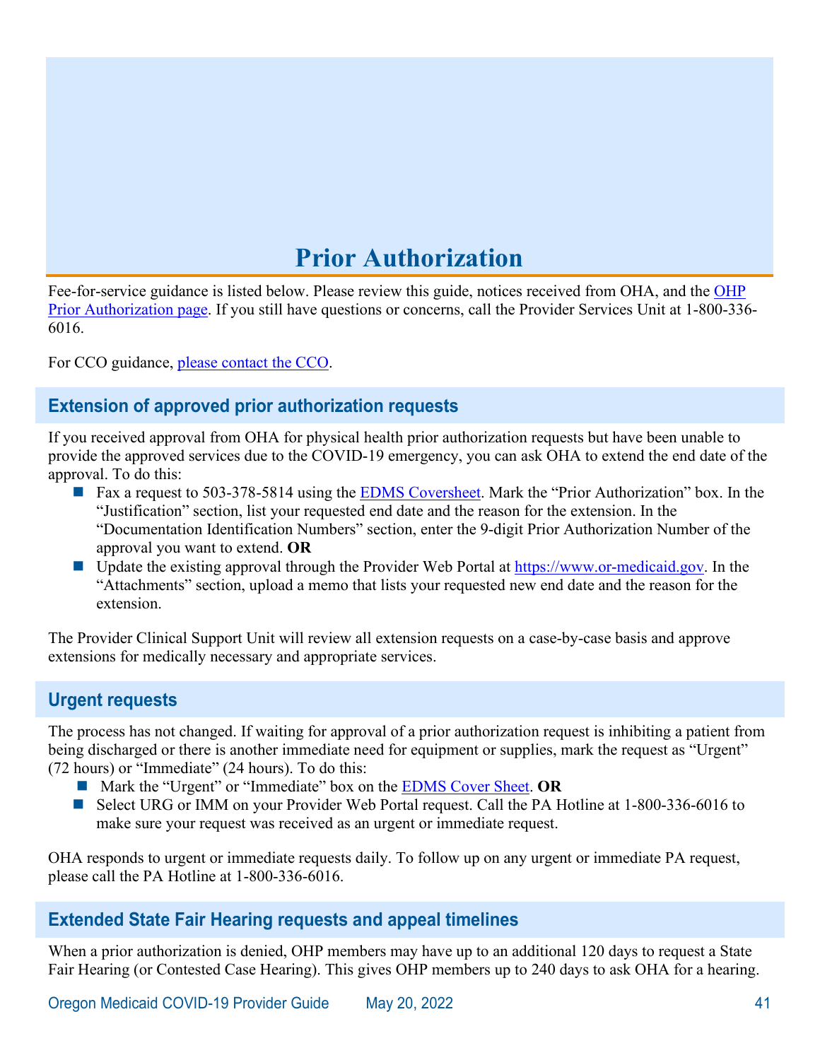# Prior Authorization

Fee-for-service guidance is listed below. Please review this guide, notices received from OHA, and the OHP Prior Authorization page. If you still have questions or concerns, call the Provider Services Unit at 1-800-336-6016.

For CCO guidance, please contact the CCO.

## Extension of approved prior authorization requests

If you received approval from OHA for physical health prior authorization requests but have been unable to provide the approved services due to the COVID-19 emergency, you can ask OHA to extend the end date of the approval. To do this:

- Fax a request to 503-378-5814 using the EDMS Coversheet. Mark the "Prior Authorization" box. In the "Justification" section, list your requested end date and the reason for the extension. In the "Documentation Identification Numbers" section, enter the 9-digit Prior Authorization Number of the approval you want to extend. **OR**
- Update the existing approval through the Provider Web Portal at https://www.or-medicaid.gov. In the "Attachments" section, upload a memo that lists your requested new end date and the reason for the extension.

The Provider Clinical Support Unit will review all extension requests on a case-by-case basis and approve extensions for medically necessary and appropriate services.

## Urgent requests

The process has not changed. If waiting for approval of a prior authorization request is inhibiting a patient from being discharged or there is another immediate need for equipment or supplies, mark the request as "Urgent" (72 hours) or "Immediate" (24 hours). To do this:

- Mark the "Urgent" or "Immediate" box on the EDMS Cover Sheet. **OR**
- Select URG or IMM on your Provider Web Portal request. Call the PA Hotline at 1-800-336-6016 to make sure your request was received as an urgent or immediate request.

OHA responds to urgent or immediate requests daily. To follow up on any urgent or immediate PA request, please call the PA Hotline at 1-800-336-6016.

## Extended State Fair Hearing requests and appeal timelines

When a prior authorization is denied, OHP members may have up to an additional 120 days to request a State Fair Hearing (or Contested Case Hearing). This gives OHP members up to 240 days to ask OHA for a hearing.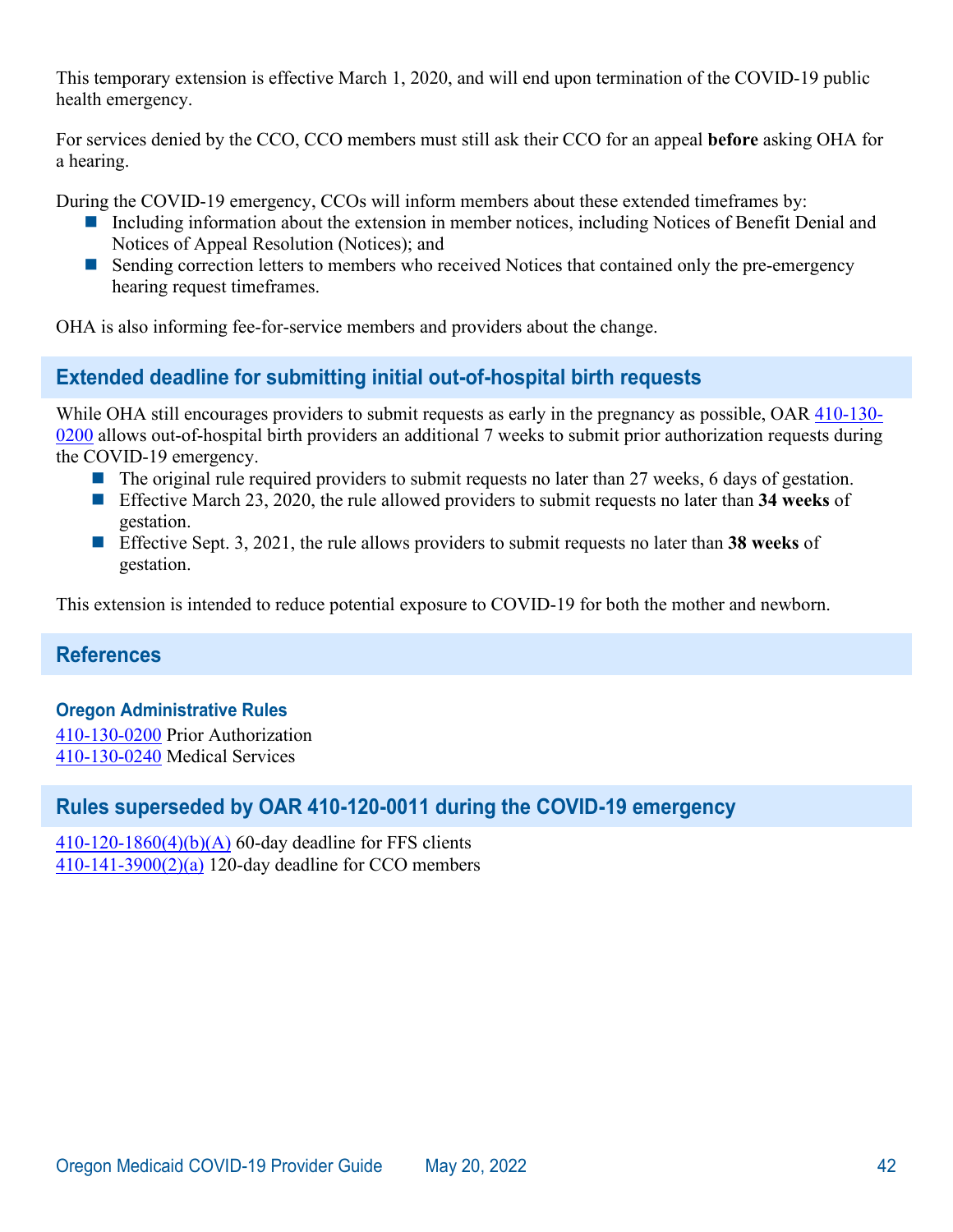This temporary extension is effective March 1, 2020, and will end upon termination of the COVID-19 public health emergency.

For services denied by the CCO, CCO members must still ask their CCO for an appeal **before** asking OHA for a hearing.

During the COVID-19 emergency, CCOs will inform members about these extended timeframes by:

- Including information about the extension in member notices, including Notices of Benefit Denial and Notices of Appeal Resolution (Notices); and
- Sending correction letters to members who received Notices that contained only the pre-emergency hearing request timeframes.

OHA is also informing fee-for-service members and providers about the change.

## Extended deadline for submitting initial out-of-hospital birth requests

While OHA still encourages providers to submit requests as early in the pregnancy as possible, OAR 410-130-0200 allows out-of-hospital birth providers an additional 7 weeks to submit prior authorization requests during the COVID-19 emergency.

- The original rule required providers to submit requests no later than 27 weeks, 6 days of gestation.
- Effective March 23, 2020, the rule allowed providers to submit requests no later than **34 weeks** of gestation.
- Effective Sept. 3, 2021, the rule allows providers to submit requests no later than **38 weeks** of gestation.

This extension is intended to reduce potential exposure to COVID-19 for both the mother and newborn.

## References

### Oregon Administrative Rules

410-130-0200 Prior Authorization
410-130-0240 Medical Services

## Rules superseded by OAR 410-120-0011 during the COVID-19 emergency

410-120-1860(4)(b)(A) 60-day deadline for FFS clients
410-141-3900(2)(a) 120-day deadline for CCO members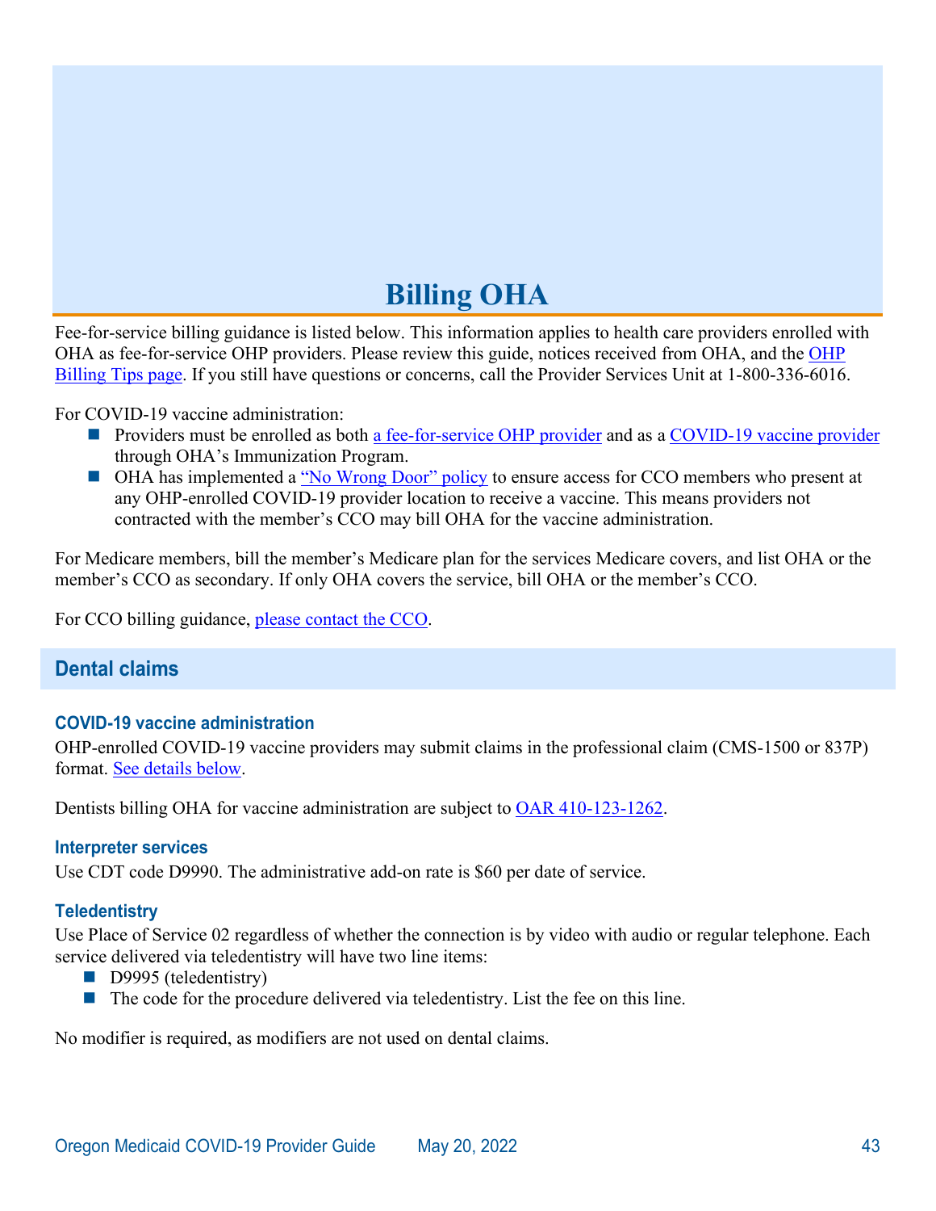# Billing OHA

Fee-for-service billing guidance is listed below. This information applies to health care providers enrolled with OHA as fee-for-service OHP providers. Please review this guide, notices received from OHA, and the OHP Billing Tips page. If you still have questions or concerns, call the Provider Services Unit at 1-800-336-6016.

For COVID-19 vaccine administration:

- Providers must be enrolled as both a fee-for-service OHP provider and as a COVID-19 vaccine provider through OHA's Immunization Program.
- OHA has implemented a "No Wrong Door" policy to ensure access for CCO members who present at any OHP-enrolled COVID-19 provider location to receive a vaccine. This means providers not contracted with the member's CCO may bill OHA for the vaccine administration.

For Medicare members, bill the member's Medicare plan for the services Medicare covers, and list OHA or the member's CCO as secondary. If only OHA covers the service, bill OHA or the member's CCO.

For CCO billing guidance, please contact the CCO.

## Dental claims

### COVID-19 vaccine administration

OHP-enrolled COVID-19 vaccine providers may submit claims in the professional claim (CMS-1500 or 837P) format. See details below.

Dentists billing OHA for vaccine administration are subject to OAR 410-123-1262.

### Interpreter services

Use CDT code D9990. The administrative add-on rate is $60 per date of service.

### Teledentistry

Use Place of Service 02 regardless of whether the connection is by video with audio or regular telephone. Each service delivered via teledentistry will have two line items:

- D9995 (teledentistry)
- The code for the procedure delivered via teledentistry. List the fee on this line.

No modifier is required, as modifiers are not used on dental claims.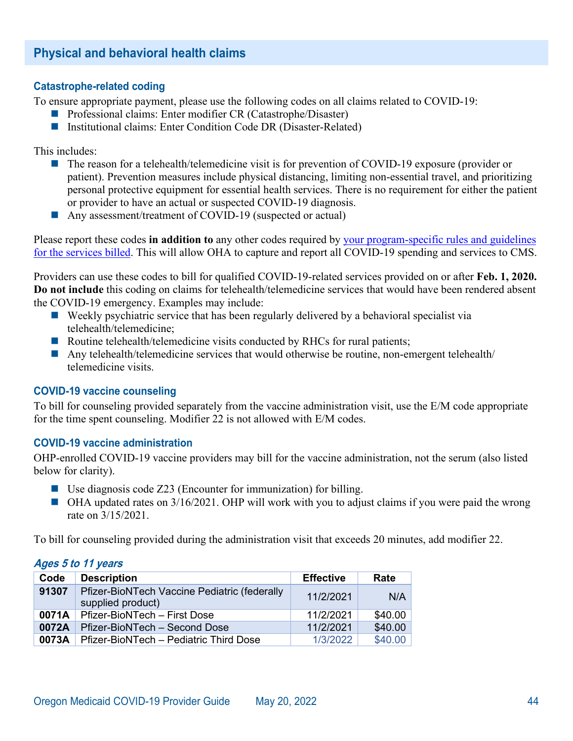## Physical and behavioral health claims

### Catastrophe-related coding

To ensure appropriate payment, please use the following codes on all claims related to COVID-19:

- Professional claims: Enter modifier CR (Catastrophe/Disaster)
- Institutional claims: Enter Condition Code DR (Disaster-Related)

This includes:

- The reason for a telehealth/telemedicine visit is for prevention of COVID-19 exposure (provider or patient). Prevention measures include physical distancing, limiting non-essential travel, and prioritizing personal protective equipment for essential health services. There is no requirement for either the patient or provider to have an actual or suspected COVID-19 diagnosis.
- Any assessment/treatment of COVID-19 (suspected or actual)

Please report these codes **in addition to** any other codes required by your program-specific rules and guidelines for the services billed. This will allow OHA to capture and report all COVID-19 spending and services to CMS.

Providers can use these codes to bill for qualified COVID-19-related services provided on or after **Feb. 1, 2020.** **Do not include** this coding on claims for telehealth/telemedicine services that would have been rendered absent the COVID-19 emergency. Examples may include:

- Weekly psychiatric service that has been regularly delivered by a behavioral specialist via telehealth/telemedicine;
- Routine telehealth/telemedicine visits conducted by RHCs for rural patients;
- Any telehealth/telemedicine services that would otherwise be routine, non-emergent telehealth/ telemedicine visits.

### COVID-19 vaccine counseling

To bill for counseling provided separately from the vaccine administration visit, use the E/M code appropriate for the time spent counseling. Modifier 22 is not allowed with E/M codes.

### COVID-19 vaccine administration

OHP-enrolled COVID-19 vaccine providers may bill for the vaccine administration, not the serum (also listed below for clarity).

- Use diagnosis code Z23 (Encounter for immunization) for billing.
- OHA updated rates on 3/16/2021. OHP will work with you to adjust claims if you were paid the wrong rate on 3/15/2021.

To bill for counseling provided during the administration visit that exceeds 20 minutes, add modifier 22.

#### *Ages 5 to 11 years*

| Code | Description | Effective | Rate |
|---|---|---|---|
| **91307** | Pfizer-BioNTech Vaccine Pediatric (federally supplied product) | 11/2/2021 | N/A |
| **0071A** | Pfizer-BioNTech – First Dose | 11/2/2021 | $40.00 |
| **0072A** | Pfizer-BioNTech – Second Dose | 11/2/2021 | $40.00 |
| **0073A** | Pfizer-BioNTech – Pediatric Third Dose | 1/3/2022 | $40.00 |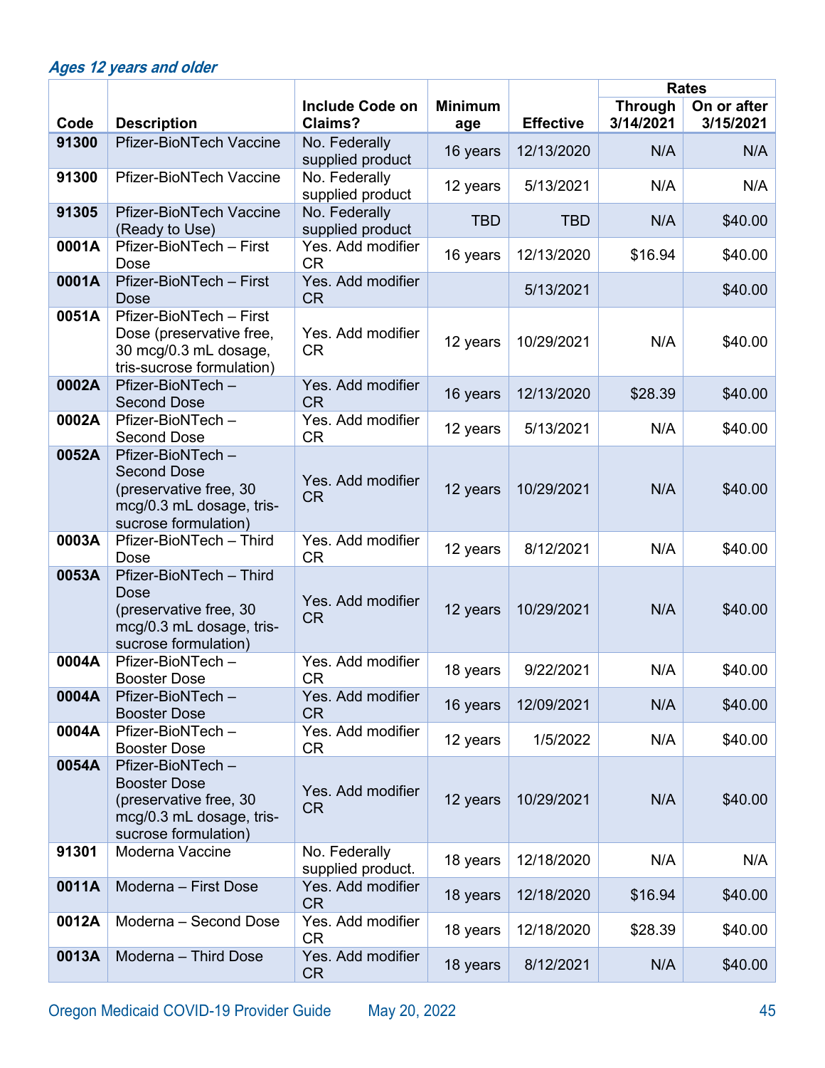*Ages 12 years and older*

| Code | Description | Include Code on Claims? | Minimum age | Effective | Rates | |
|---|---|---|---|---|---|---|
| | | | | | Through 3/14/2021 | On or after 3/15/2021 |
| **91300** | Pfizer-BioNTech Vaccine | No. Federally supplied product | 16 years | 12/13/2020 | N/A | N/A |
| **91300** | Pfizer-BioNTech Vaccine | No. Federally supplied product | 12 years | 5/13/2021 | N/A | N/A |
| **91305** | Pfizer-BioNTech Vaccine (Ready to Use) | No. Federally supplied product | TBD | TBD | N/A | $40.00 |
| **0001A** | Pfizer-BioNTech – First Dose | Yes. Add modifier CR | 16 years | 12/13/2020 | $16.94 | $40.00 |
| **0001A** | Pfizer-BioNTech – First Dose | Yes. Add modifier CR | | 5/13/2021 | | $40.00 |
| **0051A** | Pfizer-BioNTech – First Dose (preservative free, 30 mcg/0.3 mL dosage, tris-sucrose formulation) | Yes. Add modifier CR | 12 years | 10/29/2021 | N/A | $40.00 |
| **0002A** | Pfizer-BioNTech – Second Dose | Yes. Add modifier CR | 16 years | 12/13/2020 | $28.39 | $40.00 |
| **0002A** | Pfizer-BioNTech – Second Dose | Yes. Add modifier CR | 12 years | 5/13/2021 | N/A | $40.00 |
| **0052A** | Pfizer-BioNTech – Second Dose (preservative free, 30 mcg/0.3 mL dosage, tris-sucrose formulation) | Yes. Add modifier CR | 12 years | 10/29/2021 | N/A | $40.00 |
| **0003A** | Pfizer-BioNTech – Third Dose | Yes. Add modifier CR | 12 years | 8/12/2021 | N/A | $40.00 |
| **0053A** | Pfizer-BioNTech – Third Dose (preservative free, 30 mcg/0.3 mL dosage, tris-sucrose formulation) | Yes. Add modifier CR | 12 years | 10/29/2021 | N/A | $40.00 |
| **0004A** | Pfizer-BioNTech – Booster Dose | Yes. Add modifier CR | 18 years | 9/22/2021 | N/A | $40.00 |
| **0004A** | Pfizer-BioNTech – Booster Dose | Yes. Add modifier CR | 16 years | 12/09/2021 | N/A | $40.00 |
| **0004A** | Pfizer-BioNTech – Booster Dose | Yes. Add modifier CR | 12 years | 1/5/2022 | N/A | $40.00 |
| **0054A** | Pfizer-BioNTech – Booster Dose (preservative free, 30 mcg/0.3 mL dosage, tris-sucrose formulation) | Yes. Add modifier CR | 12 years | 10/29/2021 | N/A | $40.00 |
| **91301** | Moderna Vaccine | No. Federally supplied product. | 18 years | 12/18/2020 | N/A | N/A |
| **0011A** | Moderna – First Dose | Yes. Add modifier CR | 18 years | 12/18/2020 | $16.94 | $40.00 |
| **0012A** | Moderna – Second Dose | Yes. Add modifier CR | 18 years | 12/18/2020 | $28.39 | $40.00 |
| **0013A** | Moderna – Third Dose | Yes. Add modifier CR | 18 years | 8/12/2021 | N/A | $40.00 |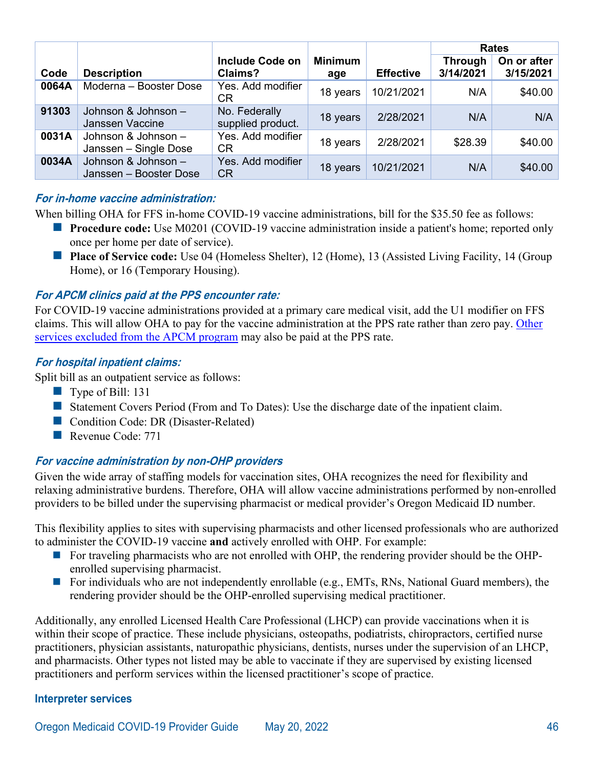| Code | Description | Include Code on Claims? | Minimum age | Effective | Rates | |
|---|---|---|---|---|---|---|
| | | | | | Through 3/14/2021 | On or after 3/15/2021 |
| **0064A** | Moderna – Booster Dose | Yes. Add modifier CR | 18 years | 10/21/2021 | N/A | $40.00 |
| **91303** | Johnson & Johnson – Janssen Vaccine | No. Federally supplied product. | 18 years | 2/28/2021 | N/A | N/A |
| **0031A** | Johnson & Johnson – Janssen – Single Dose | Yes. Add modifier CR | 18 years | 2/28/2021 | $28.39 | $40.00 |
| **0034A** | Johnson & Johnson – Janssen – Booster Dose | Yes. Add modifier CR | 18 years | 10/21/2021 | N/A | $40.00 |

### *For in-home vaccine administration:*

When billing OHA for FFS in-home COVID-19 vaccine administrations, bill for the $35.50 fee as follows:

- **Procedure code:** Use M0201 (COVID-19 vaccine administration inside a patient's home; reported only once per home per date of service).
- **Place of Service code:** Use 04 (Homeless Shelter), 12 (Home), 13 (Assisted Living Facility, 14 (Group Home), or 16 (Temporary Housing).

### *For APCM clinics paid at the PPS encounter rate:*

For COVID-19 vaccine administrations provided at a primary care medical visit, add the U1 modifier on FFS claims. This will allow OHA to pay for the vaccine administration at the PPS rate rather than zero pay. Other services excluded from the APCM program may also be paid at the PPS rate.

### *For hospital inpatient claims:*

Split bill as an outpatient service as follows:

- Type of Bill: 131
- Statement Covers Period (From and To Dates): Use the discharge date of the inpatient claim.
- Condition Code: DR (Disaster-Related)
- Revenue Code: 771

### *For vaccine administration by non-OHP providers*

Given the wide array of staffing models for vaccination sites, OHA recognizes the need for flexibility and relaxing administrative burdens. Therefore, OHA will allow vaccine administrations performed by non-enrolled providers to be billed under the supervising pharmacist or medical provider's Oregon Medicaid ID number.

This flexibility applies to sites with supervising pharmacists and other licensed professionals who are authorized to administer the COVID-19 vaccine **and** actively enrolled with OHP. For example:

- For traveling pharmacists who are not enrolled with OHP, the rendering provider should be the OHP-enrolled supervising pharmacist.
- For individuals who are not independently enrollable (e.g., EMTs, RNs, National Guard members), the rendering provider should be the OHP-enrolled supervising medical practitioner.

Additionally, any enrolled Licensed Health Care Professional (LHCP) can provide vaccinations when it is within their scope of practice. These include physicians, osteopaths, podiatrists, chiropractors, certified nurse practitioners, physician assistants, naturopathic physicians, dentists, nurses under the supervision of an LHCP, and pharmacists. Other types not listed may be able to vaccinate if they are supervised by existing licensed practitioners and perform services within the licensed practitioner's scope of practice.

### Interpreter services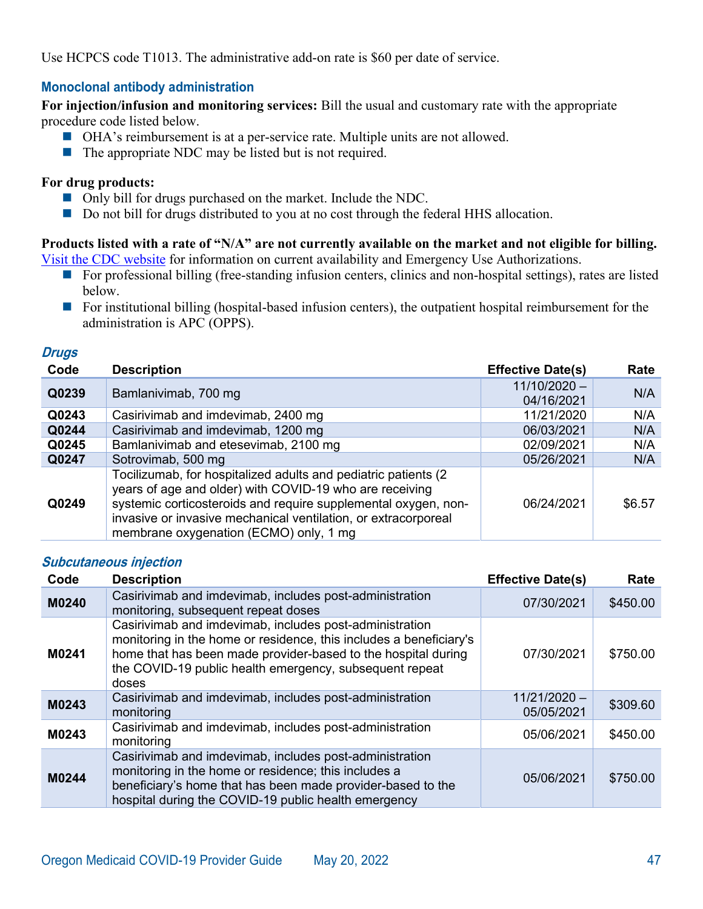Use HCPCS code T1013. The administrative add-on rate is $60 per date of service.

### Monoclonal antibody administration

**For injection/infusion and monitoring services:** Bill the usual and customary rate with the appropriate procedure code listed below.

- OHA's reimbursement is at a per-service rate. Multiple units are not allowed.
- The appropriate NDC may be listed but is not required.

**For drug products:**

- Only bill for drugs purchased on the market. Include the NDC.
- Do not bill for drugs distributed to you at no cost through the federal HHS allocation.

**Products listed with a rate of "N/A" are not currently available on the market and not eligible for billing.** Visit the CDC website for information on current availability and Emergency Use Authorizations.

- For professional billing (free-standing infusion centers, clinics and non-hospital settings), rates are listed below.
- For institutional billing (hospital-based infusion centers), the outpatient hospital reimbursement for the administration is APC (OPPS).

#### *Drugs*

| Code | Description | Effective Date(s) | Rate |
|---|---|---|---|
| **Q0239** | Bamlanivimab, 700 mg | 11/10/2020 – 04/16/2021 | N/A |
| **Q0243** | Casirivimab and imdevimab, 2400 mg | 11/21/2020 | N/A |
| **Q0244** | Casirivimab and imdevimab, 1200 mg | 06/03/2021 | N/A |
| **Q0245** | Bamlanivimab and etesevimab, 2100 mg | 02/09/2021 | N/A |
| **Q0247** | Sotrovimab, 500 mg | 05/26/2021 | N/A |
| **Q0249** | Tocilizumab, for hospitalized adults and pediatric patients (2 years of age and older) with COVID-19 who are receiving systemic corticosteroids and require supplemental oxygen, non-invasive or invasive mechanical ventilation, or extracorporeal membrane oxygenation (ECMO) only, 1 mg | 06/24/2021 | $6.57 |

#### *Subcutaneous injection*

| Code | Description | Effective Date(s) | Rate |
|---|---|---|---|
| **M0240** | Casirivimab and imdevimab, includes post-administration monitoring, subsequent repeat doses | 07/30/2021 | $450.00 |
| **M0241** | Casirivimab and imdevimab, includes post-administration monitoring in the home or residence, this includes a beneficiary's home that has been made provider-based to the hospital during the COVID-19 public health emergency, subsequent repeat doses | 07/30/2021 | $750.00 |
| **M0243** | Casirivimab and imdevimab, includes post-administration monitoring | 11/21/2020 – 05/05/2021 | $309.60 |
| **M0243** | Casirivimab and imdevimab, includes post-administration monitoring | 05/06/2021 | $450.00 |
| **M0244** | Casirivimab and imdevimab, includes post-administration monitoring in the home or residence; this includes a beneficiary's home that has been made provider-based to the hospital during the COVID-19 public health emergency | 05/06/2021 | $750.00 |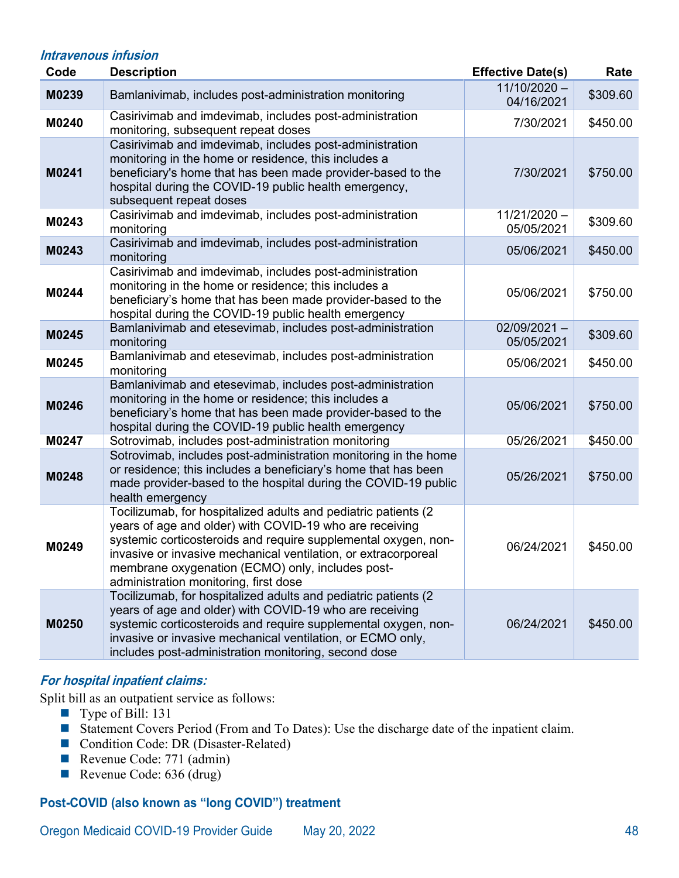### *Intravenous infusion*

| Code | Description | Effective Date(s) | Rate |
|---|---|---|---|
| **M0239** | Bamlanivimab, includes post-administration monitoring | 11/10/2020 – 04/16/2021 | $309.60 |
| **M0240** | Casirivimab and imdevimab, includes post-administration monitoring, subsequent repeat doses | 7/30/2021 | $450.00 |
| **M0241** | Casirivimab and imdevimab, includes post-administration monitoring in the home or residence, this includes a beneficiary's home that has been made provider-based to the hospital during the COVID-19 public health emergency, subsequent repeat doses | 7/30/2021 | $750.00 |
| **M0243** | Casirivimab and imdevimab, includes post-administration monitoring | 11/21/2020 – 05/05/2021 | $309.60 |
| **M0243** | Casirivimab and imdevimab, includes post-administration monitoring | 05/06/2021 | $450.00 |
| **M0244** | Casirivimab and imdevimab, includes post-administration monitoring in the home or residence; this includes a beneficiary's home that has been made provider-based to the hospital during the COVID-19 public health emergency | 05/06/2021 | $750.00 |
| **M0245** | Bamlanivimab and etesevimab, includes post-administration monitoring | 02/09/2021 – 05/05/2021 | $309.60 |
| **M0245** | Bamlanivimab and etesevimab, includes post-administration monitoring | 05/06/2021 | $450.00 |
| **M0246** | Bamlanivimab and etesevimab, includes post-administration monitoring in the home or residence; this includes a beneficiary's home that has been made provider-based to the hospital during the COVID-19 public health emergency | 05/06/2021 | $750.00 |
| **M0247** | Sotrovimab, includes post-administration monitoring | 05/26/2021 | $450.00 |
| **M0248** | Sotrovimab, includes post-administration monitoring in the home or residence; this includes a beneficiary's home that has been made provider-based to the hospital during the COVID-19 public health emergency | 05/26/2021 | $750.00 |
| **M0249** | Tocilizumab, for hospitalized adults and pediatric patients (2 years of age and older) with COVID-19 who are receiving systemic corticosteroids and require supplemental oxygen, non-invasive or invasive mechanical ventilation, or extracorporeal membrane oxygenation (ECMO) only, includes post-administration monitoring, first dose | 06/24/2021 | $450.00 |
| **M0250** | Tocilizumab, for hospitalized adults and pediatric patients (2 years of age and older) with COVID-19 who are receiving systemic corticosteroids and require supplemental oxygen, non-invasive or invasive mechanical ventilation, or ECMO only, includes post-administration monitoring, second dose | 06/24/2021 | $450.00 |

### *For hospital inpatient claims:*

Split bill as an outpatient service as follows:

- Type of Bill: 131
- Statement Covers Period (From and To Dates): Use the discharge date of the inpatient claim.
- Condition Code: DR (Disaster-Related)
- Revenue Code: 771 (admin)
- Revenue Code: 636 (drug)

## Post-COVID (also known as "long COVID") treatment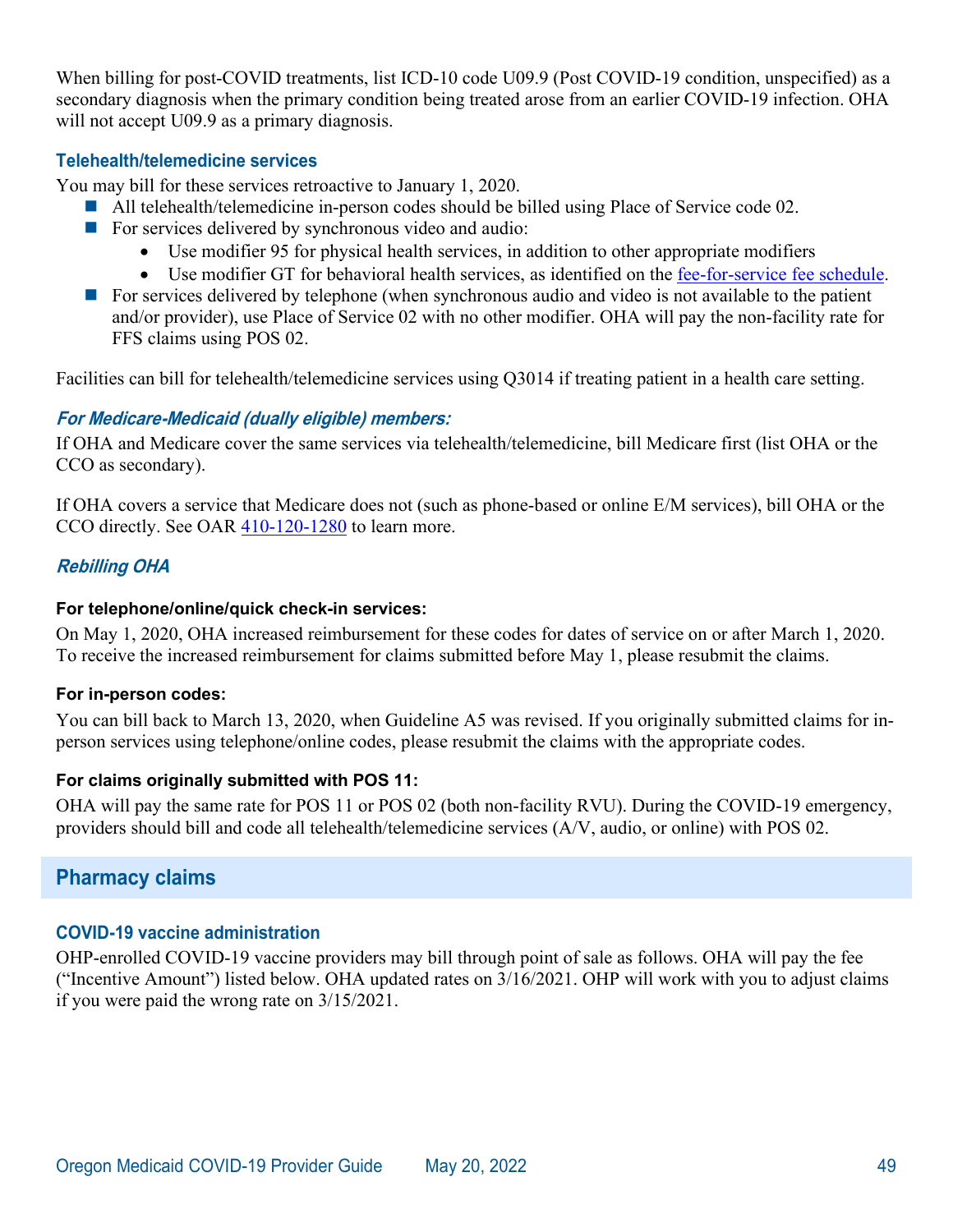When billing for post-COVID treatments, list ICD-10 code U09.9 (Post COVID-19 condition, unspecified) as a secondary diagnosis when the primary condition being treated arose from an earlier COVID-19 infection. OHA will not accept U09.9 as a primary diagnosis.

### Telehealth/telemedicine services

You may bill for these services retroactive to January 1, 2020.

- All telehealth/telemedicine in-person codes should be billed using Place of Service code 02.
- For services delivered by synchronous video and audio:
  - Use modifier 95 for physical health services, in addition to other appropriate modifiers
  - Use modifier GT for behavioral health services, as identified on the [fee-for-service fee schedule](#).
- For services delivered by telephone (when synchronous audio and video is not available to the patient and/or provider), use Place of Service 02 with no other modifier. OHA will pay the non-facility rate for FFS claims using POS 02.

Facilities can bill for telehealth/telemedicine services using Q3014 if treating patient in a health care setting.

#### *For Medicare-Medicaid (dually eligible) members:*

If OHA and Medicare cover the same services via telehealth/telemedicine, bill Medicare first (list OHA or the CCO as secondary).

If OHA covers a service that Medicare does not (such as phone-based or online E/M services), bill OHA or the CCO directly. See OAR [410-120-1280](#) to learn more.

#### *Rebilling OHA*

**For telephone/online/quick check-in services:**

On May 1, 2020, OHA increased reimbursement for these codes for dates of service on or after March 1, 2020. To receive the increased reimbursement for claims submitted before May 1, please resubmit the claims.

**For in-person codes:**

You can bill back to March 13, 2020, when Guideline A5 was revised. If you originally submitted claims for in-person services using telephone/online codes, please resubmit the claims with the appropriate codes.

**For claims originally submitted with POS 11:**

OHA will pay the same rate for POS 11 or POS 02 (both non-facility RVU). During the COVID-19 emergency, providers should bill and code all telehealth/telemedicine services (A/V, audio, or online) with POS 02.

## Pharmacy claims

### COVID-19 vaccine administration

OHP-enrolled COVID-19 vaccine providers may bill through point of sale as follows. OHA will pay the fee ("Incentive Amount") listed below. OHA updated rates on 3/16/2021. OHP will work with you to adjust claims if you were paid the wrong rate on 3/15/2021.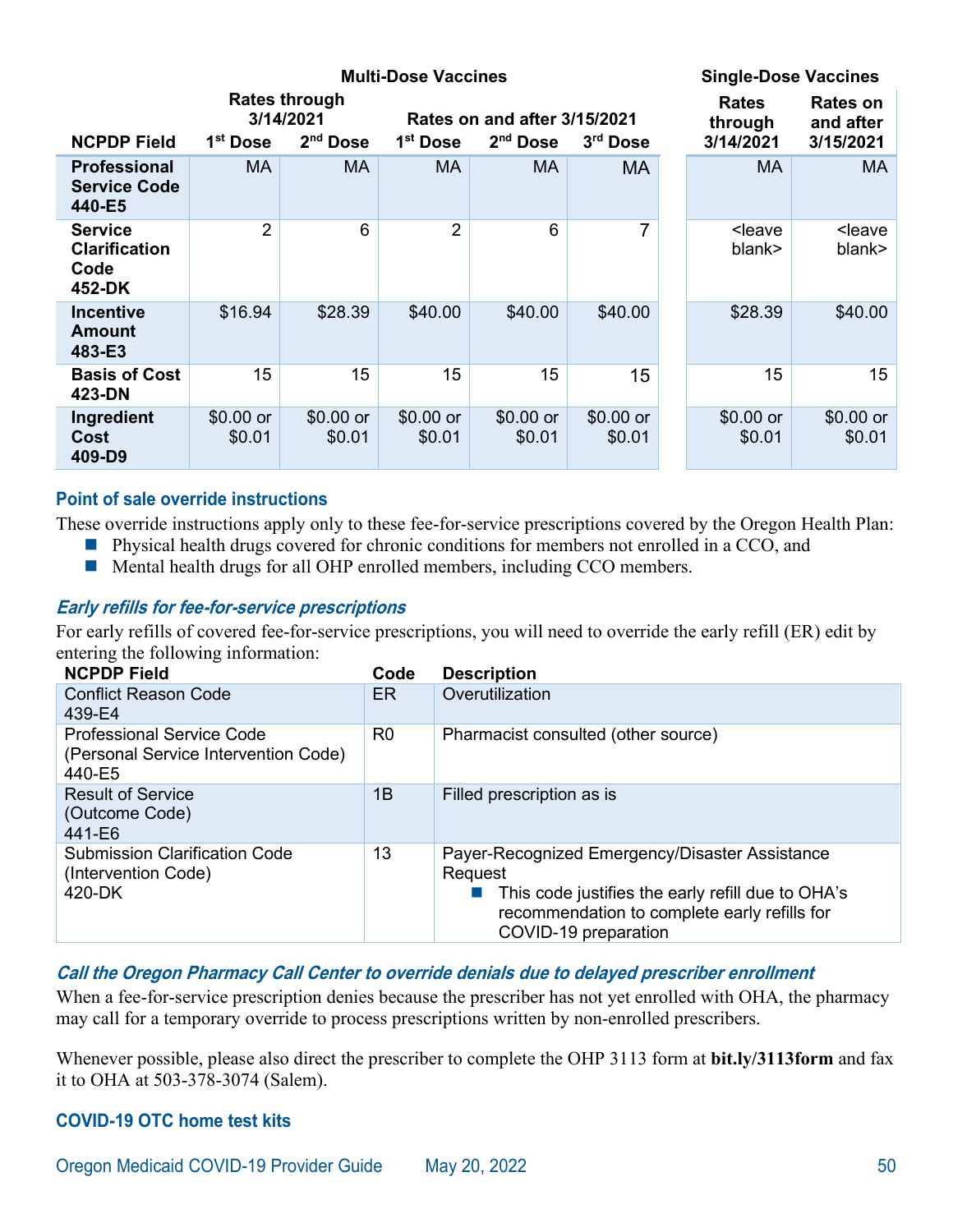| NCPDP Field | Multi-Dose Vaccines | | | | | Single-Dose Vaccines | |
|---|---|---|---|---|---|---|---|
| | Rates through 3/14/2021 | | Rates on and after 3/15/2021 | | | Rates through 3/14/2021 | Rates on and after 3/15/2021 |
| | 1st Dose | 2nd Dose | 1st Dose | 2nd Dose | 3rd Dose | | |
| **Professional Service Code 440-E5** | MA | MA | MA | MA | MA | MA | MA |
| **Service Clarification Code 452-DK** | 2 | 6 | 2 | 6 | 7 | <leave blank> | <leave blank> |
| **Incentive Amount 483-E3** | $16.94 | $28.39 | $40.00 | $40.00 | $40.00 | $28.39 | $40.00 |
| **Basis of Cost 423-DN** | 15 | 15 | 15 | 15 | 15 | 15 | 15 |
| **Ingredient Cost 409-D9** | $0.00 or $0.01 | $0.00 or $0.01 | $0.00 or $0.01 | $0.00 or $0.01 | $0.00 or $0.01 | $0.00 or $0.01 | $0.00 or $0.01 |

## Point of sale override instructions

These override instructions apply only to these fee-for-service prescriptions covered by the Oregon Health Plan:

- Physical health drugs covered for chronic conditions for members not enrolled in a CCO, and
- Mental health drugs for all OHP enrolled members, including CCO members.

### *Early refills for fee-for-service prescriptions*

For early refills of covered fee-for-service prescriptions, you will need to override the early refill (ER) edit by entering the following information:

| NCPDP Field | Code | Description |
|---|---|---|
| Conflict Reason Code 439-E4 | ER | Overutilization |
| Professional Service Code (Personal Service Intervention Code) 440-E5 | R0 | Pharmacist consulted (other source) |
| Result of Service (Outcome Code) 441-E6 | 1B | Filled prescription as is |
| Submission Clarification Code (Intervention Code) 420-DK | 13 | Payer-Recognized Emergency/Disaster Assistance Request<br>- This code justifies the early refill due to OHA's recommendation to complete early refills for COVID-19 preparation |

### *Call the Oregon Pharmacy Call Center to override denials due to delayed prescriber enrollment*

When a fee-for-service prescription denies because the prescriber has not yet enrolled with OHA, the pharmacy may call for a temporary override to process prescriptions written by non-enrolled prescribers.

Whenever possible, please also direct the prescriber to complete the OHP 3113 form at **bit.ly/3113form** and fax it to OHA at 503-378-3074 (Salem).

## COVID-19 OTC home test kits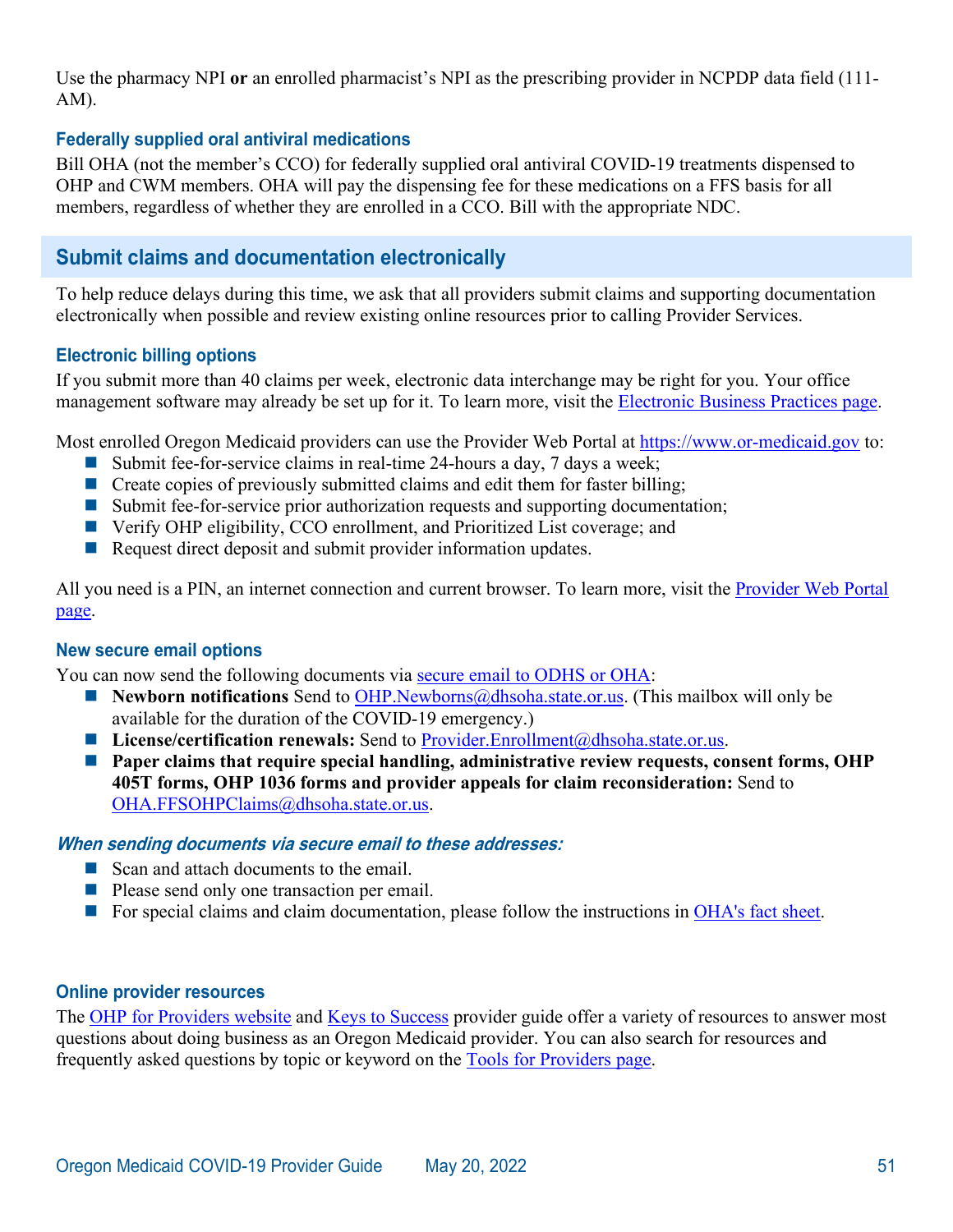Use the pharmacy NPI **or** an enrolled pharmacist's NPI as the prescribing provider in NCPDP data field (111-AM).

### Federally supplied oral antiviral medications

Bill OHA (not the member's CCO) for federally supplied oral antiviral COVID-19 treatments dispensed to OHP and CWM members. OHA will pay the dispensing fee for these medications on a FFS basis for all members, regardless of whether they are enrolled in a CCO. Bill with the appropriate NDC.

## Submit claims and documentation electronically

To help reduce delays during this time, we ask that all providers submit claims and supporting documentation electronically when possible and review existing online resources prior to calling Provider Services.

### Electronic billing options

If you submit more than 40 claims per week, electronic data interchange may be right for you. Your office management software may already be set up for it. To learn more, visit the Electronic Business Practices page.

Most enrolled Oregon Medicaid providers can use the Provider Web Portal at https://www.or-medicaid.gov to:

- Submit fee-for-service claims in real-time 24-hours a day, 7 days a week;
- Create copies of previously submitted claims and edit them for faster billing;
- Submit fee-for-service prior authorization requests and supporting documentation;
- Verify OHP eligibility, CCO enrollment, and Prioritized List coverage; and
- Request direct deposit and submit provider information updates.

All you need is a PIN, an internet connection and current browser. To learn more, visit the Provider Web Portal page.

### New secure email options

You can now send the following documents via secure email to ODHS or OHA:

- **Newborn notifications** Send to OHP.Newborns@dhsoha.state.or.us. (This mailbox will only be available for the duration of the COVID-19 emergency.)
- **License/certification renewals:** Send to Provider.Enrollment@dhsoha.state.or.us.
- **Paper claims that require special handling, administrative review requests, consent forms, OHP 405T forms, OHP 1036 forms and provider appeals for claim reconsideration:** Send to OHA.FFSOHPClaims@dhsoha.state.or.us.

#### *When sending documents via secure email to these addresses:*

- Scan and attach documents to the email.
- Please send only one transaction per email.
- For special claims and claim documentation, please follow the instructions in OHA's fact sheet.

### Online provider resources

The OHP for Providers website and Keys to Success provider guide offer a variety of resources to answer most questions about doing business as an Oregon Medicaid provider. You can also search for resources and frequently asked questions by topic or keyword on the Tools for Providers page.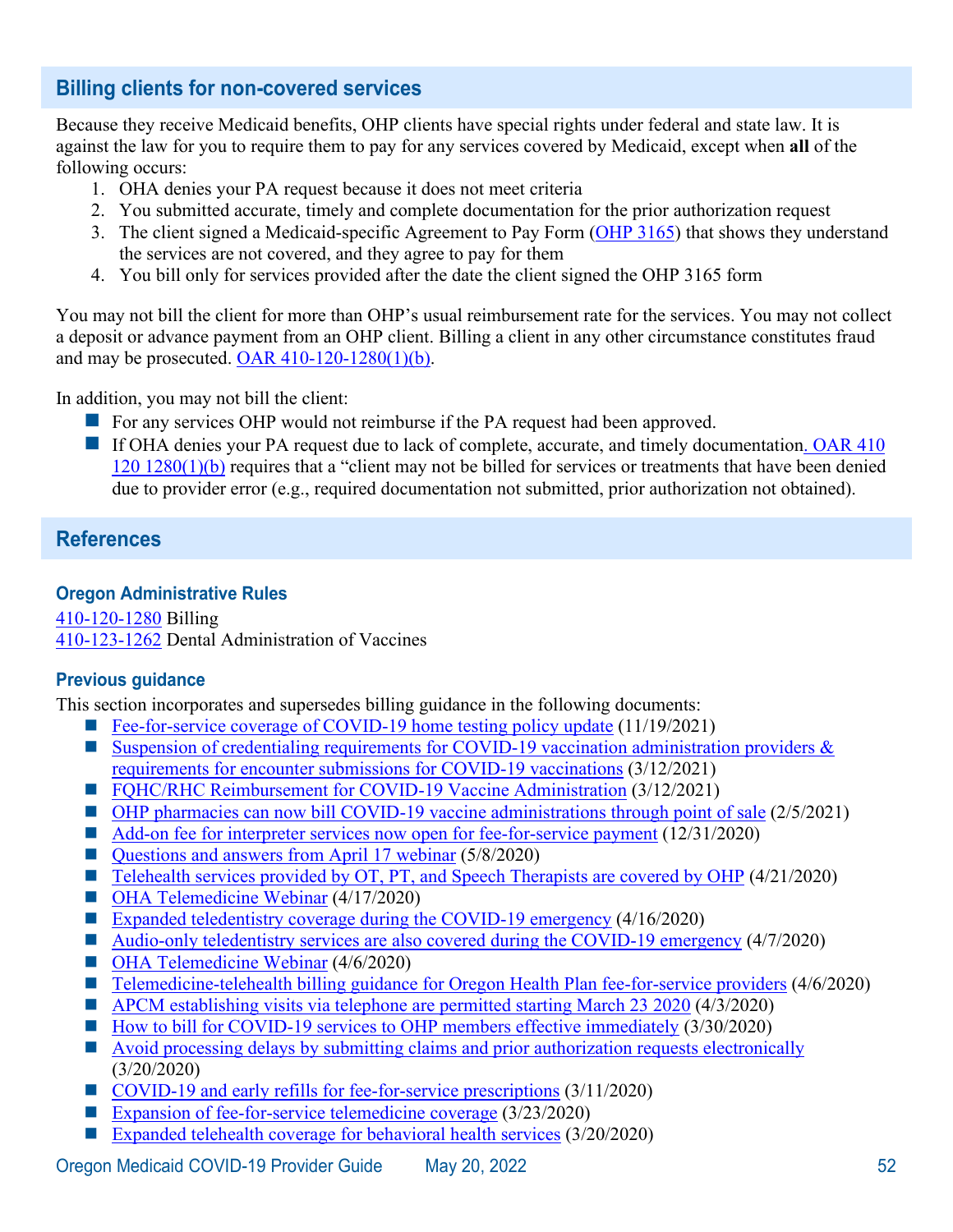## Billing clients for non-covered services

Because they receive Medicaid benefits, OHP clients have special rights under federal and state law. It is against the law for you to require them to pay for any services covered by Medicaid, except when **all** of the following occurs:

1. OHA denies your PA request because it does not meet criteria
2. You submitted accurate, timely and complete documentation for the prior authorization request
3. The client signed a Medicaid-specific Agreement to Pay Form (OHP 3165) that shows they understand the services are not covered, and they agree to pay for them
4. You bill only for services provided after the date the client signed the OHP 3165 form

You may not bill the client for more than OHP's usual reimbursement rate for the services. You may not collect a deposit or advance payment from an OHP client. Billing a client in any other circumstance constitutes fraud and may be prosecuted. OAR 410-120-1280(1)(b).

In addition, you may not bill the client:

- For any services OHP would not reimburse if the PA request had been approved.
- If OHA denies your PA request due to lack of complete, accurate, and timely documentation. OAR 410 120 1280(1)(b) requires that a "client may not be billed for services or treatments that have been denied due to provider error (e.g., required documentation not submitted, prior authorization not obtained).

## References

### Oregon Administrative Rules

410-120-1280 Billing
410-123-1262 Dental Administration of Vaccines

### Previous guidance

This section incorporates and supersedes billing guidance in the following documents:

- Fee-for-service coverage of COVID-19 home testing policy update (11/19/2021)
- Suspension of credentialing requirements for COVID-19 vaccination administration providers & requirements for encounter submissions for COVID-19 vaccinations (3/12/2021)
- FQHC/RHC Reimbursement for COVID-19 Vaccine Administration (3/12/2021)
- OHP pharmacies can now bill COVID-19 vaccine administrations through point of sale (2/5/2021)
- Add-on fee for interpreter services now open for fee-for-service payment (12/31/2020)
- Questions and answers from April 17 webinar (5/8/2020)
- Telehealth services provided by OT, PT, and Speech Therapists are covered by OHP (4/21/2020)
- OHA Telemedicine Webinar (4/17/2020)
- Expanded teledentistry coverage during the COVID-19 emergency (4/16/2020)
- Audio-only teledentistry services are also covered during the COVID-19 emergency (4/7/2020)
- OHA Telemedicine Webinar (4/6/2020)
- Telemedicine-telehealth billing guidance for Oregon Health Plan fee-for-service providers (4/6/2020)
- APCM establishing visits via telephone are permitted starting March 23 2020 (4/3/2020)
- How to bill for COVID-19 services to OHP members effective immediately (3/30/2020)
- Avoid processing delays by submitting claims and prior authorization requests electronically (3/20/2020)
- COVID-19 and early refills for fee-for-service prescriptions (3/11/2020)
- Expansion of fee-for-service telemedicine coverage (3/23/2020)
- Expanded telehealth coverage for behavioral health services (3/20/2020)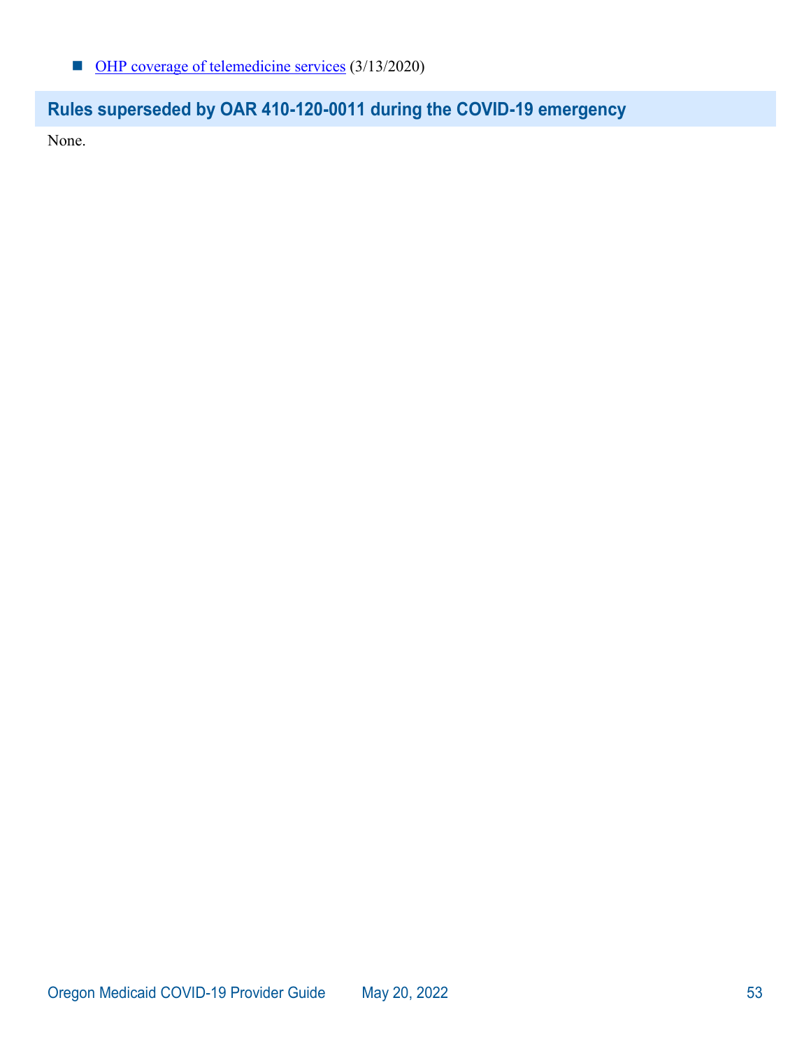- OHP coverage of telemedicine services (3/13/2020)

## Rules superseded by OAR 410-120-0011 during the COVID-19 emergency

None.